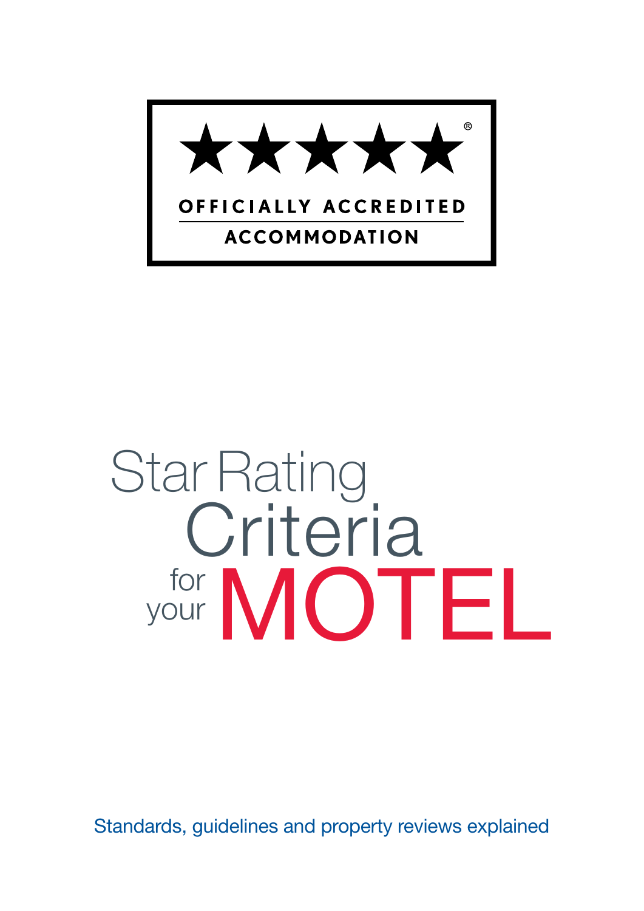OFFICIALLY ACCREDITED

ACCOMMODATION

# Star Rating Criteria for your MOTEL

Standards, guidelines and property reviews explained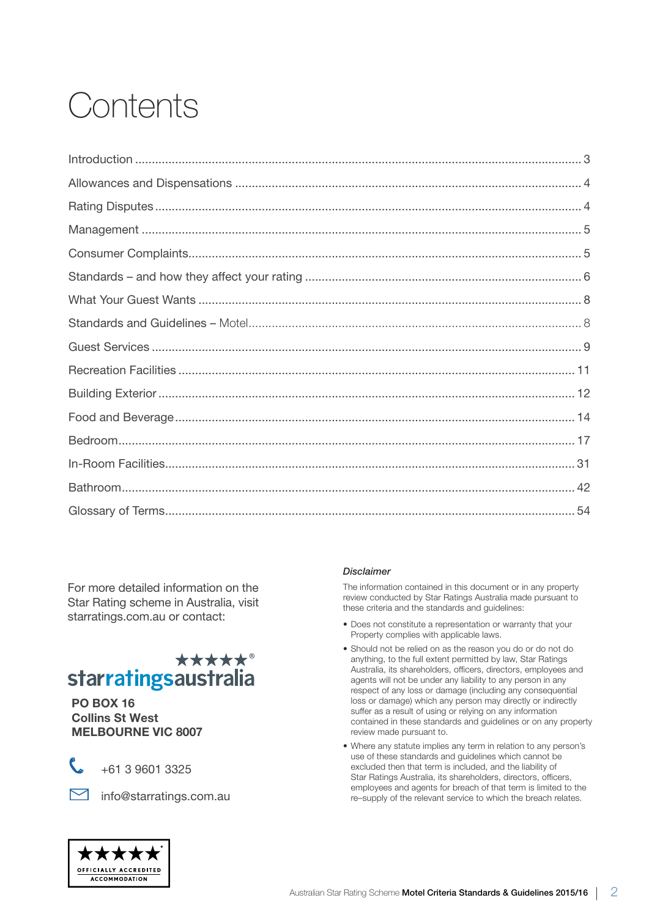# Contents

| | |
|---|---|
| Introduction | 3 |
| Allowances and Dispensations | 4 |
| Rating Disputes | 4 |
| Management | 5 |
| Consumer Complaints | 5 |
| Standards – and how they affect your rating | 6 |
| What Your Guest Wants | 8 |
| Standards and Guidelines – Motel | 8 |
| Guest Services | 9 |
| Recreation Facilities | 11 |
| Building Exterior | 12 |
| Food and Beverage | 14 |
| Bedroom | 17 |
| In-Room Facilities | 31 |
| Bathroom | 42 |
| Glossary of Terms | 54 |

For more detailed information on the Star Rating scheme in Australia, visit starratings.com.au or contact:

starratingsaustralia

**PO BOX 16**
**Collins St West**
**MELBOURNE VIC 8007**

+61 3 9601 3325

info@starratings.com.au

*Disclaimer*

The information contained in this document or in any property review conducted by Star Ratings Australia made pursuant to these criteria and the standards and guidelines:

- Does not constitute a representation or warranty that your Property complies with applicable laws.
- Should not be relied on as the reason you do or do not do anything, to the full extent permitted by law, Star Ratings Australia, its shareholders, officers, directors, employees and agents will not be under any liability to any person in any respect of any loss or damage (including any consequential loss or damage) which any person may directly or indirectly suffer as a result of using or relying on any information contained in these standards and guidelines or on any property review made pursuant to.
- Where any statute implies any term in relation to any person's use of these standards and guidelines which cannot be excluded then that term is included, and the liability of Star Ratings Australia, its shareholders, directors, officers, employees and agents for breach of that term is limited to the re–supply of the relevant service to which the breach relates.

OFFICIALLY ACCREDITED ACCOMMODATION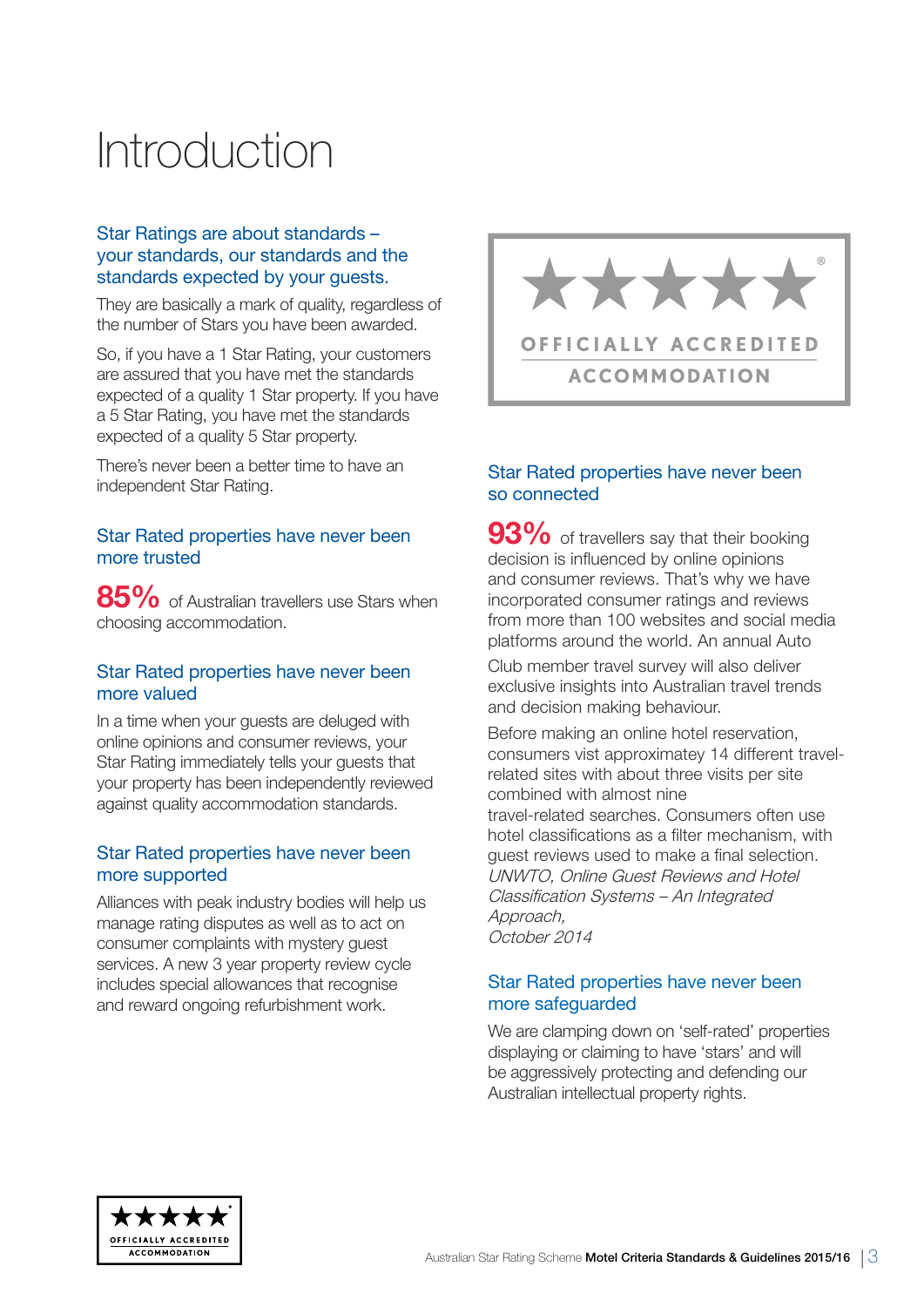# Introduction

## Star Ratings are about standards – your standards, our standards and the standards expected by your guests.

They are basically a mark of quality, regardless of the number of Stars you have been awarded.

So, if you have a 1 Star Rating, your customers are assured that you have met the standards expected of a quality 1 Star property. If you have a 5 Star Rating, you have met the standards expected of a quality 5 Star property.

There's never been a better time to have an independent Star Rating.

## Star Rated properties have never been more trusted

**85%** of Australian travellers use Stars when choosing accommodation.

## Star Rated properties have never been more valued

In a time when your guests are deluged with online opinions and consumer reviews, your Star Rating immediately tells your guests that your property has been independently reviewed against quality accommodation standards.

## Star Rated properties have never been more supported

Alliances with peak industry bodies will help us manage rating disputes as well as to act on consumer complaints with mystery guest services. A new 3 year property review cycle includes special allowances that recognise and reward ongoing refurbishment work.

★★★★★®
OFFICIALLY ACCREDITED
ACCOMMODATION

## Star Rated properties have never been so connected

**93%** of travellers say that their booking decision is influenced by online opinions and consumer reviews. That's why we have incorporated consumer ratings and reviews from more than 100 websites and social media platforms around the world. An annual Auto Club member travel survey will also deliver exclusive insights into Australian travel trends and decision making behaviour.

Before making an online hotel reservation, consumers vist approximatey 14 different travel-related sites with about three visits per site combined with almost nine travel-related searches. Consumers often use hotel classifications as a filter mechanism, with guest reviews used to make a final selection.
*UNWTO, Online Guest Reviews and Hotel Classification Systems – An Integrated Approach,*
*October 2014*

## Star Rated properties have never been more safeguarded

We are clamping down on 'self-rated' properties displaying or claiming to have 'stars' and will be aggressively protecting and defending our Australian intellectual property rights.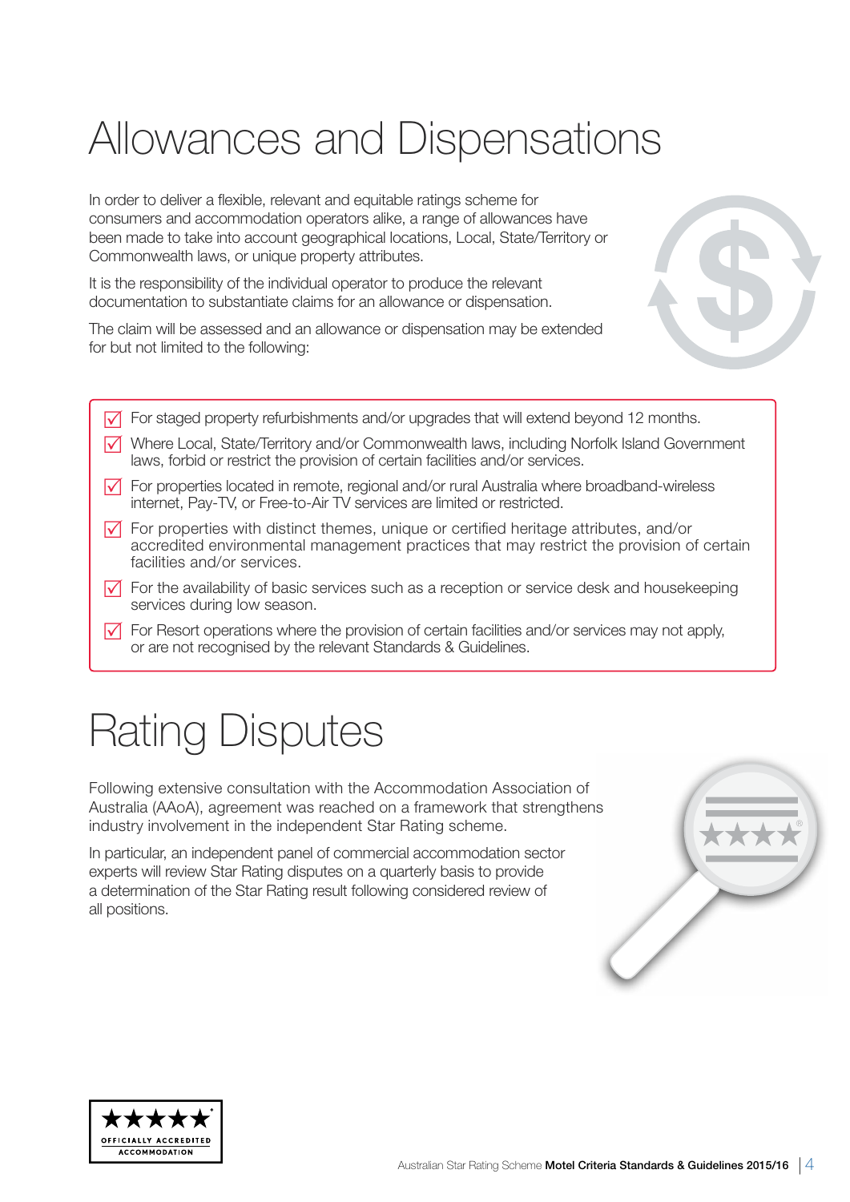# Allowances and Dispensations

In order to deliver a flexible, relevant and equitable ratings scheme for consumers and accommodation operators alike, a range of allowances have been made to take into account geographical locations, Local, State/Territory or Commonwealth laws, or unique property attributes.

It is the responsibility of the individual operator to produce the relevant documentation to substantiate claims for an allowance or dispensation.

The claim will be assessed and an allowance or dispensation may be extended for but not limited to the following:

- For staged property refurbishments and/or upgrades that will extend beyond 12 months.
- Where Local, State/Territory and/or Commonwealth laws, including Norfolk Island Government laws, forbid or restrict the provision of certain facilities and/or services.
- For properties located in remote, regional and/or rural Australia where broadband-wireless internet, Pay-TV, or Free-to-Air TV services are limited or restricted.
- For properties with distinct themes, unique or certified heritage attributes, and/or accredited environmental management practices that may restrict the provision of certain facilities and/or services.
- For the availability of basic services such as a reception or service desk and housekeeping services during low season.
- For Resort operations where the provision of certain facilities and/or services may not apply, or are not recognised by the relevant Standards & Guidelines.

# Rating Disputes

Following extensive consultation with the Accommodation Association of Australia (AAoA), agreement was reached on a framework that strengthens industry involvement in the independent Star Rating scheme.

In particular, an independent panel of commercial accommodation sector experts will review Star Rating disputes on a quarterly basis to provide a determination of the Star Rating result following considered review of all positions.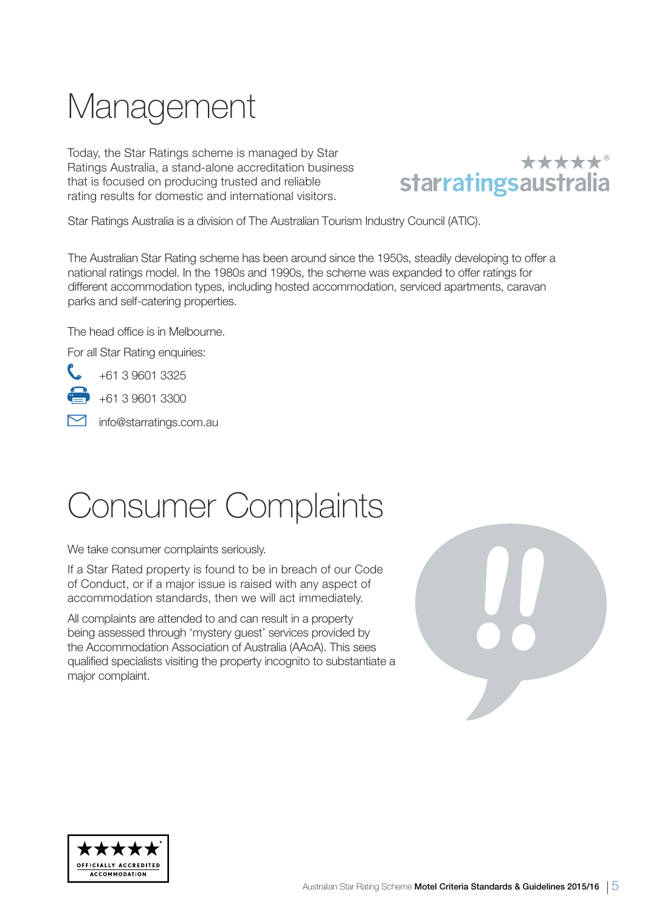# Management

Today, the Star Ratings scheme is managed by Star Ratings Australia, a stand-alone accreditation business that is focused on producing trusted and reliable rating results for domestic and international visitors.

Star Ratings Australia is a division of The Australian Tourism Industry Council (ATIC).

The Australian Star Rating scheme has been around since the 1950s, steadily developing to offer a national ratings model. In the 1980s and 1990s, the scheme was expanded to offer ratings for different accommodation types, including hosted accommodation, serviced apartments, caravan parks and self-catering properties.

The head office is in Melbourne.

For all Star Rating enquiries:

+61 3 9601 3325

+61 3 9601 3300

info@starratings.com.au

# Consumer Complaints

We take consumer complaints seriously.

If a Star Rated property is found to be in breach of our Code of Conduct, or if a major issue is raised with any aspect of accommodation standards, then we will act immediately.

All complaints are attended to and can result in a property being assessed through 'mystery guest' services provided by the Accommodation Association of Australia (AAoA). This sees qualified specialists visiting the property incognito to substantiate a major complaint.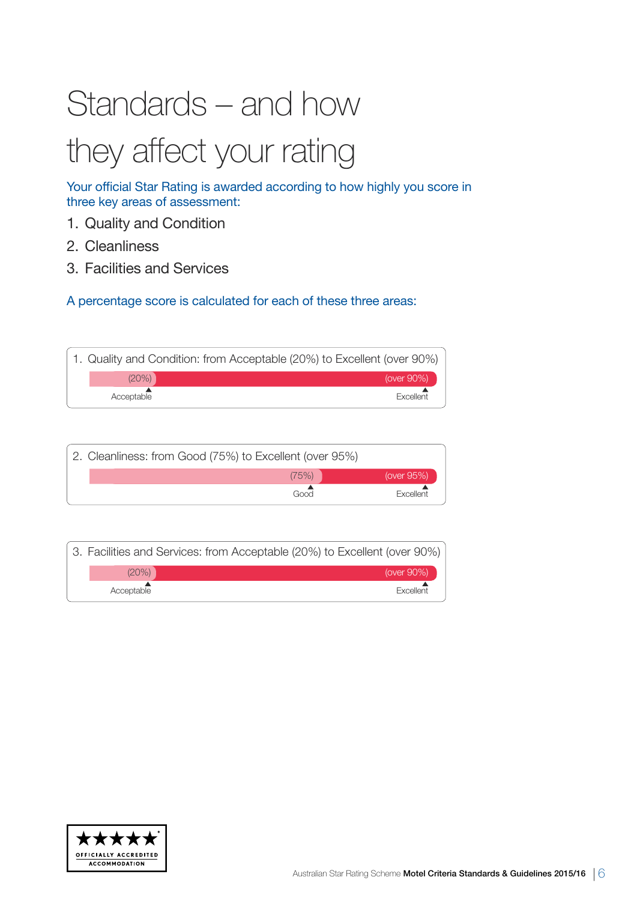# Standards – and how they affect your rating

Your official Star Rating is awarded according to how highly you score in three key areas of assessment:

1. Quality and Condition
2. Cleanliness
3. Facilities and Services

A percentage score is calculated for each of these three areas:

1. Quality and Condition: from Acceptable (20%) to Excellent (over 90%)

(20%)
(over 90%)
Acceptable
Excellent

2. Cleanliness: from Good (75%) to Excellent (over 95%)

(75%)
(over 95%)
Good
Excellent

3. Facilities and Services: from Acceptable (20%) to Excellent (over 90%)

(20%)
(over 90%)
Acceptable
Excellent

OFFICIALLY ACCREDITED ACCOMMODATION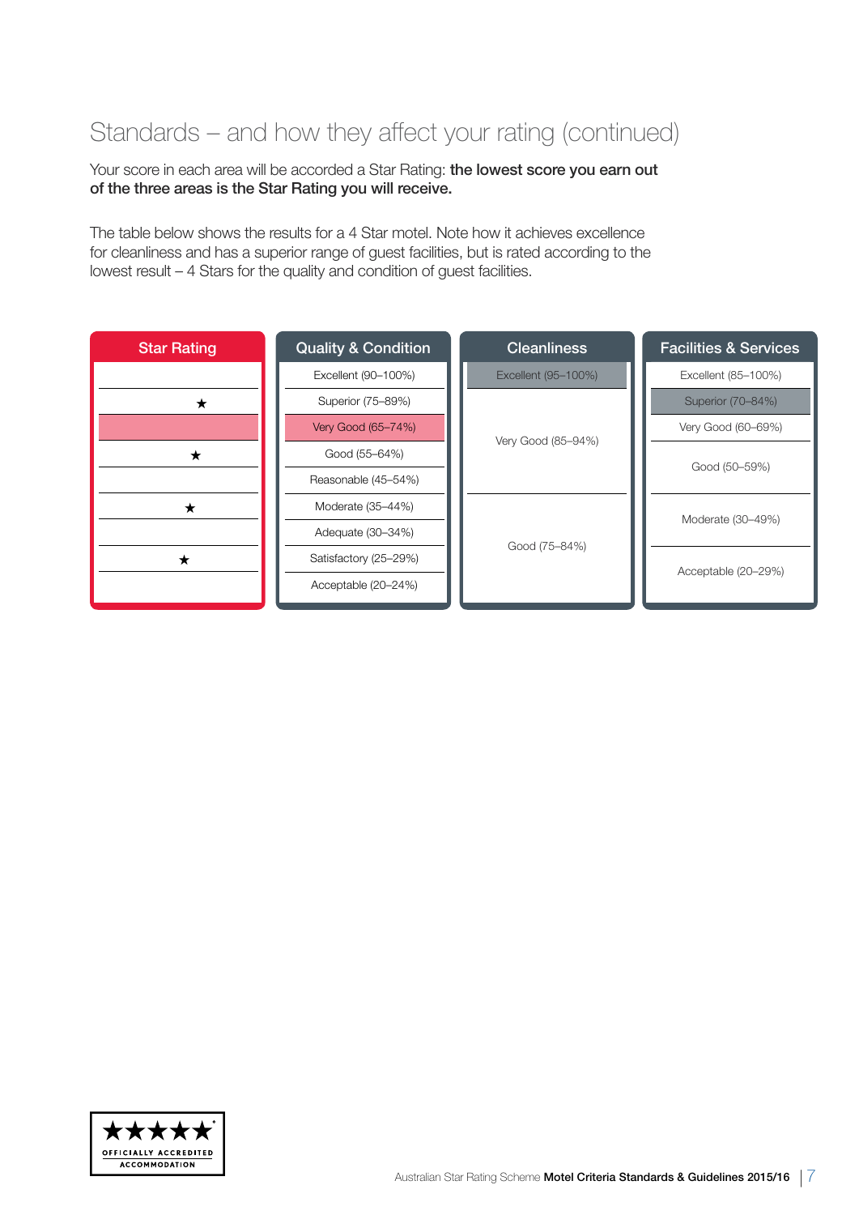# Standards – and how they affect your rating (continued)

Your score in each area will be accorded a Star Rating: **the lowest score you earn out of the three areas is the Star Rating you will receive.**

The table below shows the results for a 4 Star motel. Note how it achieves excellence for cleanliness and has a superior range of guest facilities, but is rated according to the lowest result – 4 Stars for the quality and condition of guest facilities.

| Star Rating | Quality & Condition | Cleanliness | Facilities & Services |
|---|---|---|---|
| | Excellent (90–100%) | Excellent (95–100%) | Excellent (85–100%) |
| ★ | Superior (75–89%) | Very Good (85–94%) | Superior (70–84%) |
| | Very Good (65–74%) | | Very Good (60–69%) |
| ★ | Good (55–64%) | | Good (50–59%) |
| | Reasonable (45–54%) | | |
| ★ | Moderate (35–44%) | Good (75–84%) | Moderate (30–49%) |
| | Adequate (30–34%) | | |
| ★ | Satisfactory (25–29%) | | Acceptable (20–29%) |
| | Acceptable (20–24%) | | |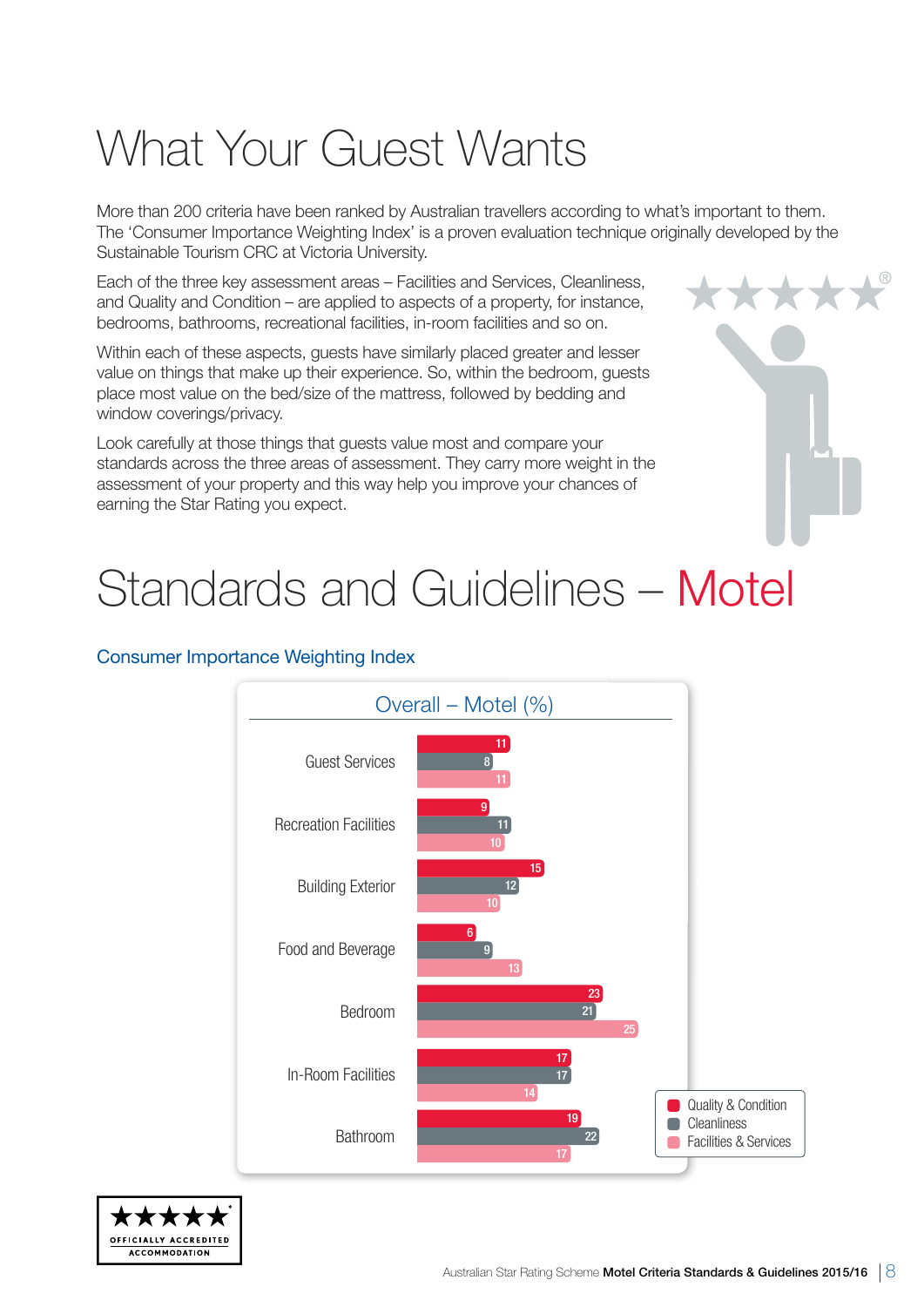# What Your Guest Wants

More than 200 criteria have been ranked by Australian travellers according to what's important to them. The 'Consumer Importance Weighting Index' is a proven evaluation technique originally developed by the Sustainable Tourism CRC at Victoria University.

Each of the three key assessment areas – Facilities and Services, Cleanliness, and Quality and Condition – are applied to aspects of a property, for instance, bedrooms, bathrooms, recreational facilities, in-room facilities and so on.

Within each of these aspects, guests have similarly placed greater and lesser value on things that make up their experience. So, within the bedroom, guests place most value on the bed/size of the mattress, followed by bedding and window coverings/privacy.

Look carefully at those things that guests value most and compare your standards across the three areas of assessment. They carry more weight in the assessment of your property and this way help you improve your chances of earning the Star Rating you expect.

# Standards and Guidelines – Motel

## Consumer Importance Weighting Index

Overall – Motel (%)

Guest Services 11 8 11

Recreation Facilities 9 11 10

Building Exterior 15 12 10

Food and Beverage 6 9 13

Bedroom 23 21 25

In-Room Facilities 17 17 14

Bathroom 19 22 17

Quality & Condition

Cleanliness

Facilities & Services

OFFICIALLY ACCREDITED ACCOMMODATION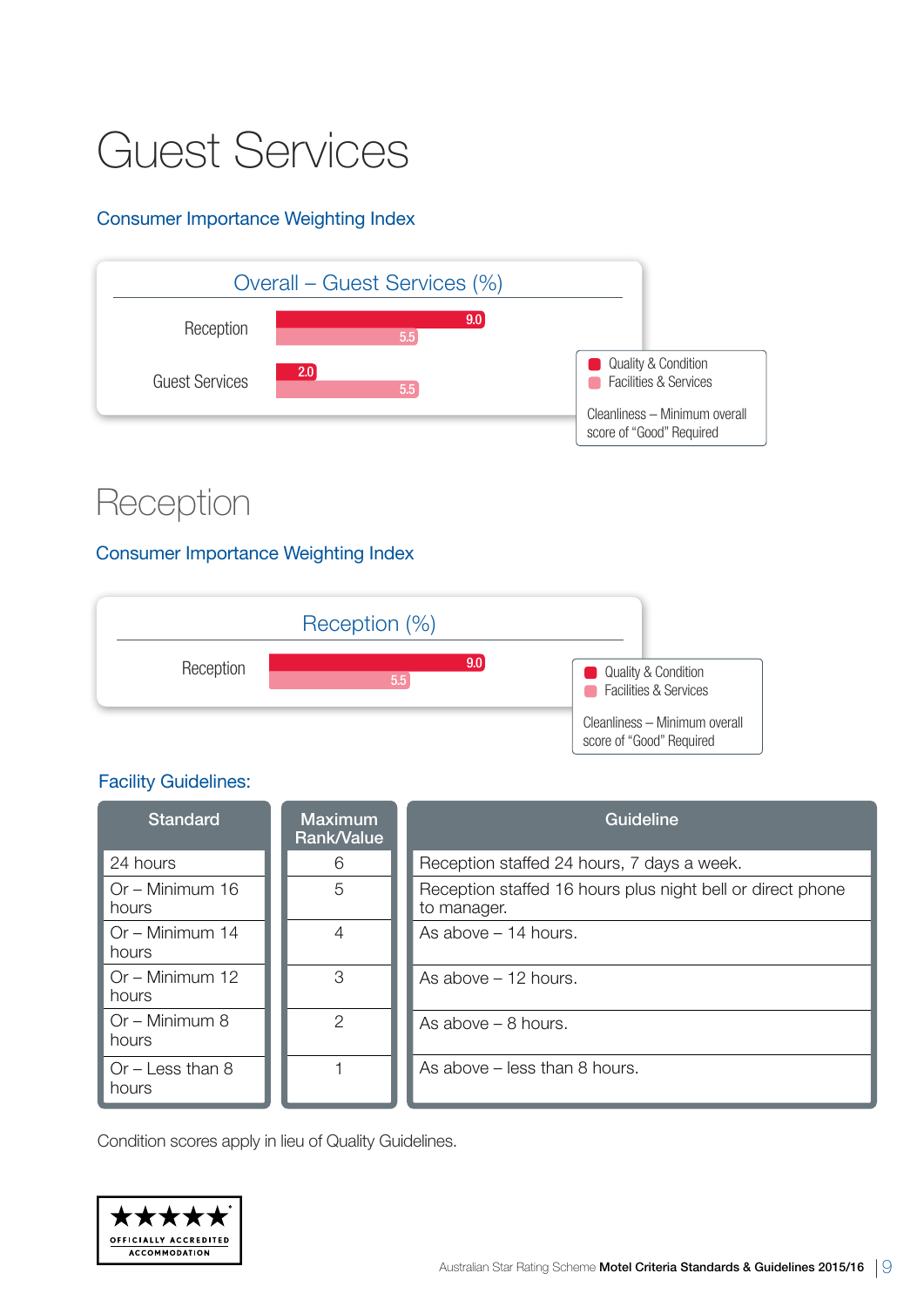# Guest Services

## Consumer Importance Weighting Index

Overall – Guest Services (%)

Reception
9.0
5.5

Guest Services
2.0
5.5

Quality & Condition
Facilities & Services

Cleanliness – Minimum overall score of "Good" Required

# Reception

## Consumer Importance Weighting Index

Reception (%)

Reception
9.0
5.5

Quality & Condition
Facilities & Services

Cleanliness – Minimum overall score of "Good" Required

### Facility Guidelines:

| Standard | Maximum Rank/Value | Guideline |
|---|---|---|
| 24 hours | 6 | Reception staffed 24 hours, 7 days a week. |
| Or – Minimum 16 hours | 5 | Reception staffed 16 hours plus night bell or direct phone to manager. |
| Or – Minimum 14 hours | 4 | As above – 14 hours. |
| Or – Minimum 12 hours | 3 | As above – 12 hours. |
| Or – Minimum 8 hours | 2 | As above – 8 hours. |
| Or – Less than 8 hours | 1 | As above – less than 8 hours. |

Condition scores apply in lieu of Quality Guidelines.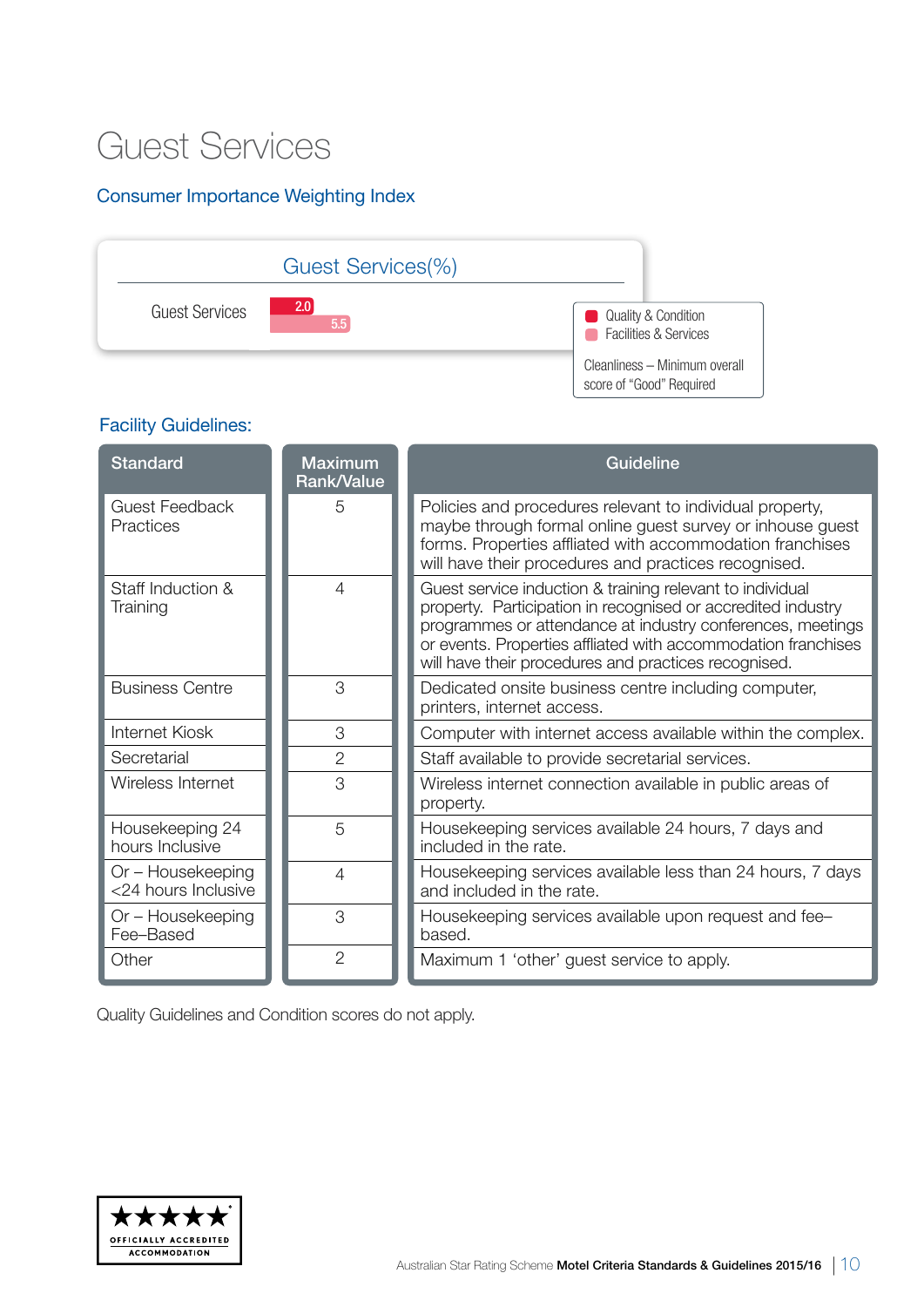# Guest Services

## Consumer Importance Weighting Index

Guest Services(%)

Guest Services

2.0

5.5

Quality & Condition

Facilities & Services

Cleanliness – Minimum overall score of "Good" Required

## Facility Guidelines:

| Standard | Maximum Rank/Value | Guideline |
|---|---|---|
| Guest Feedback Practices | 5 | Policies and procedures relevant to individual property, maybe through formal online guest survey or inhouse guest forms. Properties affliated with accommodation franchises will have their procedures and practices recognised. |
| Staff Induction & Training | 4 | Guest service induction & training relevant to individual property. Participation in recognised or accredited industry programmes or attendance at industry conferences, meetings or events. Properties affliated with accommodation franchises will have their procedures and practices recognised. |
| Business Centre | 3 | Dedicated onsite business centre including computer, printers, internet access. |
| Internet Kiosk | 3 | Computer with internet access available within the complex. |
| Secretarial | 2 | Staff available to provide secretarial services. |
| Wireless Internet | 3 | Wireless internet connection available in public areas of property. |
| Housekeeping 24 hours Inclusive | 5 | Housekeeping services available 24 hours, 7 days and included in the rate. |
| Or – Housekeeping <24 hours Inclusive | 4 | Housekeeping services available less than 24 hours, 7 days and included in the rate. |
| Or – Housekeeping Fee–Based | 3 | Housekeeping services available upon request and fee–based. |
| Other | 2 | Maximum 1 'other' guest service to apply. |

Quality Guidelines and Condition scores do not apply.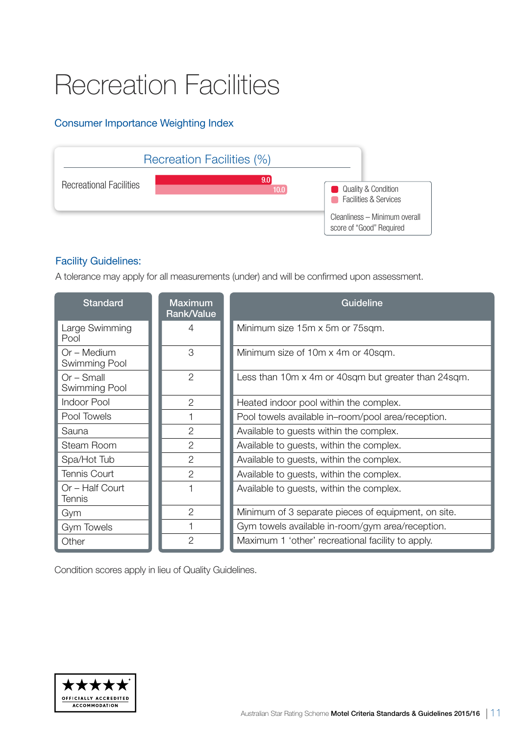# Recreation Facilities

### Consumer Importance Weighting Index

Recreation Facilities (%)

Recreational Facilities

9.0

10.0

Quality & Condition

Facilities & Services

Cleanliness – Minimum overall score of "Good" Required

### Facility Guidelines:

A tolerance may apply for all measurements (under) and will be confirmed upon assessment.

| Standard | Maximum Rank/Value | Guideline |
|---|---|---|
| Large Swimming Pool | 4 | Minimum size 15m x 5m or 75sqm. |
| Or – Medium Swimming Pool | 3 | Minimum size of 10m x 4m or 40sqm. |
| Or – Small Swimming Pool | 2 | Less than 10m x 4m or 40sqm but greater than 24sqm. |
| Indoor Pool | 2 | Heated indoor pool within the complex. |
| Pool Towels | 1 | Pool towels available in–room/pool area/reception. |
| Sauna | 2 | Available to guests within the complex. |
| Steam Room | 2 | Available to guests, within the complex. |
| Spa/Hot Tub | 2 | Available to guests, within the complex. |
| Tennis Court | 2 | Available to guests, within the complex. |
| Or – Half Court Tennis | 1 | Available to guests, within the complex. |
| Gym | 2 | Minimum of 3 separate pieces of equipment, on site. |
| Gym Towels | 1 | Gym towels available in-room/gym area/reception. |
| Other | 2 | Maximum 1 'other' recreational facility to apply. |

Condition scores apply in lieu of Quality Guidelines.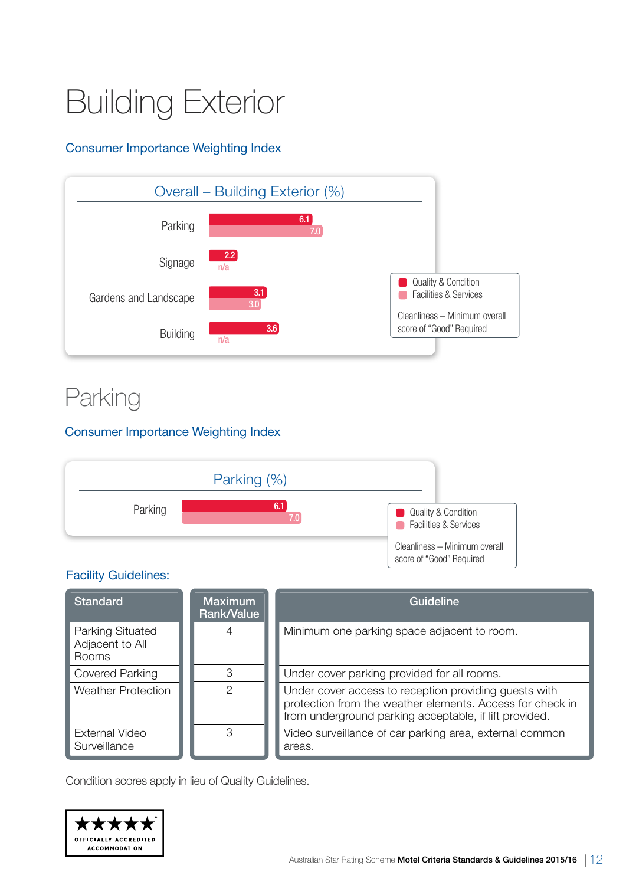# Building Exterior

## Consumer Importance Weighting Index

Overall – Building Exterior (%)

Parking
6.1
7.0

Signage
2.2
n/a

Gardens and Landscape
3.1
3.0

Building
3.6
n/a

Quality & Condition
Facilities & Services

Cleanliness – Minimum overall score of "Good" Required

# Parking

## Consumer Importance Weighting Index

Parking (%)

Parking
6.1
7.0

Quality & Condition
Facilities & Services

Cleanliness – Minimum overall score of "Good" Required

## Facility Guidelines:

| Standard | Maximum Rank/Value | Guideline |
|---|---|---|
| Parking Situated Adjacent to All Rooms | 4 | Minimum one parking space adjacent to room. |
| Covered Parking | 3 | Under cover parking provided for all rooms. |
| Weather Protection | 2 | Under cover access to reception providing guests with protection from the weather elements. Access for check in from underground parking acceptable, if lift provided. |
| External Video Surveillance | 3 | Video surveillance of car parking area, external common areas. |

Condition scores apply in lieu of Quality Guidelines.

OFFICIALLY ACCREDITED ACCOMMODATION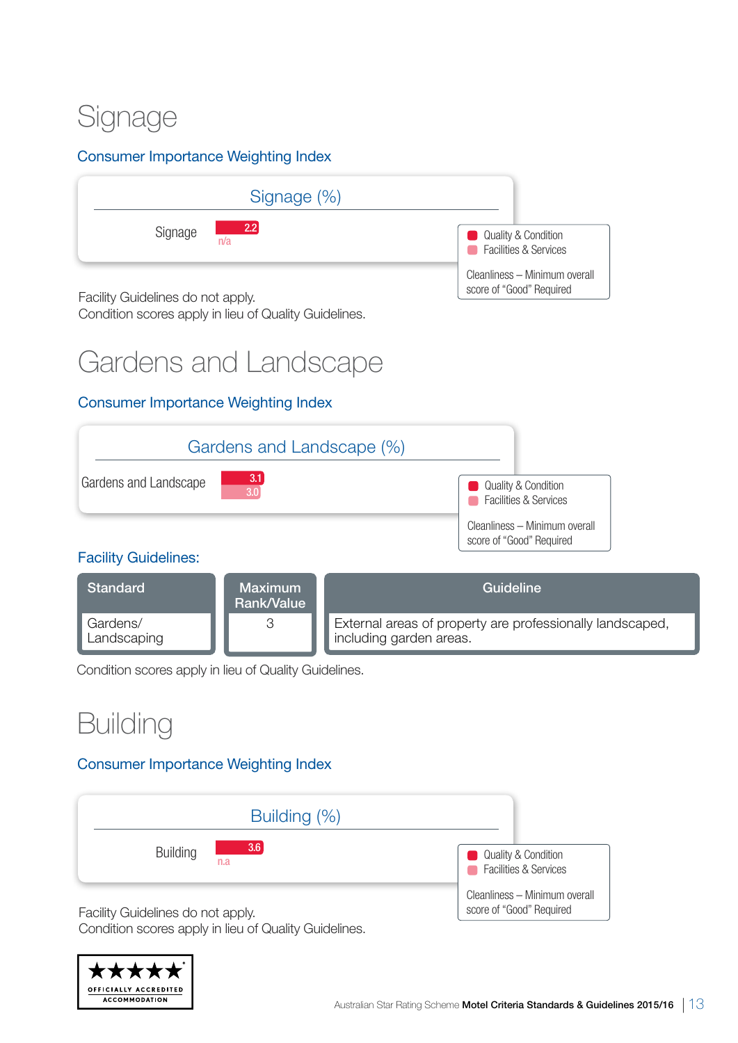# Signage

## Consumer Importance Weighting Index

Signage (%)

Signage

2.2

n/a

Quality & Condition

Facilities & Services

Cleanliness – Minimum overall score of "Good" Required

Facility Guidelines do not apply.
Condition scores apply in lieu of Quality Guidelines.

# Gardens and Landscape

## Consumer Importance Weighting Index

Gardens and Landscape (%)

Gardens and Landscape

3.1

3.0

Quality & Condition

Facilities & Services

Cleanliness – Minimum overall score of "Good" Required

## Facility Guidelines:

| Standard | Maximum Rank/Value | Guideline |
|---|---|---|
| Gardens/ Landscaping | 3 | External areas of property are professionally landscaped, including garden areas. |

Condition scores apply in lieu of Quality Guidelines.

# Building

## Consumer Importance Weighting Index

Building (%)

Building

3.6

n.a

Quality & Condition

Facilities & Services

Cleanliness – Minimum overall score of "Good" Required

Facility Guidelines do not apply.
Condition scores apply in lieu of Quality Guidelines.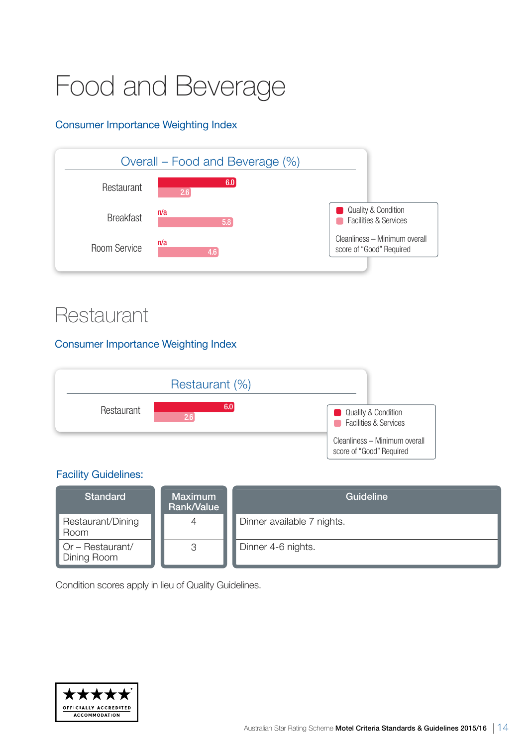# Food and Beverage

### Consumer Importance Weighting Index

Overall – Food and Beverage (%)

Restaurant
6.0
2.6

Breakfast
n/a
5.8

Room Service
n/a
4.6

Quality & Condition
Facilities & Services

Cleanliness – Minimum overall score of "Good" Required

# Restaurant

### Consumer Importance Weighting Index

Restaurant (%)

Restaurant
6.0
2.6

Quality & Condition
Facilities & Services

Cleanliness – Minimum overall score of "Good" Required

### Facility Guidelines:

| Standard | Maximum Rank/Value | Guideline |
|---|---|---|
| Restaurant/Dining Room | 4 | Dinner available 7 nights. |
| Or – Restaurant/ Dining Room | 3 | Dinner 4-6 nights. |

Condition scores apply in lieu of Quality Guidelines.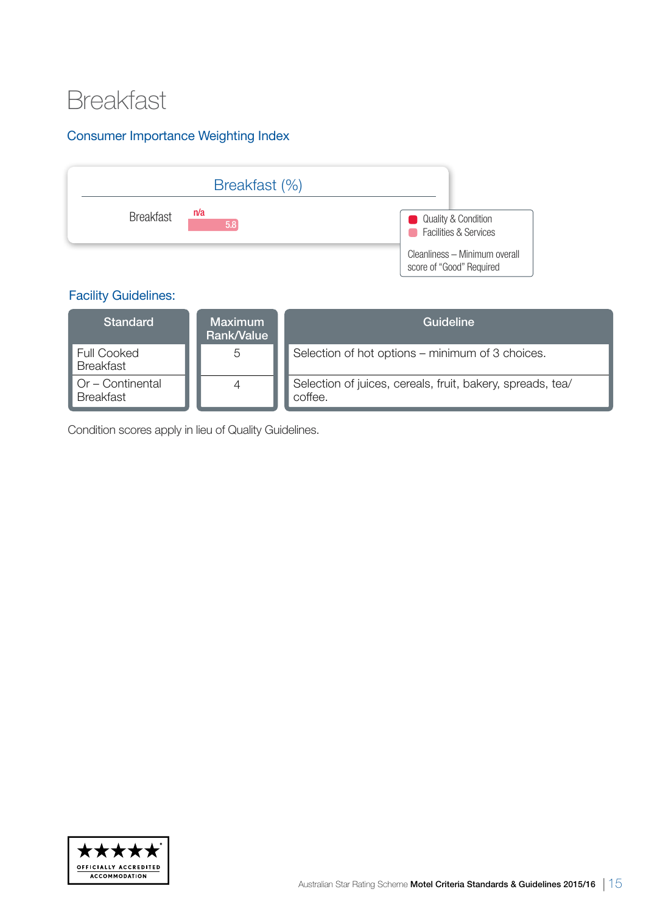# Breakfast

## Consumer Importance Weighting Index

Breakfast (%)

Breakfast

n/a

5.8

Quality & Condition

Facilities & Services

Cleanliness – Minimum overall score of "Good" Required

## Facility Guidelines:

| Standard | Maximum Rank/Value | Guideline |
|---|---|---|
| Full Cooked Breakfast | 5 | Selection of hot options – minimum of 3 choices. |
| Or – Continental Breakfast | 4 | Selection of juices, cereals, fruit, bakery, spreads, tea/ coffee. |

Condition scores apply in lieu of Quality Guidelines.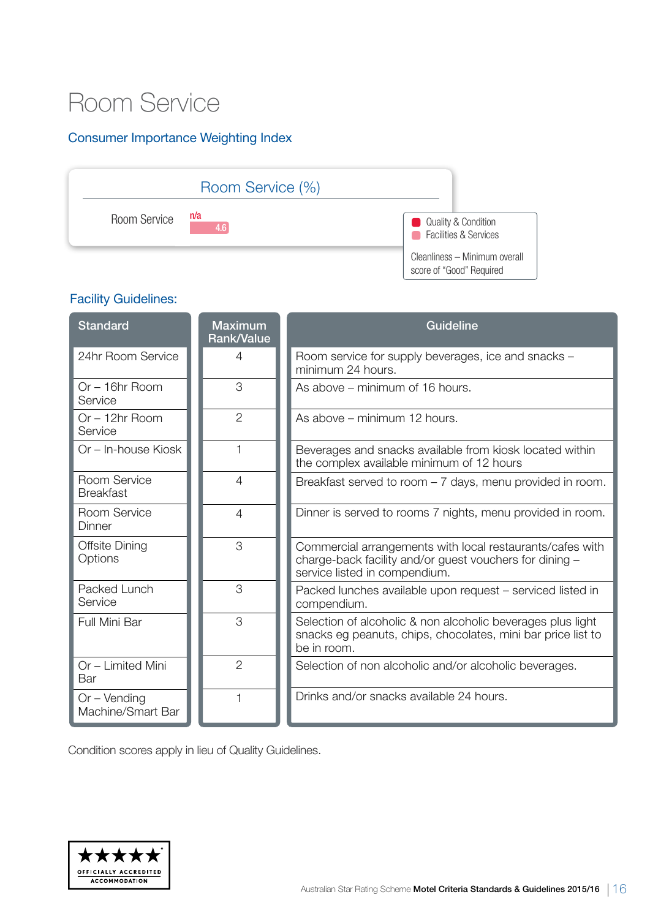# Room Service

## Consumer Importance Weighting Index

| Room Service (%) | Quality & Condition | Facilities & Services |
|---|---|---|
| Room Service | n/a | 4.6 |

Cleanliness – Minimum overall score of "Good" Required

## Facility Guidelines:

| Standard | Maximum Rank/Value | Guideline |
|---|---|---|
| 24hr Room Service | 4 | Room service for supply beverages, ice and snacks – minimum 24 hours. |
| Or – 16hr Room Service | 3 | As above – minimum of 16 hours. |
| Or – 12hr Room Service | 2 | As above – minimum 12 hours. |
| Or – In-house Kiosk | 1 | Beverages and snacks available from kiosk located within the complex available minimum of 12 hours |
| Room Service Breakfast | 4 | Breakfast served to room – 7 days, menu provided in room. |
| Room Service Dinner | 4 | Dinner is served to rooms 7 nights, menu provided in room. |
| Offsite Dining Options | 3 | Commercial arrangements with local restaurants/cafes with charge-back facility and/or guest vouchers for dining – service listed in compendium. |
| Packed Lunch Service | 3 | Packed lunches available upon request – serviced listed in compendium. |
| Full Mini Bar | 3 | Selection of alcoholic & non alcoholic beverages plus light snacks eg peanuts, chips, chocolates, mini bar price list to be in room. |
| Or – Limited Mini Bar | 2 | Selection of non alcoholic and/or alcoholic beverages. |
| Or – Vending Machine/Smart Bar | 1 | Drinks and/or snacks available 24 hours. |

Condition scores apply in lieu of Quality Guidelines.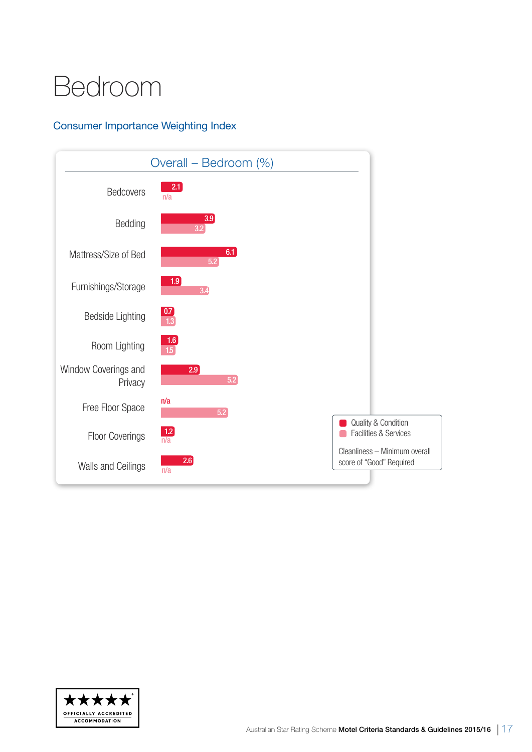# Bedroom

## Consumer Importance Weighting Index

Overall – Bedroom (%)

Bedcovers
2.1
n/a

Bedding
3.9
3.2

Mattress/Size of Bed
6.1
5.2

Furnishings/Storage
1.9
3.4

Bedside Lighting
0.7
1.3

Room Lighting
1.6
1.5

Window Coverings and Privacy
2.9
5.2

Free Floor Space
n/a
5.2

Floor Coverings
1.2
n/a

Walls and Ceilings
2.6
n/a

Quality & Condition
Facilities & Services

Cleanliness – Minimum overall score of "Good" Required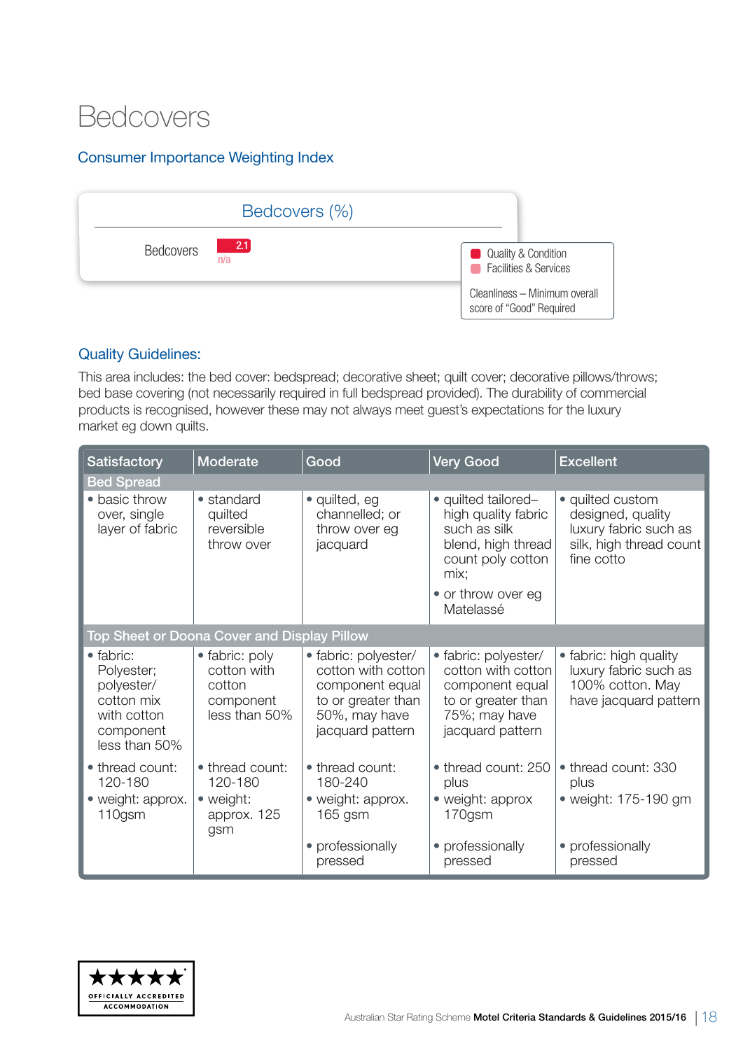# Bedcovers

## Consumer Importance Weighting Index

| Bedcovers (%) | |
|---|---|
| Bedcovers | 2.1 |
| | n/a |

- Quality & Condition
- Facilities & Services

Cleanliness – Minimum overall score of "Good" Required

## Quality Guidelines:

This area includes: the bed cover: bedspread; decorative sheet; quilt cover; decorative pillows/throws; bed base covering (not necessarily required in full bedspread provided). The durability of commercial products is recognised, however these may not always meet guest's expectations for the luxury market eg down quilts.

| Satisfactory | Moderate | Good | Very Good | Excellent |
|---|---|---|---|---|
| **Bed Spread** | | | | |
| • basic throw over, single layer of fabric | • standard quilted reversible throw over | • quilted, eg channelled; or throw over eg jacquard | • quilted tailored– high quality fabric such as silk blend, high thread count poly cotton mix;<br>• or throw over eg Matelassé | • quilted custom designed, quality luxury fabric such as silk, high thread count fine cotto |
| **Top Sheet or Doona Cover and Display Pillow** | | | | |
| • fabric: Polyester; polyester/ cotton mix with cotton component less than 50%<br>• thread count: 120-180<br>• weight: approx. 110gsm | • fabric: poly cotton with cotton component less than 50%<br>• thread count: 120-180<br>• weight: approx. 125 gsm | • fabric: polyester/ cotton with cotton component equal to or greater than 50%, may have jacquard pattern<br>• thread count: 180-240<br>• weight: approx. 165 gsm<br>• professionally pressed | • fabric: polyester/ cotton with cotton component equal to or greater than 75%; may have jacquard pattern<br>• thread count: 250 plus<br>• weight: approx 170gsm<br>• professionally pressed | • fabric: high quality luxury fabric such as 100% cotton. May have jacquard pattern<br>• thread count: 330 plus<br>• weight: 175-190 gm<br>• professionally pressed |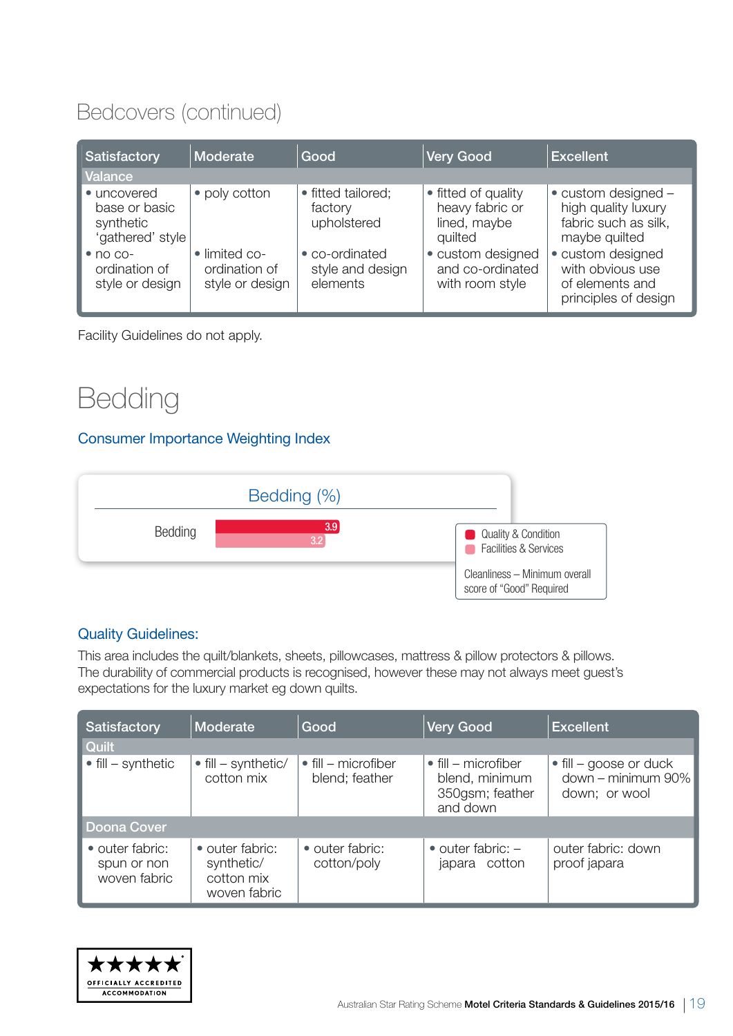## Bedcovers (continued)

| Satisfactory | Moderate | Good | Very Good | Excellent |
|---|---|---|---|---|
| **Valance** | | | | |
| • uncovered base or basic synthetic 'gathered' style<br>• no co-ordination of style or design | • poly cotton<br>• limited co-ordination of style or design | • fitted tailored; factory upholstered<br>• co-ordinated style and design elements | • fitted of quality heavy fabric or lined, maybe quilted<br>• custom designed and co-ordinated with room style | • custom designed – high quality luxury fabric such as silk, maybe quilted<br>• custom designed with obvious use of elements and principles of design |

Facility Guidelines do not apply.

# Bedding

### Consumer Importance Weighting Index

Bedding (%)

Bedding

3.9

3.2

Quality & Condition
Facilities & Services

Cleanliness – Minimum overall score of "Good" Required

### Quality Guidelines:

This area includes the quilt/blankets, sheets, pillowcases, mattress & pillow protectors & pillows. The durability of commercial products is recognised, however these may not always meet guest's expectations for the luxury market eg down quilts.

| Satisfactory | Moderate | Good | Very Good | Excellent |
|---|---|---|---|---|
| **Quilt** | | | | |
| • fill – synthetic | • fill – synthetic/ cotton mix | • fill – microfiber blend; feather | • fill – microfiber blend, minimum 350gsm; feather and down | • fill – goose or duck down – minimum 90% down; or wool |
| **Doona Cover** | | | | |
| • outer fabric: spun or non woven fabric | • outer fabric: synthetic/ cotton mix woven fabric | • outer fabric: cotton/poly | • outer fabric: – japara cotton | outer fabric: down proof japara |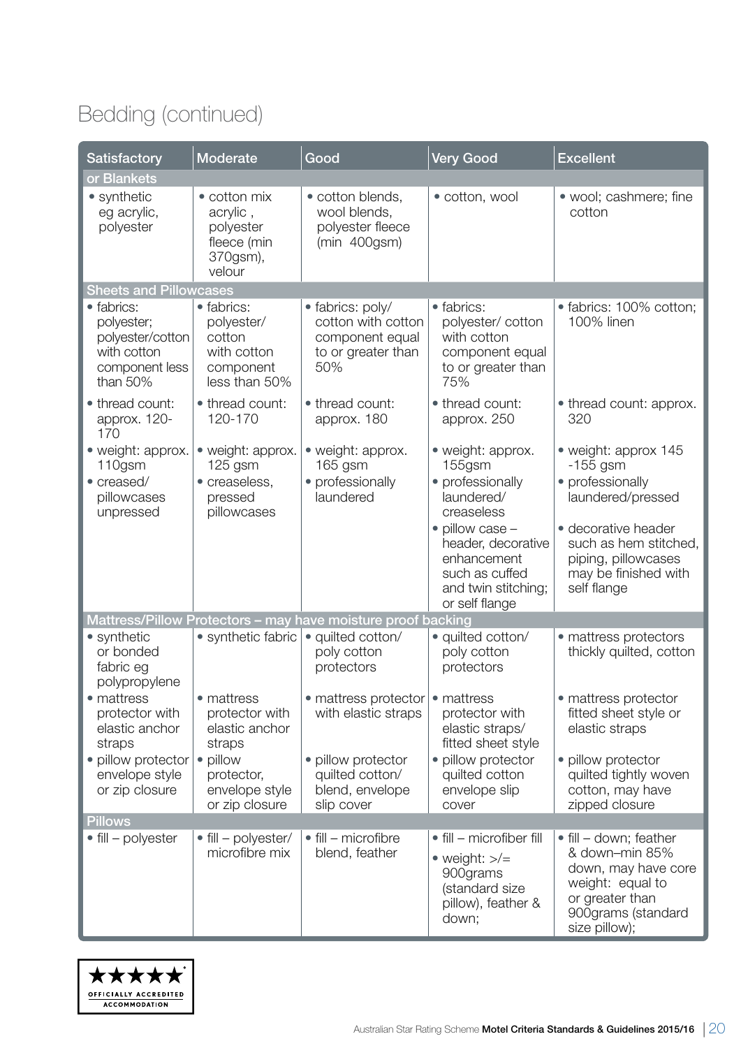## Bedding (continued)

| Satisfactory | Moderate | Good | Very Good | Excellent |
|---|---|---|---|---|
| **or Blankets** | | | | |
| • synthetic eg acrylic, polyester | • cotton mix acrylic , polyester fleece (min 370gsm), velour | • cotton blends, wool blends, polyester fleece (min 400gsm) | • cotton, wool | • wool; cashmere; fine cotton |
| **Sheets and Pillowcases** | | | | |
| • fabrics: polyester; polyester/cotton with cotton component less than 50% | • fabrics: polyester/ cotton with cotton component less than 50% | • fabrics: poly/ cotton with cotton component equal to or greater than 50% | • fabrics: polyester/ cotton with cotton component equal to or greater than 75% | • fabrics: 100% cotton; 100% linen |
| • thread count: approx. 120-170 | • thread count: 120-170 | • thread count: approx. 180 | • thread count: approx. 250 | • thread count: approx. 320 |
| • weight: approx. 110gsm<br>• creased/ pillowcases unpressed | • weight: approx. 125 gsm<br>• creaseless, pressed pillowcases | • weight: approx. 165 gsm<br>• professionally laundered | • weight: approx. 155gsm<br>• professionally laundered/ creaseless<br>• pillow case – header, decorative enhancement such as cuffed and twin stitching; or self flange | • weight: approx 145 -155 gsm<br>• professionally laundered/pressed<br>• decorative header such as hem stitched, piping, pillowcases may be finished with self flange |
| **Mattress/Pillow Protectors – may have moisture proof backing** | | | | |
| • synthetic or bonded fabric eg polypropylene | • synthetic fabric | • quilted cotton/ poly cotton protectors | • quilted cotton/ poly cotton protectors | • mattress protectors thickly quilted, cotton |
| • mattress protector with elastic anchor straps | • mattress protector with elastic anchor straps | • mattress protector with elastic straps | • mattress protector with elastic straps/ fitted sheet style | • mattress protector fitted sheet style or elastic straps |
| • pillow protector envelope style or zip closure | • pillow protector, envelope style or zip closure | • pillow protector quilted cotton/ blend, envelope slip cover | • pillow protector quilted cotton envelope slip cover | • pillow protector quilted tightly woven cotton, may have zipped closure |
| **Pillows** | | | | |
| • fill – polyester | • fill – polyester/ microfibre mix | • fill – microfibre blend, feather | • fill – microfiber fill<br>• weight: >/= 900grams (standard size pillow), feather & down; | • fill – down; feather & down–min 85% down, may have core weight: equal to or greater than 900grams (standard size pillow); |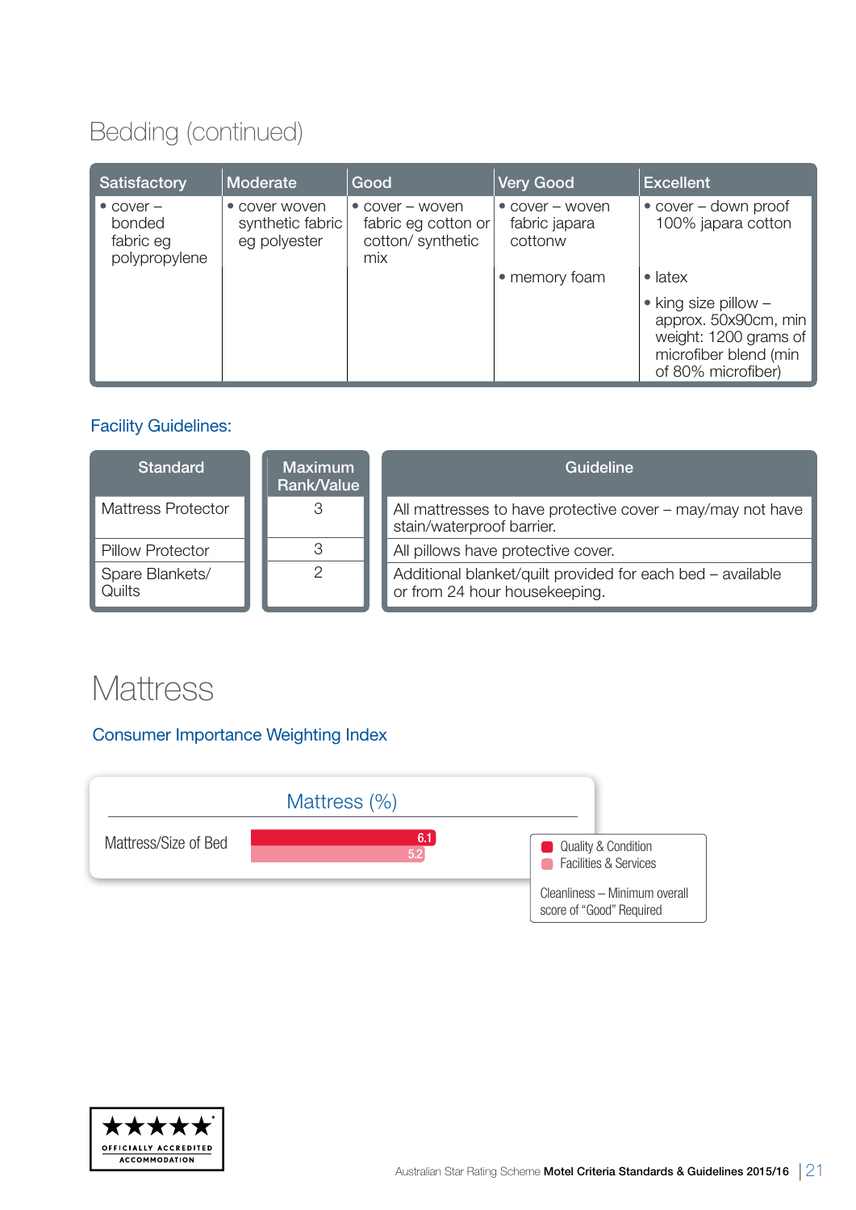## Bedding (continued)

| Satisfactory | Moderate | Good | Very Good | Excellent |
|---|---|---|---|---|
| • cover – bonded fabric eg polypropylene | • cover woven synthetic fabric eg polyester | • cover – woven fabric eg cotton or cotton/ synthetic mix | • cover – woven fabric japara cottonw<br>• memory foam | • cover – down proof 100% japara cotton<br>• latex<br>• king size pillow – approx. 50x90cm, min weight: 1200 grams of microfiber blend (min of 80% microfiber) |

### Facility Guidelines:

| Standard | Maximum Rank/Value | Guideline |
|---|---|---|
| Mattress Protector | 3 | All mattresses to have protective cover – may/may not have stain/waterproof barrier. |
| Pillow Protector | 3 | All pillows have protective cover. |
| Spare Blankets/ Quilts | 2 | Additional blanket/quilt provided for each bed – available or from 24 hour housekeeping. |

# Mattress

### Consumer Importance Weighting Index

Mattress (%)

Mattress/Size of Bed

6.1

5.2

Quality & Condition

Facilities & Services

Cleanliness – Minimum overall score of “Good” Required

OFFICIALLY ACCREDITED ACCOMMODATION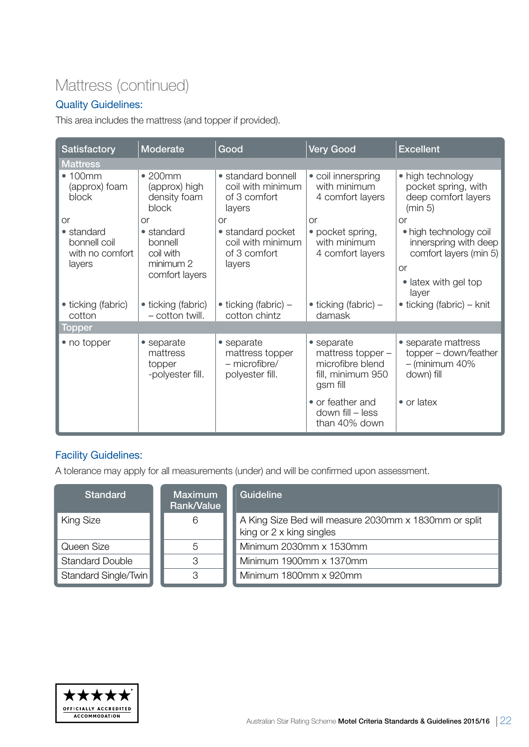# Mattress (continued)

## Quality Guidelines:

This area includes the mattress (and topper if provided).

| Satisfactory | Moderate | Good | Very Good | Excellent |
|---|---|---|---|---|
| **Mattress** | | | | |
| • 100mm (approx) foam block<br>or<br>• standard bonnell coil with no comfort layers<br>• ticking (fabric) cotton | • 200mm (approx) high density foam block<br>or<br>• standard bonnell coil with minimum 2 comfort layers<br>• ticking (fabric) – cotton twill. | • standard bonnell coil with minimum of 3 comfort layers<br>or<br>• standard pocket coil with minimum of 3 comfort layers<br>• ticking (fabric) – cotton chintz | • coil innerspring with minimum 4 comfort layers<br>or<br>• pocket spring, with minimum 4 comfort layers<br>• ticking (fabric) – damask | • high technology pocket spring, with deep comfort layers (min 5)<br>or<br>• high technology coil innerspring with deep comfort layers (min 5)<br>or<br>• latex with gel top layer<br>• ticking (fabric) – knit |
| **Topper** | | | | |
| • no topper | • separate mattress topper -polyester fill. | • separate mattress topper – microfibre/ polyester fill. | • separate mattress topper – microfibre blend fill, minimum 950 gsm fill<br>• or feather and down fill – less than 40% down | • separate mattress topper – down/feather – (minimum 40% down) fill<br>• or latex |

## Facility Guidelines:

A tolerance may apply for all measurements (under) and will be confirmed upon assessment.

| Standard | Maximum Rank/Value | Guideline |
|---|---|---|
| King Size | 6 | A King Size Bed will measure 2030mm x 1830mm or split king or 2 x king singles |
| Queen Size | 5 | Minimum 2030mm x 1530mm |
| Standard Double | 3 | Minimum 1900mm x 1370mm |
| Standard Single/Twin | 3 | Minimum 1800mm x 920mm |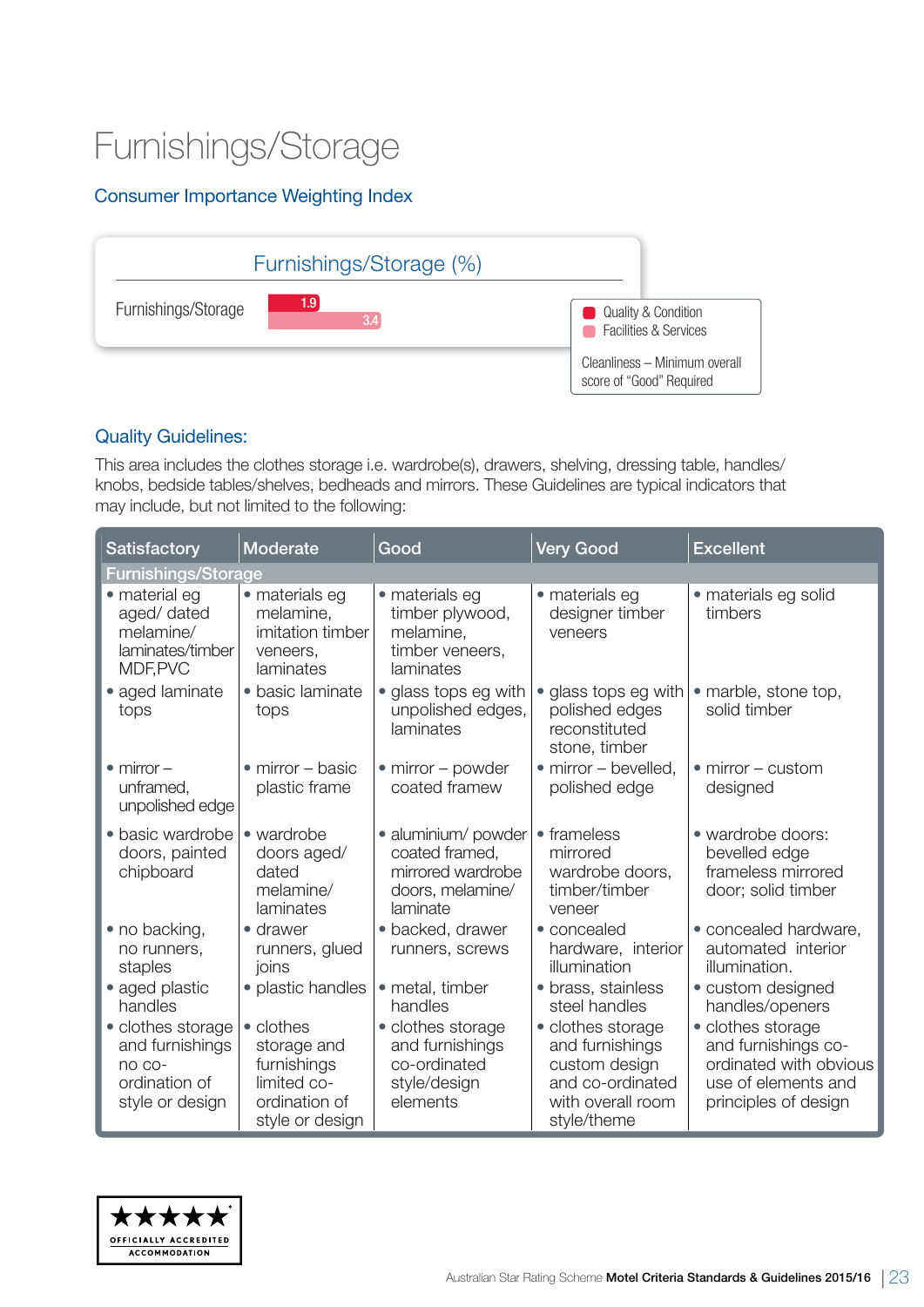# Furnishings/Storage

## Consumer Importance Weighting Index

Furnishings/Storage (%)

Furnishings/Storage

1.9

3.4

Quality & Condition
Facilities & Services

Cleanliness – Minimum overall score of "Good" Required

## Quality Guidelines:

This area includes the clothes storage i.e. wardrobe(s), drawers, shelving, dressing table, handles/knobs, bedside tables/shelves, bedheads and mirrors. These Guidelines are typical indicators that may include, but not limited to the following:

| Satisfactory | Moderate | Good | Very Good | Excellent |
|---|---|---|---|---|
| **Furnishings/Storage** | | | | |
| • material eg aged/ dated melamine/ laminates/timber MDF,PVC | • materials eg melamine, imitation timber veneers, laminates | • materials eg timber plywood, melamine, timber veneers, laminates | • materials eg designer timber veneers | • materials eg solid timbers |
| • aged laminate tops | • basic laminate tops | • glass tops eg with unpolished edges, laminates | • glass tops eg with polished edges reconstituted stone, timber | • marble, stone top, solid timber |
| • mirror – unframed, unpolished edge | • mirror – basic plastic frame | • mirror – powder coated framew | • mirror – bevelled, polished edge | • mirror – custom designed |
| • basic wardrobe doors, painted chipboard | • wardrobe doors aged/ dated melamine/ laminates | • aluminium/ powder coated framed, mirrored wardrobe doors, melamine/ laminate | • frameless mirrored wardrobe doors, timber/timber veneer | • wardrobe doors: bevelled edge frameless mirrored door; solid timber |
| • no backing, no runners, staples | • drawer runners, glued joins | • backed, drawer runners, screws | • concealed hardware, interior illumination | • concealed hardware, automated interior illumination. |
| • aged plastic handles | • plastic handles | • metal, timber handles | • brass, stainless steel handles | • custom designed handles/openers |
| • clothes storage and furnishings no co-ordination of style or design | • clothes storage and furnishings limited co-ordination of style or design | • clothes storage and furnishings co-ordinated style/design elements | • clothes storage and furnishings custom design and co-ordinated with overall room style/theme | • clothes storage and furnishings co-ordinated with obvious use of elements and principles of design |

OFFICIALLY ACCREDITED ACCOMMODATION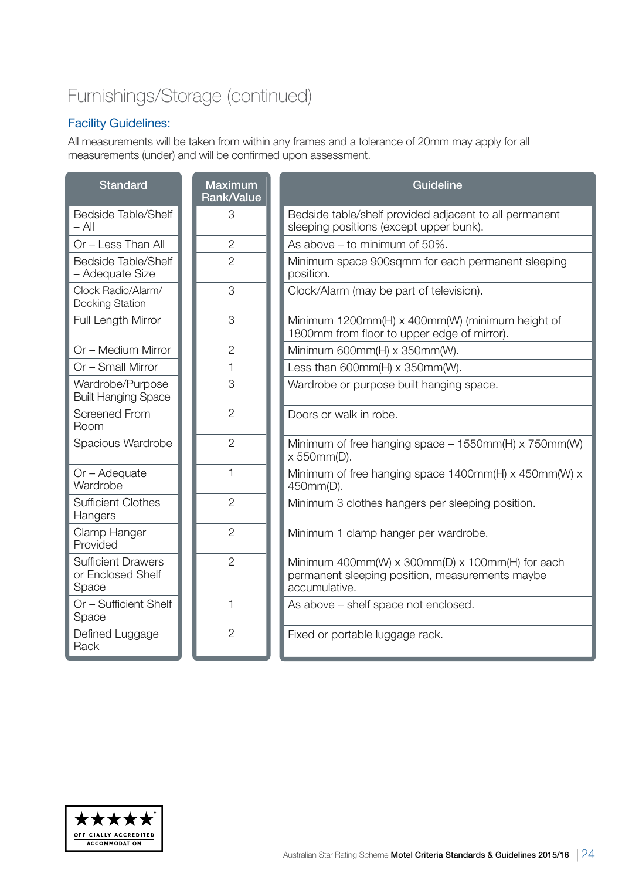# Furnishings/Storage (continued)

## Facility Guidelines:

All measurements will be taken from within any frames and a tolerance of 20mm may apply for all measurements (under) and will be confirmed upon assessment.

| Standard | Maximum Rank/Value | Guideline |
|---|---|---|
| Bedside Table/Shelf – All | 3 | Bedside table/shelf provided adjacent to all permanent sleeping positions (except upper bunk). |
| Or – Less Than All | 2 | As above – to minimum of 50%. |
| Bedside Table/Shelf – Adequate Size | 2 | Minimum space 900sqmm for each permanent sleeping position. |
| Clock Radio/Alarm/ Docking Station | 3 | Clock/Alarm (may be part of television). |
| Full Length Mirror | 3 | Minimum 1200mm(H) x 400mm(W) (minimum height of 1800mm from floor to upper edge of mirror). |
| Or – Medium Mirror | 2 | Minimum 600mm(H) x 350mm(W). |
| Or – Small Mirror | 1 | Less than 600mm(H) x 350mm(W). |
| Wardrobe/Purpose Built Hanging Space | 3 | Wardrobe or purpose built hanging space. |
| Screened From Room | 2 | Doors or walk in robe. |
| Spacious Wardrobe | 2 | Minimum of free hanging space – 1550mm(H) x 750mm(W) x 550mm(D). |
| Or – Adequate Wardrobe | 1 | Minimum of free hanging space 1400mm(H) x 450mm(W) x 450mm(D). |
| Sufficient Clothes Hangers | 2 | Minimum 3 clothes hangers per sleeping position. |
| Clamp Hanger Provided | 2 | Minimum 1 clamp hanger per wardrobe. |
| Sufficient Drawers or Enclosed Shelf Space | 2 | Minimum 400mm(W) x 300mm(D) x 100mm(H) for each permanent sleeping position, measurements maybe accumulative. |
| Or – Sufficient Shelf Space | 1 | As above – shelf space not enclosed. |
| Defined Luggage Rack | 2 | Fixed or portable luggage rack. |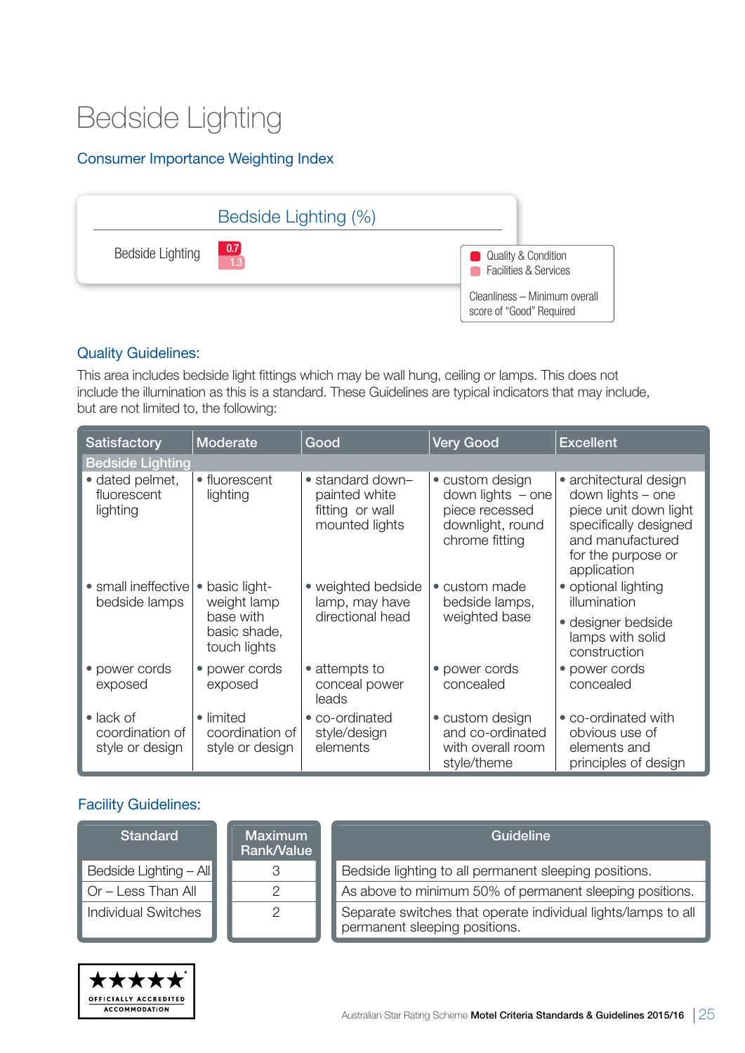# Bedside Lighting

## Consumer Importance Weighting Index

Bedside Lighting (%)

Bedside Lighting 0.7 1.3

Quality & Condition
Facilities & Services

Cleanliness – Minimum overall score of "Good" Required

## Quality Guidelines:

This area includes bedside light fittings which may be wall hung, ceiling or lamps. This does not include the illumination as this is a standard. These Guidelines are typical indicators that may include, but are not limited to, the following:

| Satisfactory | Moderate | Good | Very Good | Excellent |
|---|---|---|---|---|
| **Bedside Lighting** | | | | |
| • dated pelmet, fluorescent lighting | • fluorescent lighting | • standard down– painted white fitting or wall mounted lights | • custom design down lights – one piece recessed downlight, round chrome fitting | • architectural design down lights – one piece unit down light specifically designed and manufactured for the purpose or application |
| • small ineffective bedside lamps | • basic light-weight lamp base with basic shade, touch lights | • weighted bedside lamp, may have directional head | • custom made bedside lamps, weighted base | • optional lighting illumination<br>• designer bedside lamps with solid construction |
| • power cords exposed | • power cords exposed | • attempts to conceal power leads | • power cords concealed | • power cords concealed |
| • lack of coordination of style or design | • limited coordination of style or design | • co-ordinated style/design elements | • custom design and co-ordinated with overall room style/theme | • co-ordinated with obvious use of elements and principles of design |

## Facility Guidelines:

| Standard | Maximum Rank/Value | Guideline |
|---|---|---|
| Bedside Lighting – All | 3 | Bedside lighting to all permanent sleeping positions. |
| Or – Less Than All | 2 | As above to minimum 50% of permanent sleeping positions. |
| Individual Switches | 2 | Separate switches that operate individual lights/lamps to all permanent sleeping positions. |

OFFICIALLY ACCREDITED ACCOMMODATION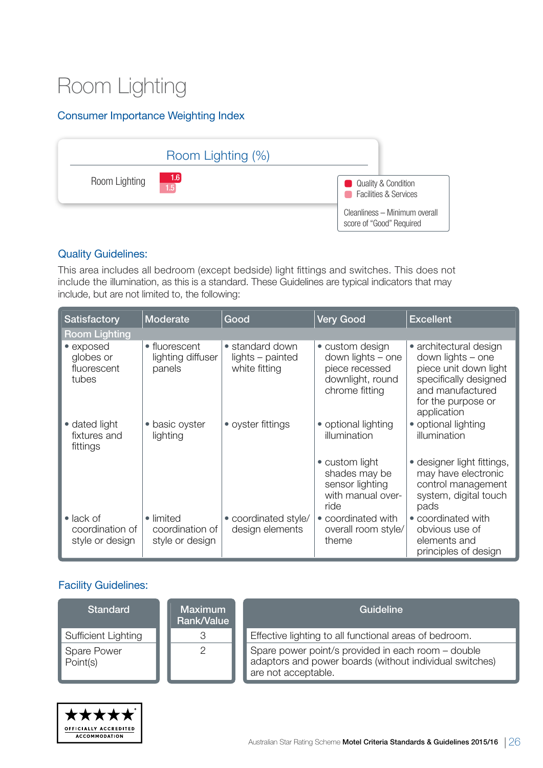# Room Lighting

## Consumer Importance Weighting Index

Room Lighting (%)

Room Lighting

1.6

1.5

Quality & Condition
Facilities & Services

Cleanliness – Minimum overall score of "Good" Required

## Quality Guidelines:

This area includes all bedroom (except bedside) light fittings and switches. This does not include the illumination, as this is a standard. These Guidelines are typical indicators that may include, but are not limited to, the following:

| Satisfactory | Moderate | Good | Very Good | Excellent |
|---|---|---|---|---|
| **Room Lighting** | | | | |
| • exposed globes or fluorescent tubes | • fluorescent lighting diffuser panels | • standard down lights – painted white fitting | • custom design down lights – one piece recessed downlight, round chrome fitting | • architectural design down lights – one piece unit down light specifically designed and manufactured for the purpose or application |
| • dated light fixtures and fittings | • basic oyster lighting | • oyster fittings | • optional lighting illumination | • optional lighting illumination |
| | | | • custom light shades may be sensor lighting with manual over-ride | • designer light fittings, may have electronic control management system, digital touch pads |
| • lack of coordination of style or design | • limited coordination of style or design | • coordinated style/ design elements | • coordinated with overall room style/ theme | • coordinated with obvious use of elements and principles of design |

## Facility Guidelines:

| Standard | Maximum Rank/Value | Guideline |
|---|---|---|
| Sufficient Lighting | 3 | Effective lighting to all functional areas of bedroom. |
| Spare Power Point(s) | 2 | Spare power point/s provided in each room – double adaptors and power boards (without individual switches) are not acceptable. |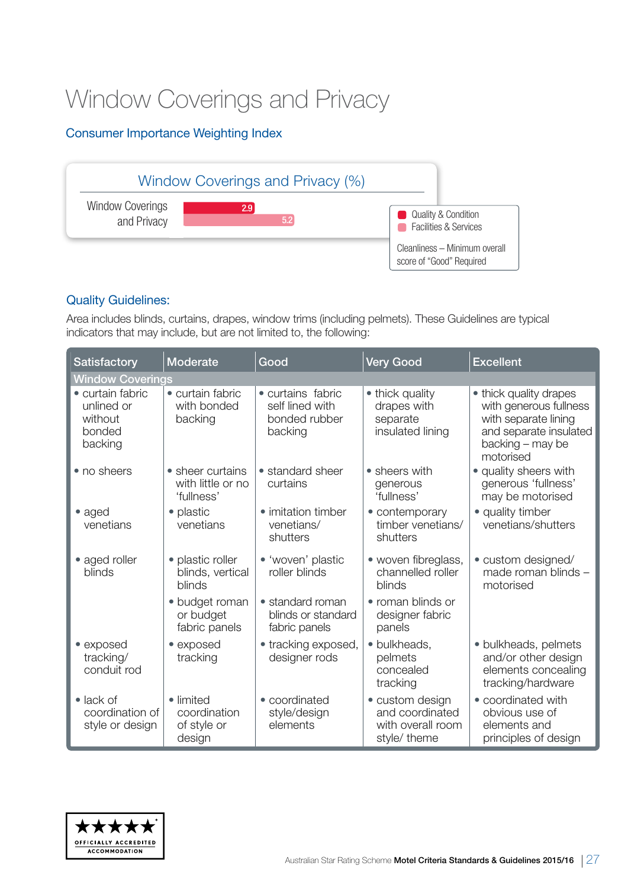# Window Coverings and Privacy

## Consumer Importance Weighting Index

**Window Coverings and Privacy (%)**

| | Quality & Condition | Facilities & Services |
|---|---|---|
| Window Coverings and Privacy | 2.9 | 5.2 |

Cleanliness – Minimum overall score of "Good" Required

## Quality Guidelines:

Area includes blinds, curtains, drapes, window trims (including pelmets). These Guidelines are typical indicators that may include, but are not limited to, the following:

| Satisfactory | Moderate | Good | Very Good | Excellent |
|---|---|---|---|---|
| **Window Coverings** | | | | |
| • curtain fabric unlined or without bonded backing | • curtain fabric with bonded backing | • curtains fabric self lined with bonded rubber backing | • thick quality drapes with separate insulated lining | • thick quality drapes with generous fullness with separate lining and separate insulated backing – may be motorised |
| • no sheers | • sheer curtains with little or no 'fullness' | • standard sheer curtains | • sheers with generous 'fullness' | • quality sheers with generous 'fullness' may be motorised |
| • aged venetians | • plastic venetians | • imitation timber venetians/ shutters | • contemporary timber venetians/ shutters | • quality timber venetians/shutters |
| • aged roller blinds | • plastic roller blinds, vertical blinds | • 'woven' plastic roller blinds | • woven fibreglass, channelled roller blinds | • custom designed/ made roman blinds – motorised |
| | • budget roman or budget fabric panels | • standard roman blinds or standard fabric panels | • roman blinds or designer fabric panels | |
| • exposed tracking/ conduit rod | • exposed tracking | • tracking exposed, designer rods | • bulkheads, pelmets concealed tracking | • bulkheads, pelmets and/or other design elements concealing tracking/hardware |
| • lack of coordination of style or design | • limited coordination of style or design | • coordinated style/design elements | • custom design and coordinated with overall room style/ theme | • coordinated with obvious use of elements and principles of design |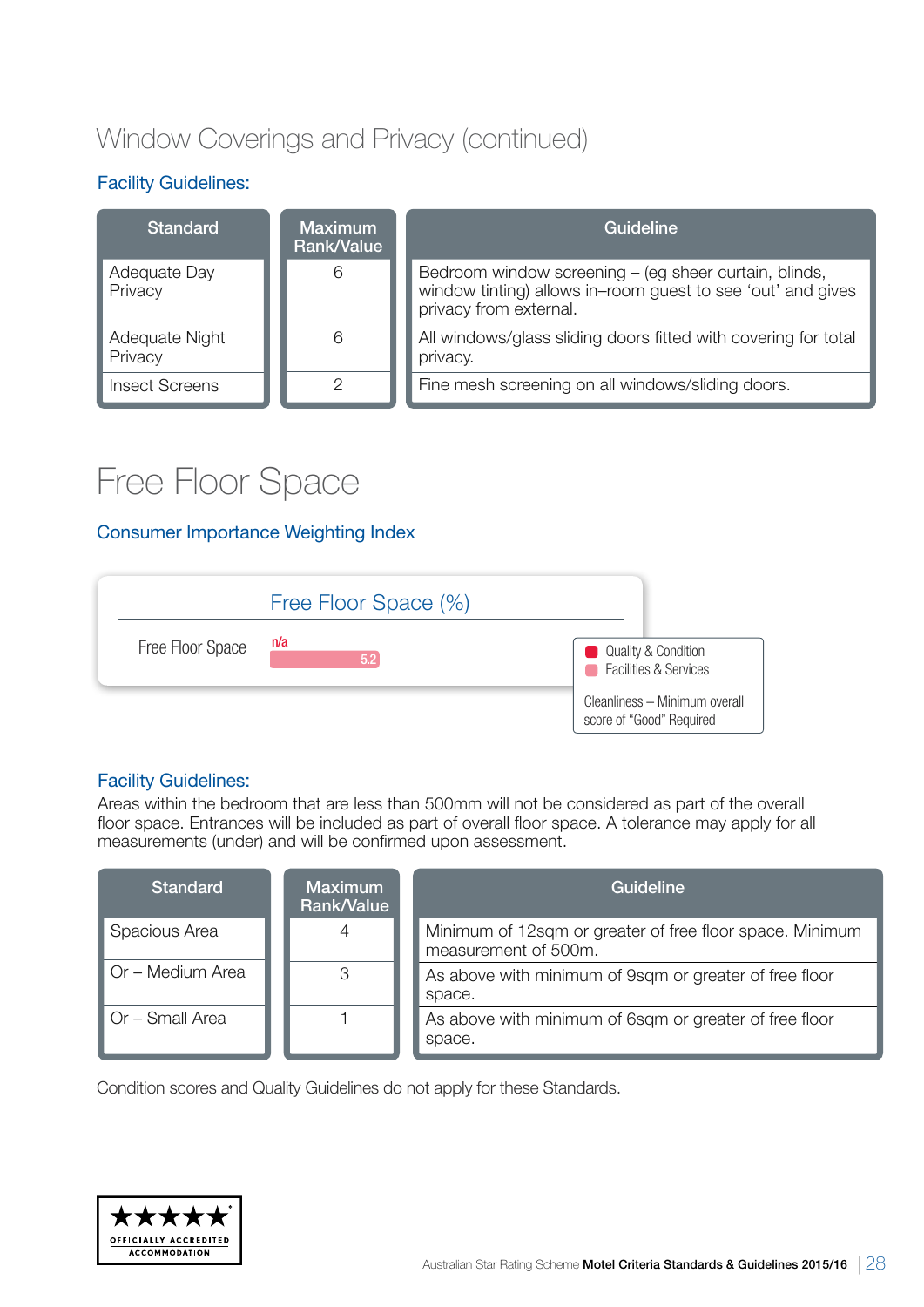## Window Coverings and Privacy (continued)

### Facility Guidelines:

| Standard | Maximum Rank/Value | Guideline |
|---|---|---|
| Adequate Day Privacy | 6 | Bedroom window screening – (eg sheer curtain, blinds, window tinting) allows in–room guest to see 'out' and gives privacy from external. |
| Adequate Night Privacy | 6 | All windows/glass sliding doors fitted with covering for total privacy. |
| Insect Screens | 2 | Fine mesh screening on all windows/sliding doors. |

# Free Floor Space

### Consumer Importance Weighting Index

**Free Floor Space (%)**

| | Quality & Condition | Facilities & Services |
|---|---|---|
| Free Floor Space | n/a | 5.2 |

- Quality & Condition
- Facilities & Services

Cleanliness – Minimum overall score of "Good" Required

### Facility Guidelines:

Areas within the bedroom that are less than 500mm will not be considered as part of the overall floor space. Entrances will be included as part of overall floor space. A tolerance may apply for all measurements (under) and will be confirmed upon assessment.

| Standard | Maximum Rank/Value | Guideline |
|---|---|---|
| Spacious Area | 4 | Minimum of 12sqm or greater of free floor space. Minimum measurement of 500m. |
| Or – Medium Area | 3 | As above with minimum of 9sqm or greater of free floor space. |
| Or – Small Area | 1 | As above with minimum of 6sqm or greater of free floor space. |

Condition scores and Quality Guidelines do not apply for these Standards.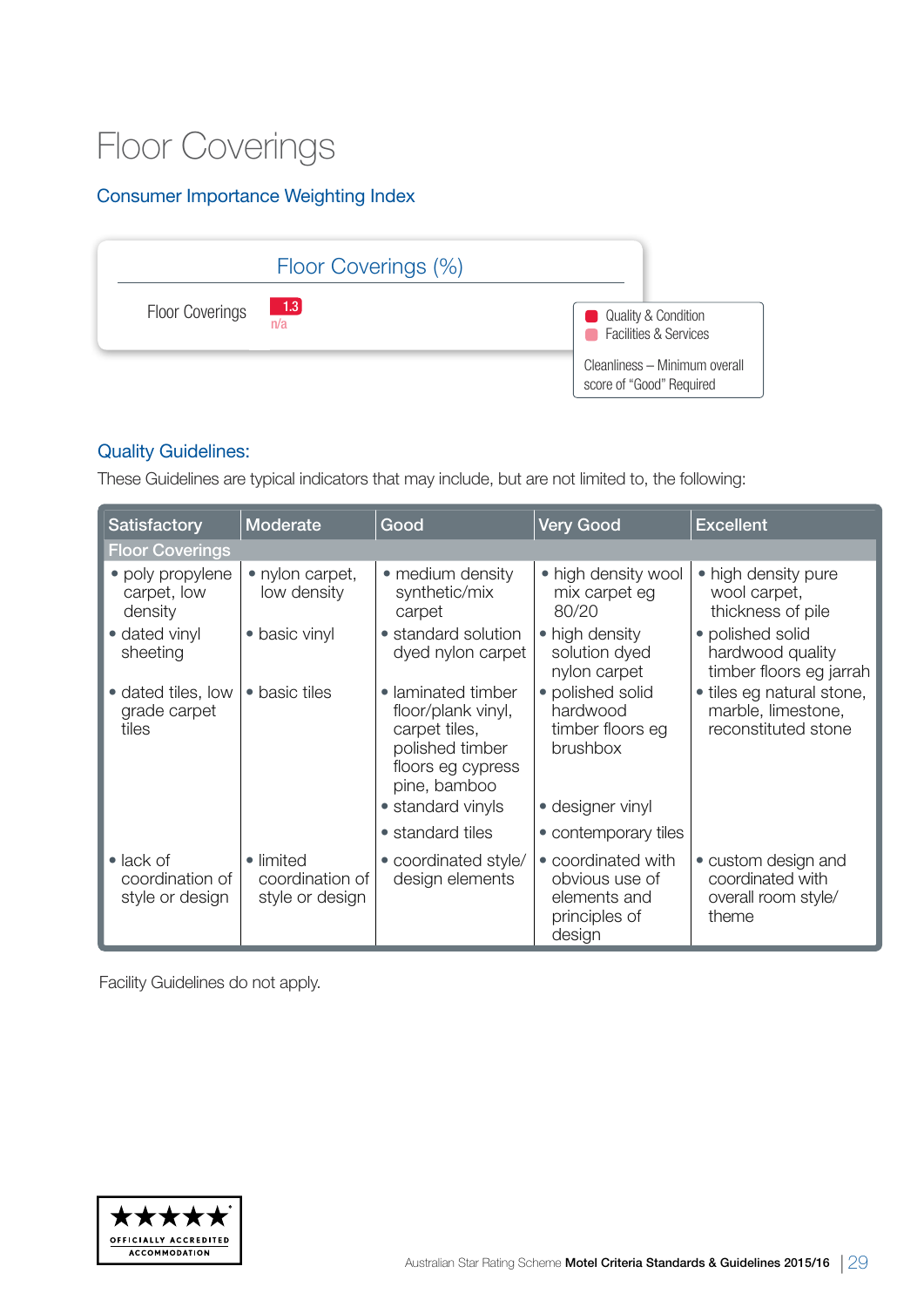# Floor Coverings

## Consumer Importance Weighting Index

Floor Coverings (%)

Floor Coverings 1.3
n/a

Quality & Condition
Facilities & Services

Cleanliness – Minimum overall score of "Good" Required

## Quality Guidelines:

These Guidelines are typical indicators that may include, but are not limited to, the following:

| Satisfactory | Moderate | Good | Very Good | Excellent |
|---|---|---|---|---|
| **Floor Coverings** | | | | |
| • poly propylene carpet, low density | • nylon carpet, low density | • medium density synthetic/mix carpet | • high density wool mix carpet eg 80/20 | • high density pure wool carpet, thickness of pile |
| • dated vinyl sheeting | • basic vinyl | • standard solution dyed nylon carpet | • high density solution dyed nylon carpet | • polished solid hardwood quality timber floors eg jarrah |
| • dated tiles, low grade carpet tiles | • basic tiles | • laminated timber floor/plank vinyl, carpet tiles, polished timber floors eg cypress pine, bamboo | • polished solid hardwood timber floors eg brushbox | • tiles eg natural stone, marble, limestone, reconstituted stone |
| | | • standard vinyls | • designer vinyl | |
| | | • standard tiles | • contemporary tiles | |
| • lack of coordination of style or design | • limited coordination of style or design | • coordinated style/ design elements | • coordinated with obvious use of elements and principles of design | • custom design and coordinated with overall room style/ theme |

Facility Guidelines do not apply.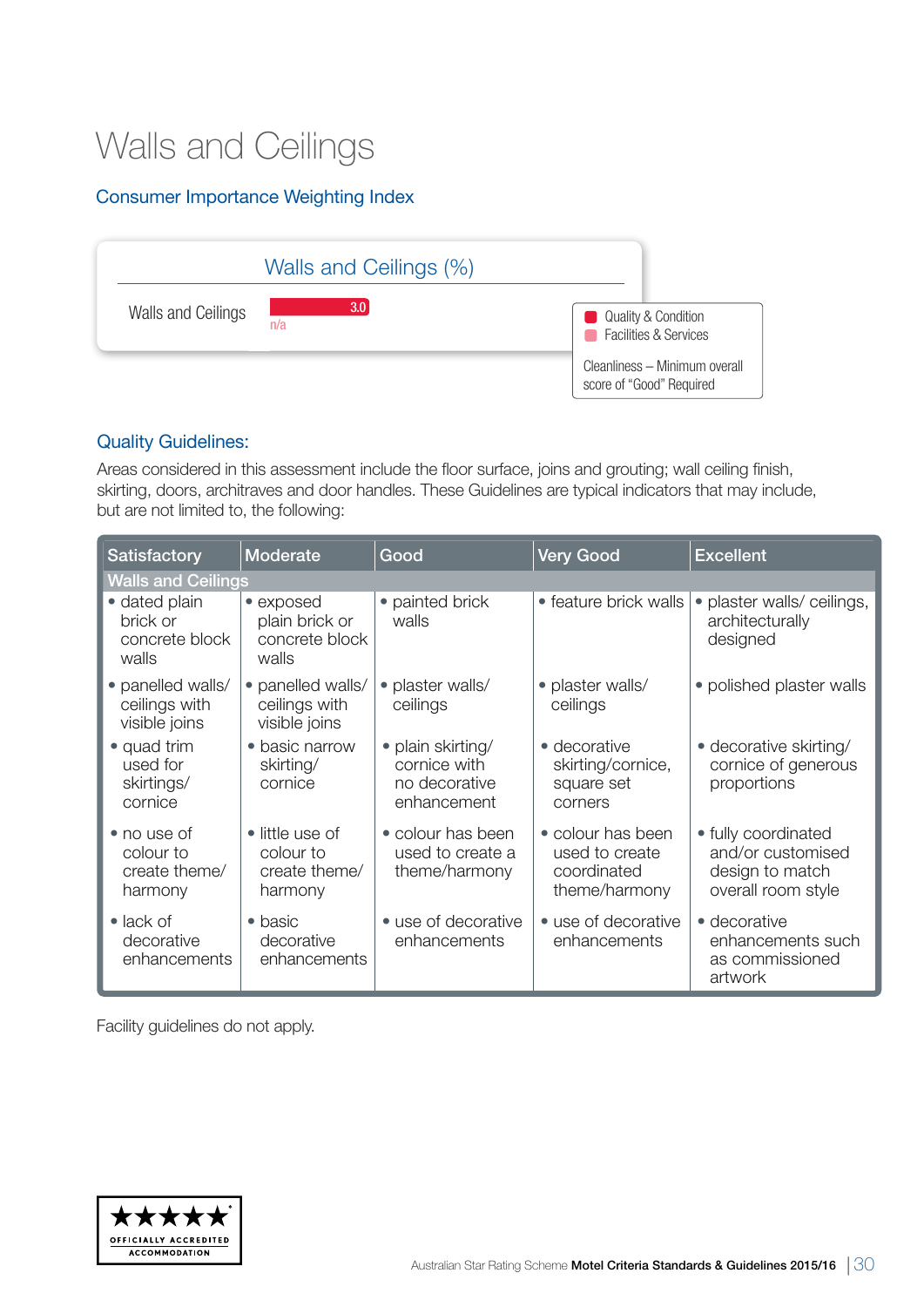# Walls and Ceilings

## Consumer Importance Weighting Index

| Walls and Ceilings (%) | |
|---|---|
| Walls and Ceilings | 3.0 |
| | n/a |

- Quality & Condition
- Facilities & Services

Cleanliness – Minimum overall score of "Good" Required

## Quality Guidelines:

Areas considered in this assessment include the floor surface, joins and grouting; wall ceiling finish, skirting, doors, architraves and door handles. These Guidelines are typical indicators that may include, but are not limited to, the following:

| Satisfactory | Moderate | Good | Very Good | Excellent |
|---|---|---|---|---|
| **Walls and Ceilings** | | | | |
| • dated plain brick or concrete block walls | • exposed plain brick or concrete block walls | • painted brick walls | • feature brick walls | • plaster walls/ ceilings, architecturally designed |
| • panelled walls/ ceilings with visible joins | • panelled walls/ ceilings with visible joins | • plaster walls/ ceilings | • plaster walls/ ceilings | • polished plaster walls |
| • quad trim used for skirtings/ cornice | • basic narrow skirting/ cornice | • plain skirting/ cornice with no decorative enhancement | • decorative skirting/cornice, square set corners | • decorative skirting/ cornice of generous proportions |
| • no use of colour to create theme/ harmony | • little use of colour to create theme/ harmony | • colour has been used to create a theme/harmony | • colour has been used to create coordinated theme/harmony | • fully coordinated and/or customised design to match overall room style |
| • lack of decorative enhancements | • basic decorative enhancements | • use of decorative enhancements | • use of decorative enhancements | • decorative enhancements such as commissioned artwork |

Facility guidelines do not apply.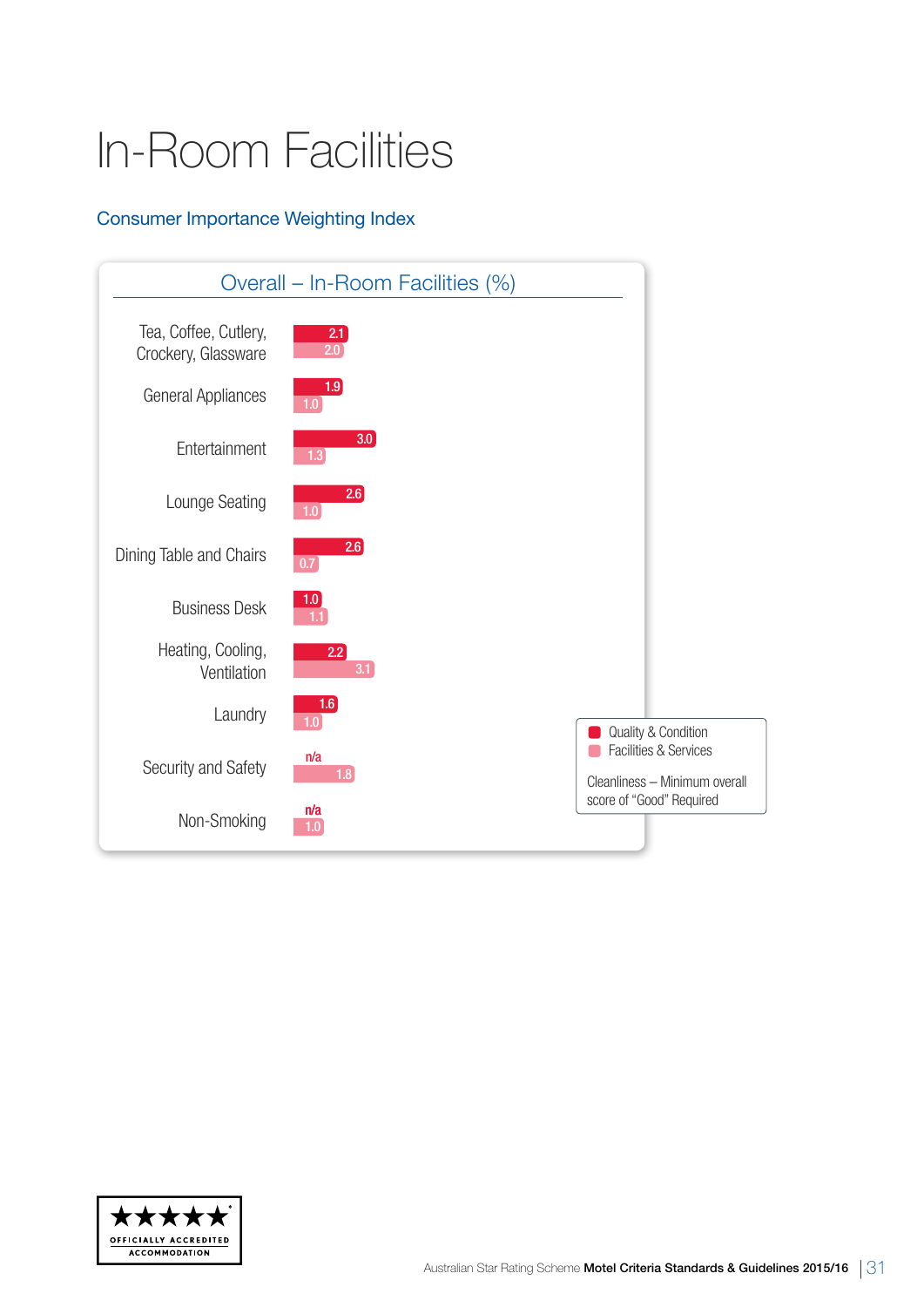# In-Room Facilities

## Consumer Importance Weighting Index

### Overall – In-Room Facilities (%)

| | Quality & Condition | Facilities & Services |
|---|---|---|
| Tea, Coffee, Cutlery, Crockery, Glassware | 2.1 | 2.0 |
| General Appliances | 1.9 | 1.0 |
| Entertainment | 3.0 | 1.3 |
| Lounge Seating | 2.6 | 1.0 |
| Dining Table and Chairs | 2.6 | 0.7 |
| Business Desk | 1.0 | 1.1 |
| Heating, Cooling, Ventilation | 2.2 | 3.1 |
| Laundry | 1.6 | 1.0 |
| Security and Safety | n/a | 1.8 |
| Non-Smoking | n/a | 1.0 |

Cleanliness – Minimum overall score of "Good" Required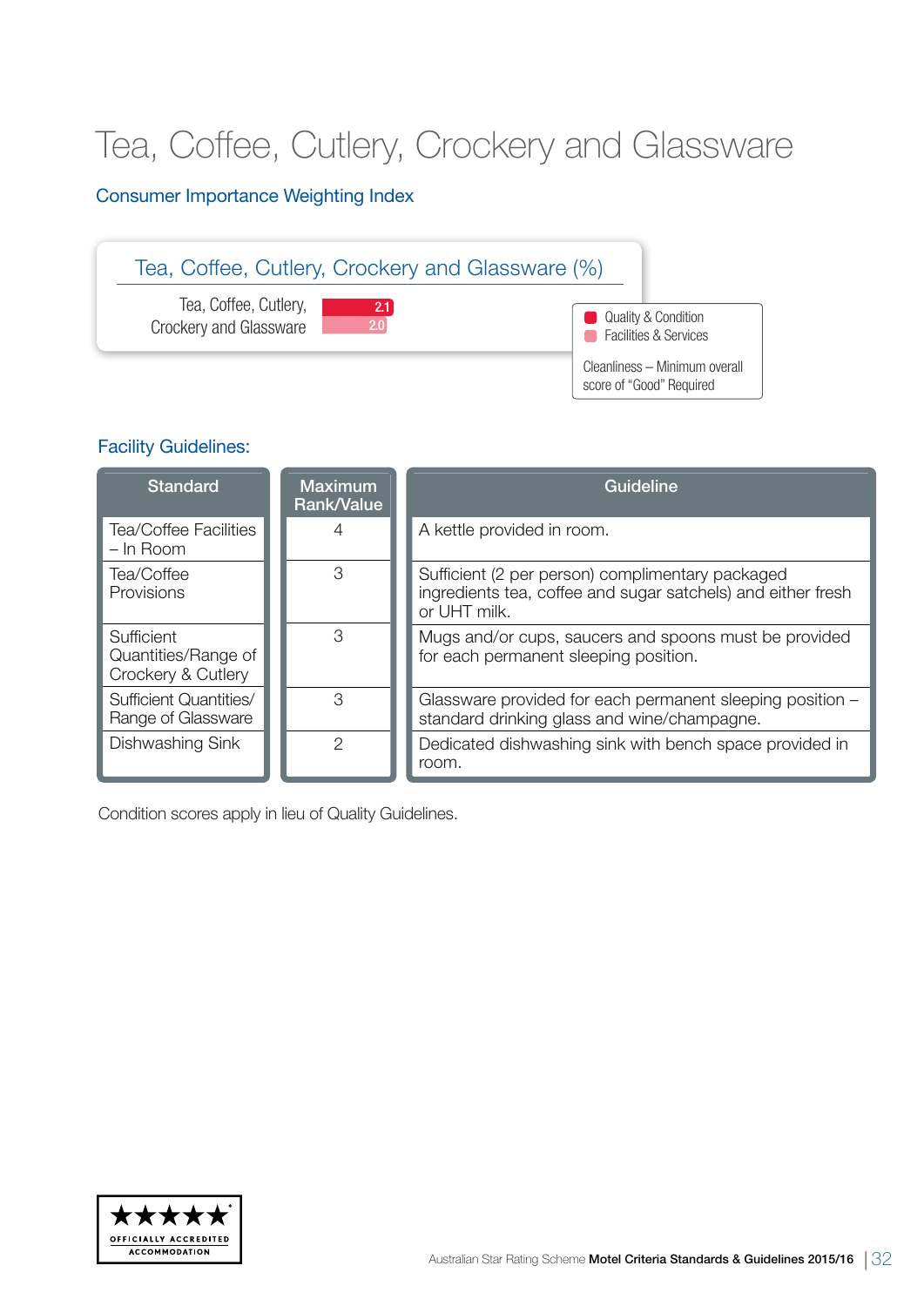# Tea, Coffee, Cutlery, Crockery and Glassware

## Consumer Importance Weighting Index

Tea, Coffee, Cutlery, Crockery and Glassware (%)

Tea, Coffee, Cutlery, Crockery and Glassware
2.1
2.0

Quality & Condition
Facilities & Services

Cleanliness – Minimum overall score of "Good" Required

## Facility Guidelines:

| Standard | Maximum Rank/Value | Guideline |
|---|---|---|
| Tea/Coffee Facilities – In Room | 4 | A kettle provided in room. |
| Tea/Coffee Provisions | 3 | Sufficient (2 per person) complimentary packaged ingredients tea, coffee and sugar satchels) and either fresh or UHT milk. |
| Sufficient Quantities/Range of Crockery & Cutlery | 3 | Mugs and/or cups, saucers and spoons must be provided for each permanent sleeping position. |
| Sufficient Quantities/ Range of Glassware | 3 | Glassware provided for each permanent sleeping position – standard drinking glass and wine/champagne. |
| Dishwashing Sink | 2 | Dedicated dishwashing sink with bench space provided in room. |

Condition scores apply in lieu of Quality Guidelines.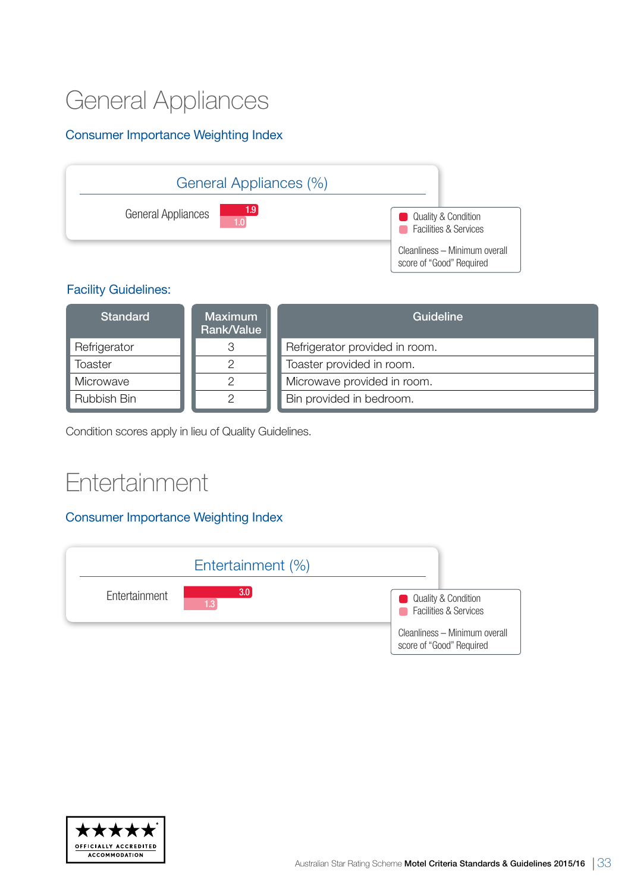# General Appliances

## Consumer Importance Weighting Index

General Appliances (%)

General Appliances

1.9

1.0

Quality & Condition

Facilities & Services

Cleanliness – Minimum overall score of "Good" Required

### Facility Guidelines:

| Standard | Maximum Rank/Value | Guideline |
|---|---|---|
| Refrigerator | 3 | Refrigerator provided in room. |
| Toaster | 2 | Toaster provided in room. |
| Microwave | 2 | Microwave provided in room. |
| Rubbish Bin | 2 | Bin provided in bedroom. |

Condition scores apply in lieu of Quality Guidelines.

# Entertainment

## Consumer Importance Weighting Index

Entertainment (%)

Entertainment

3.0

1.3

Quality & Condition

Facilities & Services

Cleanliness – Minimum overall score of "Good" Required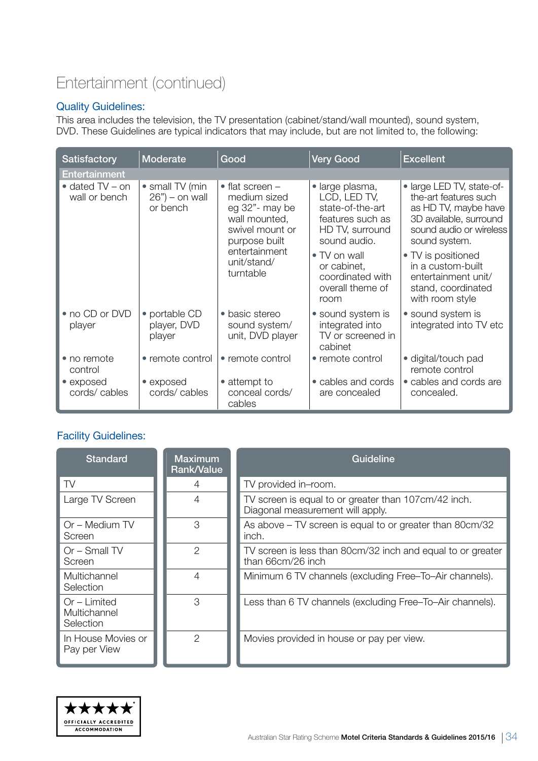# Entertainment (continued)

## Quality Guidelines:

This area includes the television, the TV presentation (cabinet/stand/wall mounted), sound system, DVD. These Guidelines are typical indicators that may include, but are not limited to, the following:

| Satisfactory | Moderate | Good | Very Good | Excellent |
|---|---|---|---|---|
| **Entertainment** | | | | |
| • dated TV – on wall or bench | • small TV (min 26") – on wall or bench | • flat screen – medium sized eg 32"- may be wall mounted, swivel mount or purpose built entertainment unit/stand/ turntable | • large plasma, LCD, LED TV, state-of-the-art features such as HD TV, surround sound audio.<br>• TV on wall or cabinet, coordinated with overall theme of room | • large LED TV, state-of-the-art features such as HD TV, maybe have 3D available, surround sound audio or wireless sound system.<br>• TV is positioned in a custom-built entertainment unit/ stand, coordinated with room style |
| • no CD or DVD player | • portable CD player, DVD player | • basic stereo sound system/ unit, DVD player | • sound system is integrated into TV or screened in cabinet | • sound system is integrated into TV etc |
| • no remote control<br>• exposed cords/ cables | • remote control<br>• exposed cords/ cables | • remote control<br>• attempt to conceal cords/ cables | • remote control<br>• cables and cords are concealed | • digital/touch pad remote control<br>• cables and cords are concealed. |

## Facility Guidelines:

| Standard | Maximum Rank/Value | Guideline |
|---|---|---|
| TV | 4 | TV provided in–room. |
| Large TV Screen | 4 | TV screen is equal to or greater than 107cm/42 inch. Diagonal measurement will apply. |
| Or – Medium TV Screen | 3 | As above – TV screen is equal to or greater than 80cm/32 inch. |
| Or – Small TV Screen | 2 | TV screen is less than 80cm/32 inch and equal to or greater than 66cm/26 inch |
| Multichannel Selection | 4 | Minimum 6 TV channels (excluding Free–To–Air channels). |
| Or – Limited Multichannel Selection | 3 | Less than 6 TV channels (excluding Free–To–Air channels). |
| In House Movies or Pay per View | 2 | Movies provided in house or pay per view. |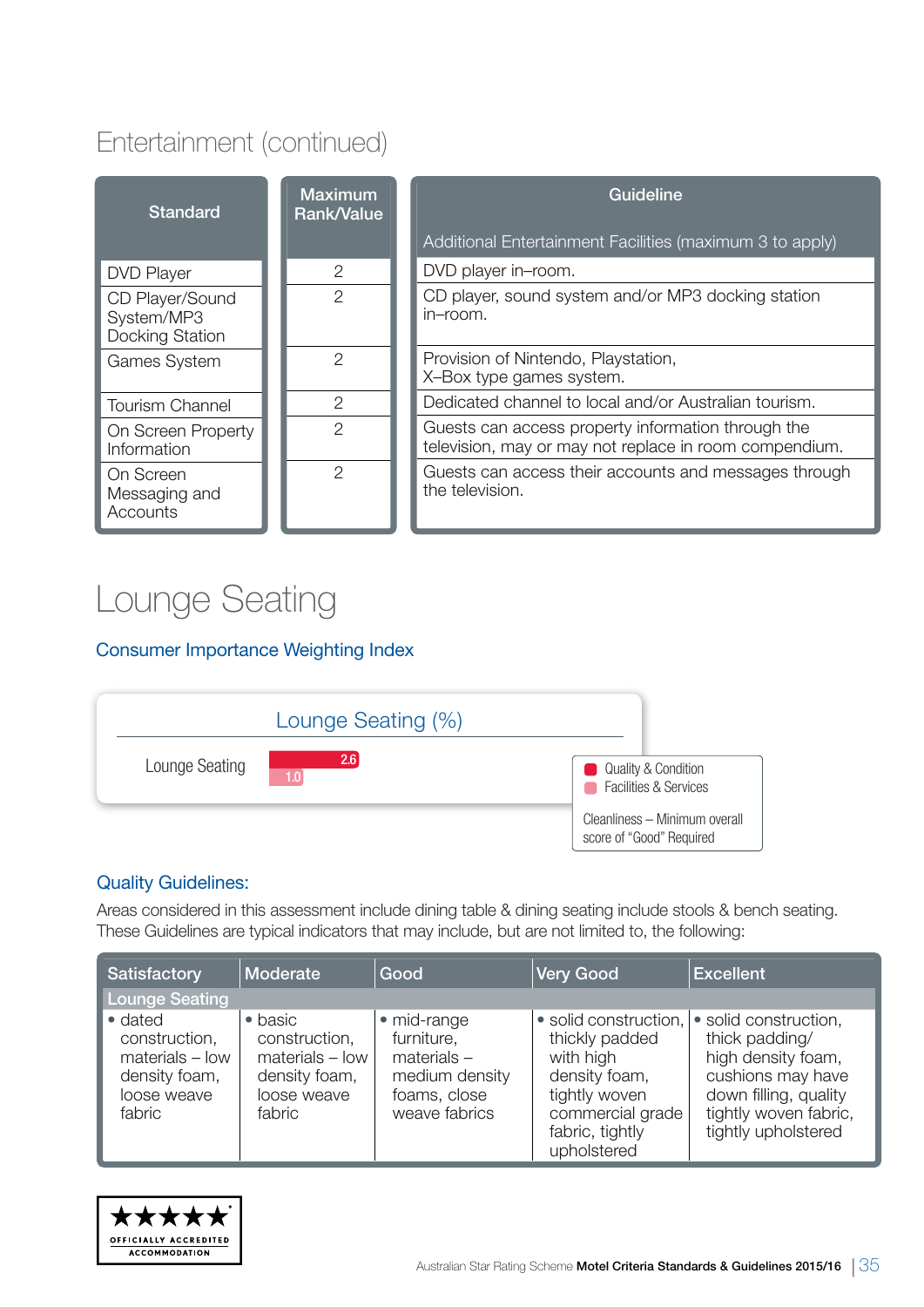## Entertainment (continued)

| Standard | Maximum Rank/Value | Guideline |
|---|---|---|
| | | Additional Entertainment Facilities (maximum 3 to apply) |
| DVD Player | 2 | DVD player in–room. |
| CD Player/Sound System/MP3 Docking Station | 2 | CD player, sound system and/or MP3 docking station in–room. |
| Games System | 2 | Provision of Nintendo, Playstation, X–Box type games system. |
| Tourism Channel | 2 | Dedicated channel to local and/or Australian tourism. |
| On Screen Property Information | 2 | Guests can access property information through the television, may or may not replace in room compendium. |
| On Screen Messaging and Accounts | 2 | Guests can access their accounts and messages through the television. |

# Lounge Seating

### Consumer Importance Weighting Index

Lounge Seating (%)

Lounge Seating

2.6

1.0

Quality & Condition

Facilities & Services

Cleanliness – Minimum overall score of "Good" Required

### Quality Guidelines:

Areas considered in this assessment include dining table & dining seating include stools & bench seating. These Guidelines are typical indicators that may include, but are not limited to, the following:

| Satisfactory | Moderate | Good | Very Good | Excellent |
|---|---|---|---|---|
| **Lounge Seating** | | | | |
| • dated construction, materials – low density foam, loose weave fabric | • basic construction, materials – low density foam, loose weave fabric | • mid-range furniture, materials – medium density foams, close weave fabrics | • solid construction, thickly padded with high density foam, tightly woven commercial grade fabric, tightly upholstered | • solid construction, thick padding/ high density foam, cushions may have down filling, quality tightly woven fabric, tightly upholstered |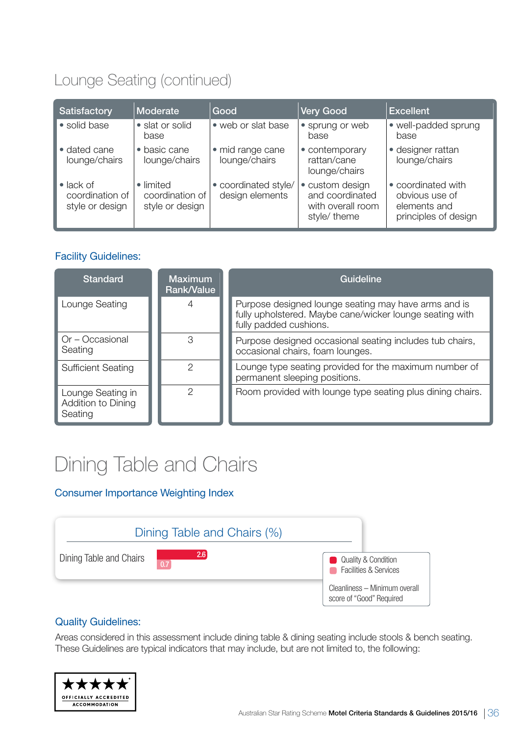## Lounge Seating (continued)

| Satisfactory | Moderate | Good | Very Good | Excellent |
|---|---|---|---|---|
| • solid base | • slat or solid base | • web or slat base | • sprung or web base | • well-padded sprung base |
| • dated cane lounge/chairs | • basic cane lounge/chairs | • mid range cane lounge/chairs | • contemporary rattan/cane lounge/chairs | • designer rattan lounge/chairs |
| • lack of coordination of style or design | • limited coordination of style or design | • coordinated style/ design elements | • custom design and coordinated with overall room style/ theme | • coordinated with obvious use of elements and principles of design |

### Facility Guidelines:

| Standard | Maximum Rank/Value | Guideline |
|---|---|---|
| Lounge Seating | 4 | Purpose designed lounge seating may have arms and is fully upholstered. Maybe cane/wicker lounge seating with fully padded cushions. |
| Or – Occasional Seating | 3 | Purpose designed occasional seating includes tub chairs, occasional chairs, foam lounges. |
| Sufficient Seating | 2 | Lounge type seating provided for the maximum number of permanent sleeping positions. |
| Lounge Seating in Addition to Dining Seating | 2 | Room provided with lounge type seating plus dining chairs. |

# Dining Table and Chairs

### Consumer Importance Weighting Index

Dining Table and Chairs (%)

Dining Table and Chairs

2.6

0.7

Quality & Condition

Facilities & Services

Cleanliness – Minimum overall score of "Good" Required

### Quality Guidelines:

Areas considered in this assessment include dining table & dining seating include stools & bench seating. These Guidelines are typical indicators that may include, but are not limited to, the following: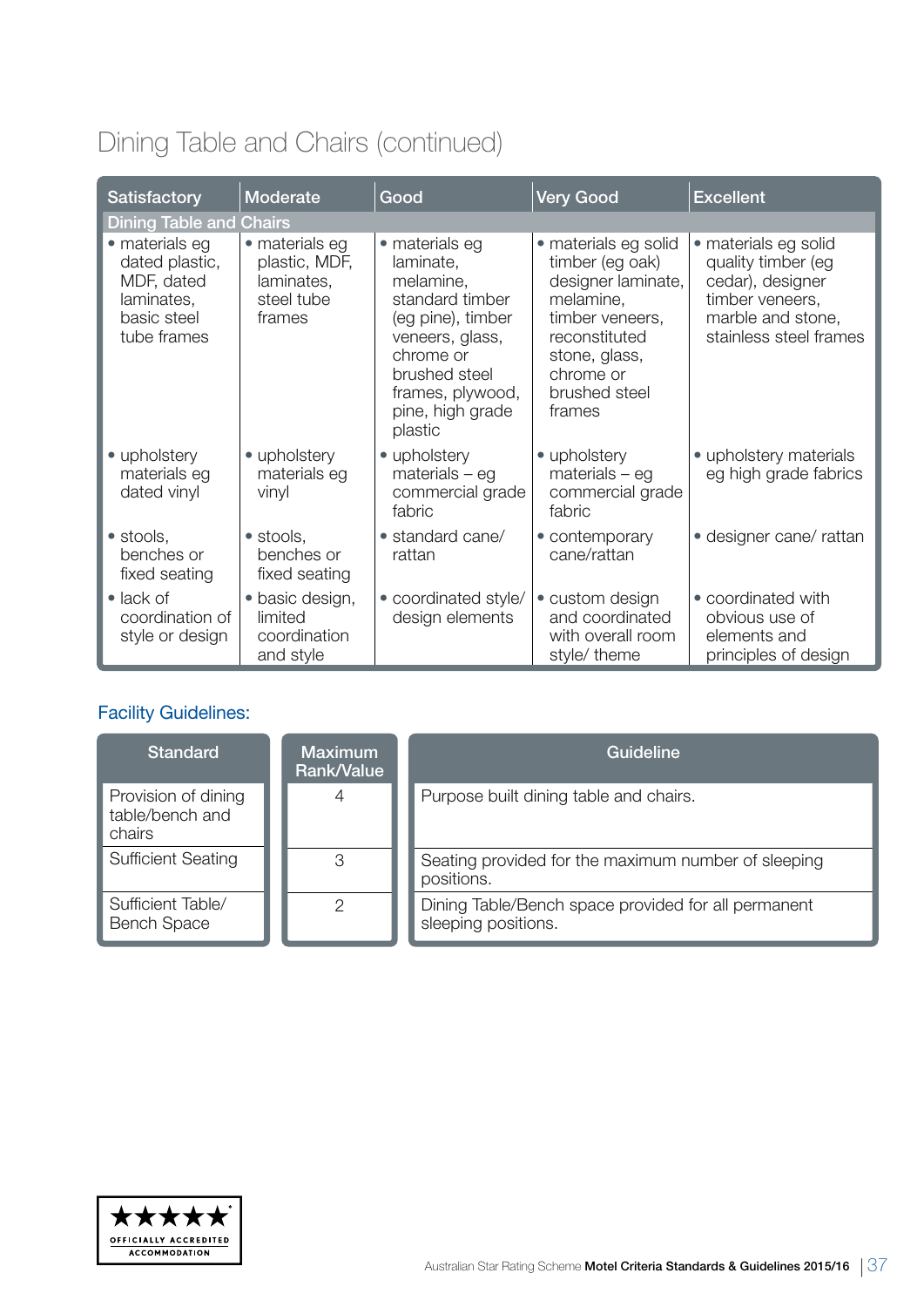# Dining Table and Chairs (continued)

| Satisfactory | Moderate | Good | Very Good | Excellent |
|---|---|---|---|---|
| **Dining Table and Chairs** | | | | |
| • materials eg dated plastic, MDF, dated laminates, basic steel tube frames | • materials eg plastic, MDF, laminates, steel tube frames | • materials eg laminate, melamine, standard timber (eg pine), timber veneers, glass, chrome or brushed steel frames, plywood, pine, high grade plastic | • materials eg solid timber (eg oak) designer laminate, melamine, timber veneers, reconstituted stone, glass, chrome or brushed steel frames | • materials eg solid quality timber (eg cedar), designer timber veneers, marble and stone, stainless steel frames |
| • upholstery materials eg dated vinyl | • upholstery materials eg vinyl | • upholstery materials – eg commercial grade fabric | • upholstery materials – eg commercial grade fabric | • upholstery materials eg high grade fabrics |
| • stools, benches or fixed seating | • stools, benches or fixed seating | • standard cane/ rattan | • contemporary cane/rattan | • designer cane/ rattan |
| • lack of coordination of style or design | • basic design, limited coordination and style | • coordinated style/ design elements | • custom design and coordinated with overall room style/ theme | • coordinated with obvious use of elements and principles of design |

## Facility Guidelines:

| Standard | Maximum Rank/Value | Guideline |
|---|---|---|
| Provision of dining table/bench and chairs | 4 | Purpose built dining table and chairs. |
| Sufficient Seating | 3 | Seating provided for the maximum number of sleeping positions. |
| Sufficient Table/ Bench Space | 2 | Dining Table/Bench space provided for all permanent sleeping positions. |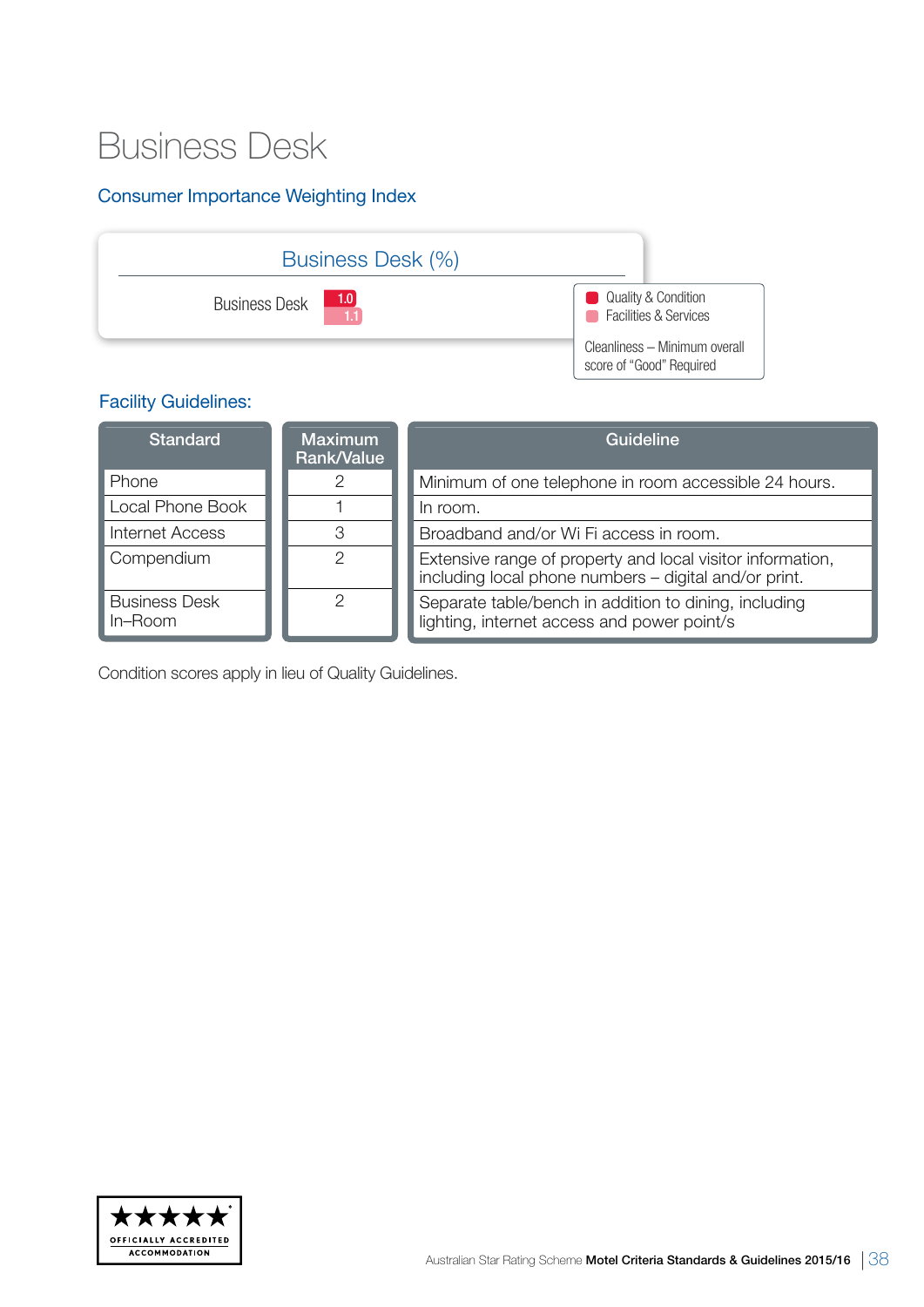# Business Desk

## Consumer Importance Weighting Index

Business Desk (%)

Business Desk 1.0 1.1

Quality & Condition
Facilities & Services

Cleanliness – Minimum overall score of “Good” Required

## Facility Guidelines:

| Standard | Maximum Rank/Value | Guideline |
|---|---|---|
| Phone | 2 | Minimum of one telephone in room accessible 24 hours. |
| Local Phone Book | 1 | In room. |
| Internet Access | 3 | Broadband and/or Wi Fi access in room. |
| Compendium | 2 | Extensive range of property and local visitor information, including local phone numbers – digital and/or print. |
| Business Desk In–Room | 2 | Separate table/bench in addition to dining, including lighting, internet access and power point/s |

Condition scores apply in lieu of Quality Guidelines.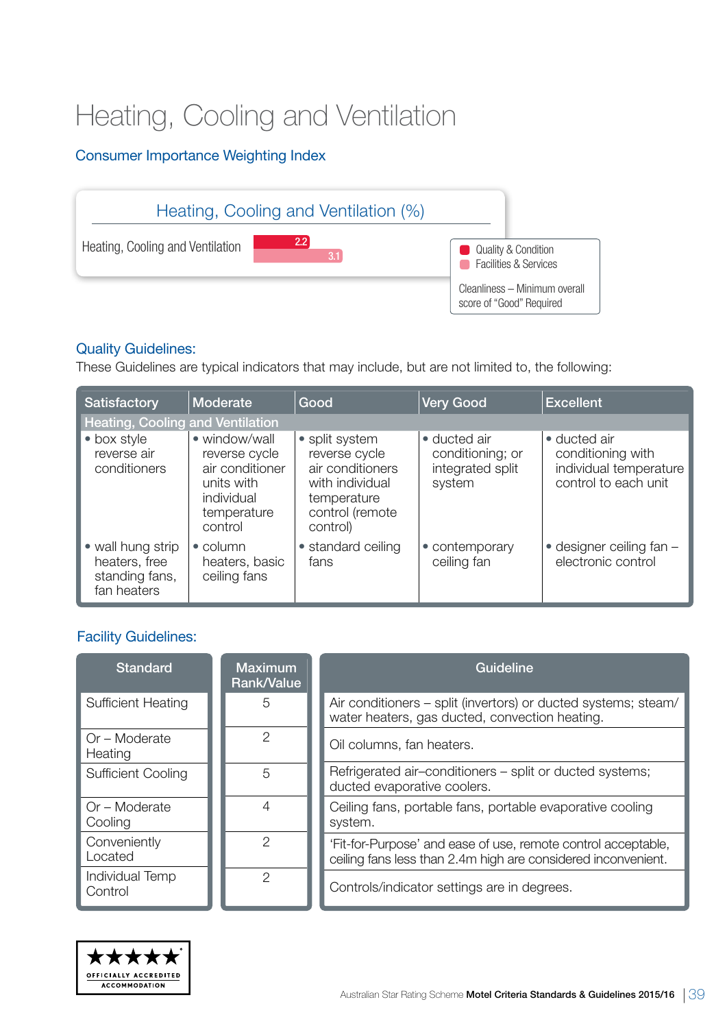# Heating, Cooling and Ventilation

## Consumer Importance Weighting Index

Heating, Cooling and Ventilation (%)

Heating, Cooling and Ventilation

2.2

3.1

Quality & Condition

Facilities & Services

Cleanliness – Minimum overall score of "Good" Required

## Quality Guidelines:

These Guidelines are typical indicators that may include, but are not limited to, the following:

| Satisfactory | Moderate | Good | Very Good | Excellent |
|---|---|---|---|---|
| **Heating, Cooling and Ventilation** | | | | |
| • box style reverse air conditioners | • window/wall reverse cycle air conditioner units with individual temperature control | • split system reverse cycle air conditioners with individual temperature control (remote control) | • ducted air conditioning; or integrated split system | • ducted air conditioning with individual temperature control to each unit |
| • wall hung strip heaters, free standing fans, fan heaters | • column heaters, basic ceiling fans | • standard ceiling fans | • contemporary ceiling fan | • designer ceiling fan – electronic control |

## Facility Guidelines:

| Standard | Maximum Rank/Value | Guideline |
|---|---|---|
| Sufficient Heating | 5 | Air conditioners – split (invertors) or ducted systems; steam/water heaters, gas ducted, convection heating. |
| Or – Moderate Heating | 2 | Oil columns, fan heaters. |
| Sufficient Cooling | 5 | Refrigerated air–conditioners – split or ducted systems; ducted evaporative coolers. |
| Or – Moderate Cooling | 4 | Ceiling fans, portable fans, portable evaporative cooling system. |
| Conveniently Located | 2 | 'Fit-for-Purpose' and ease of use, remote control acceptable, ceiling fans less than 2.4m high are considered inconvenient. |
| Individual Temp Control | 2 | Controls/indicator settings are in degrees. |

★★★★★ OFFICIALLY ACCREDITED ACCOMMODATION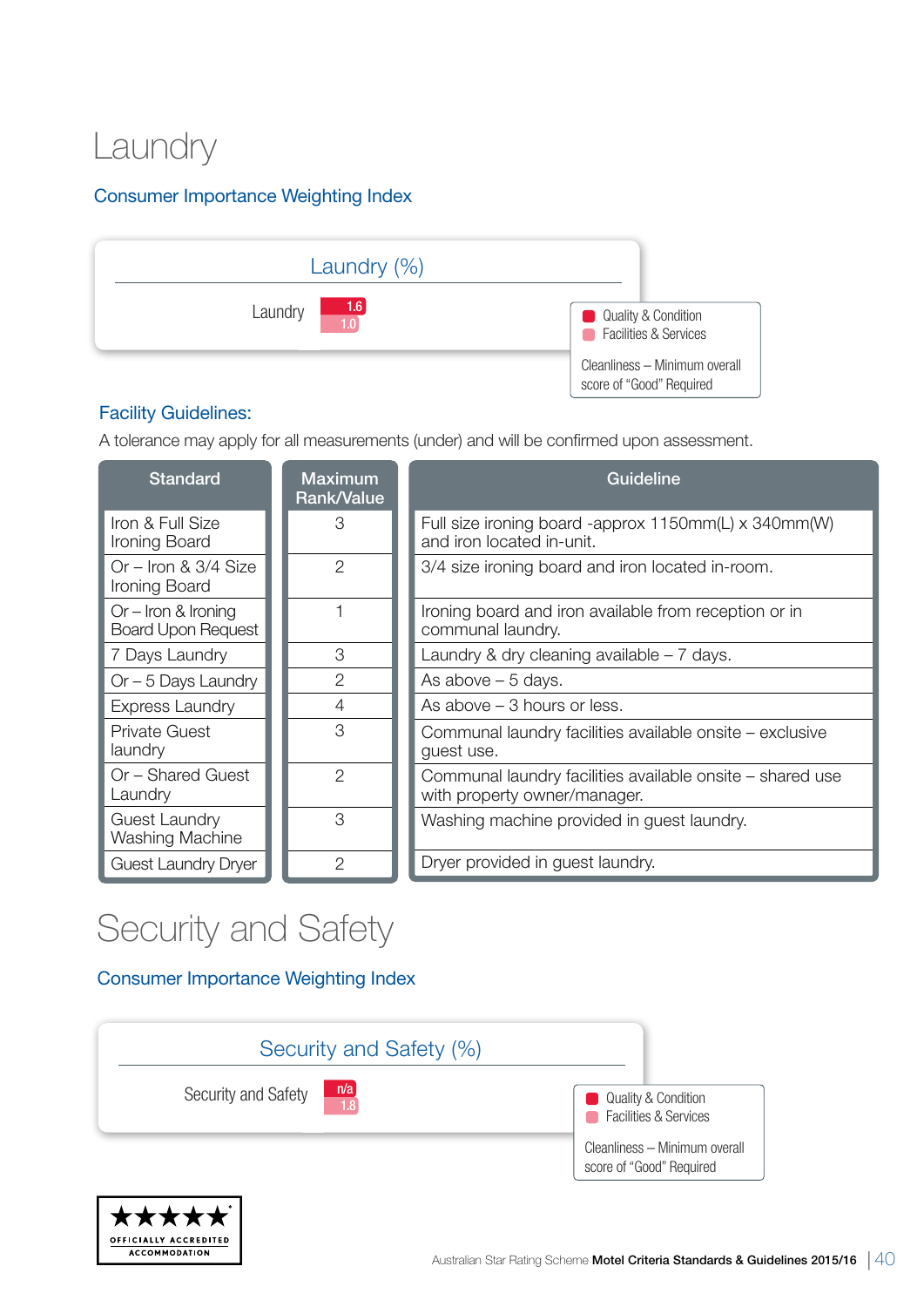# Laundry

## Consumer Importance Weighting Index

Laundry (%)

Laundry 1.6 1.0

Quality & Condition
Facilities & Services

Cleanliness – Minimum overall score of "Good" Required

## Facility Guidelines:

A tolerance may apply for all measurements (under) and will be confirmed upon assessment.

| Standard | Maximum Rank/Value | Guideline |
|---|---|---|
| Iron & Full Size Ironing Board | 3 | Full size ironing board -approx 1150mm(L) x 340mm(W) and iron located in-unit. |
| Or – Iron & 3/4 Size Ironing Board | 2 | 3/4 size ironing board and iron located in-room. |
| Or – Iron & Ironing Board Upon Request | 1 | Ironing board and iron available from reception or in communal laundry. |
| 7 Days Laundry | 3 | Laundry & dry cleaning available – 7 days. |
| Or – 5 Days Laundry | 2 | As above – 5 days. |
| Express Laundry | 4 | As above – 3 hours or less. |
| Private Guest laundry | 3 | Communal laundry facilities available onsite – exclusive guest use. |
| Or – Shared Guest Laundry | 2 | Communal laundry facilities available onsite – shared use with property owner/manager. |
| Guest Laundry Washing Machine | 3 | Washing machine provided in guest laundry. |
| Guest Laundry Dryer | 2 | Dryer provided in guest laundry. |

# Security and Safety

## Consumer Importance Weighting Index

Security and Safety (%)

Security and Safety n/a 1.8

Quality & Condition
Facilities & Services

Cleanliness – Minimum overall score of "Good" Required

OFFICIALLY ACCREDITED ACCOMMODATION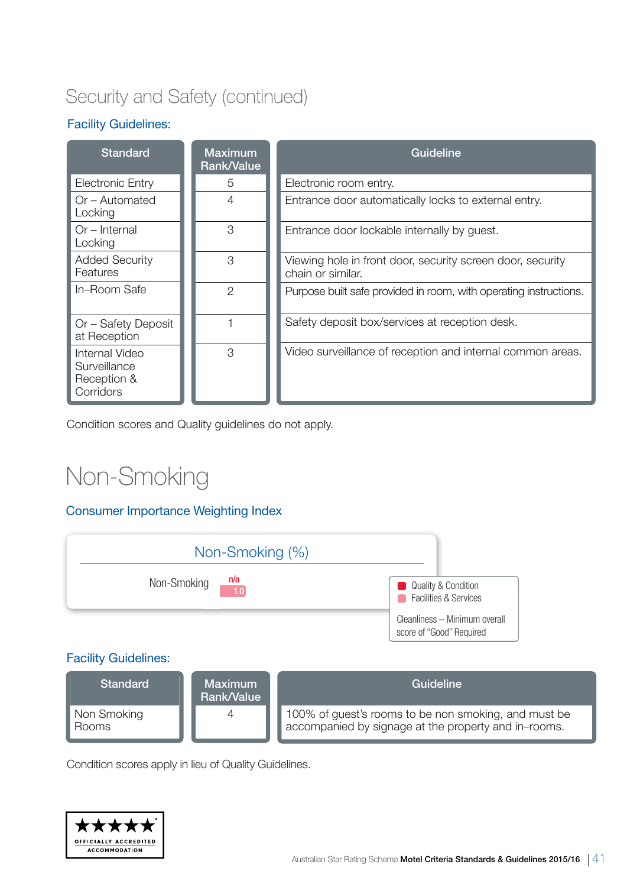## Security and Safety (continued)

### Facility Guidelines:

| Standard | Maximum Rank/Value | Guideline |
|---|---|---|
| Electronic Entry | 5 | Electronic room entry. |
| Or – Automated Locking | 4 | Entrance door automatically locks to external entry. |
| Or – Internal Locking | 3 | Entrance door lockable internally by guest. |
| Added Security Features | 3 | Viewing hole in front door, security screen door, security chain or similar. |
| In–Room Safe | 2 | Purpose built safe provided in room, with operating instructions. |
| Or – Safety Deposit at Reception | 1 | Safety deposit box/services at reception desk. |
| Internal Video Surveillance Reception & Corridors | 3 | Video surveillance of reception and internal common areas. |

Condition scores and Quality guidelines do not apply.

# Non-Smoking

### Consumer Importance Weighting Index

**Non-Smoking (%)**

| | Quality & Condition | Facilities & Services |
|---|---|---|
| Non-Smoking | n/a | 1.0 |

Cleanliness – Minimum overall score of "Good" Required

### Facility Guidelines:

| Standard | Maximum Rank/Value | Guideline |
|---|---|---|
| Non Smoking Rooms | 4 | 100% of guest's rooms to be non smoking, and must be accompanied by signage at the property and in–rooms. |

Condition scores apply in lieu of Quality Guidelines.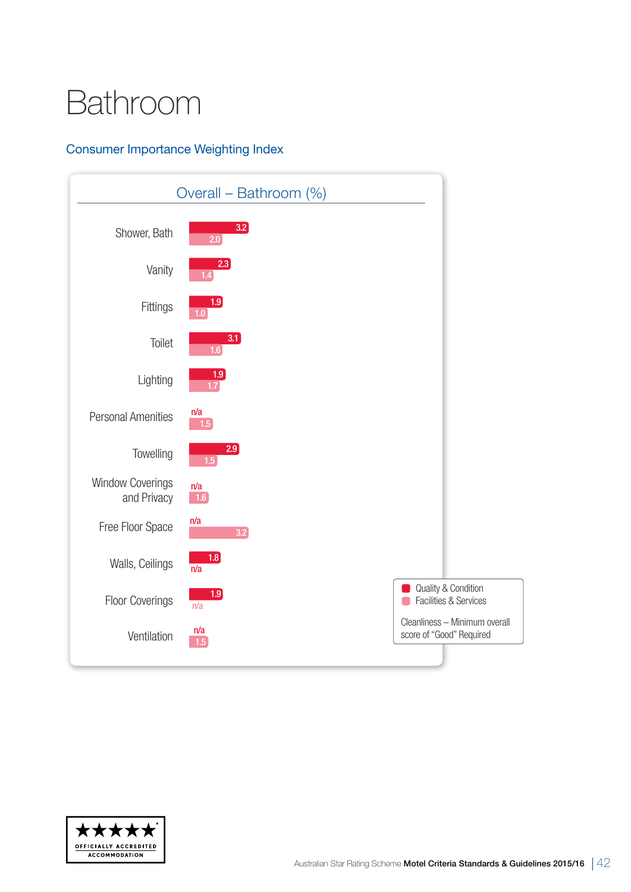# Bathroom

## Consumer Importance Weighting Index

Overall – Bathroom (%)

Shower, Bath
3.2
2.0

Vanity
2.3
1.4

Fittings
1.9
1.0

Toilet
3.1
1.6

Lighting
1.9
1.7

Personal Amenities
n/a
1.5

Towelling
2.9
1.5

Window Coverings and Privacy
n/a
1.6

Free Floor Space
n/a
3.2

Walls, Ceilings
1.8
n/a

Floor Coverings
1.9
n/a

Ventilation
n/a
1.5

Quality & Condition
Facilities & Services

Cleanliness – Minimum overall score of "Good" Required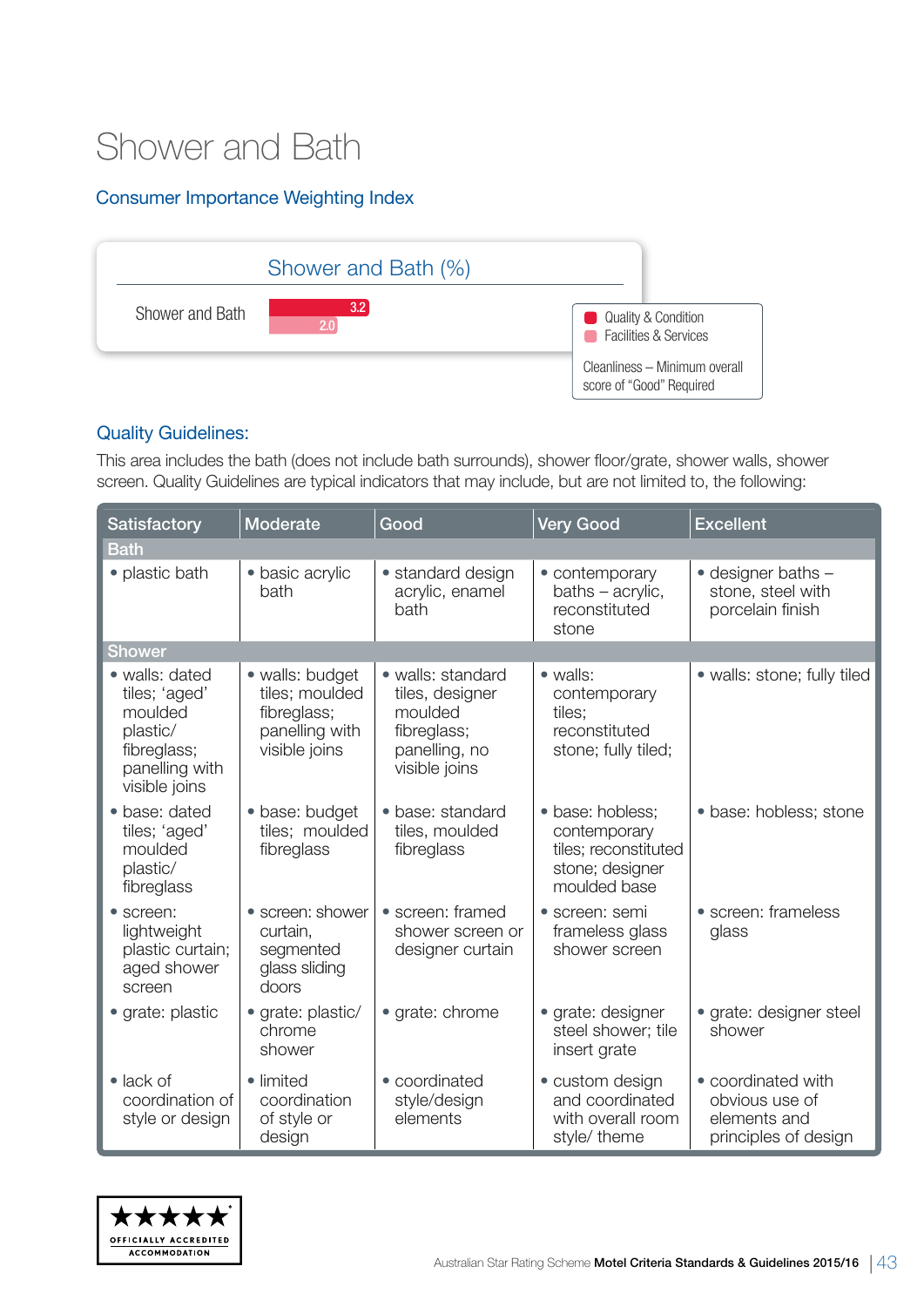# Shower and Bath

## Consumer Importance Weighting Index

Shower and Bath (%)

Shower and Bath

3.2

2.0

Quality & Condition

Facilities & Services

Cleanliness – Minimum overall score of "Good" Required

## Quality Guidelines:

This area includes the bath (does not include bath surrounds), shower floor/grate, shower walls, shower screen. Quality Guidelines are typical indicators that may include, but are not limited to, the following:

| Satisfactory | Moderate | Good | Very Good | Excellent |
|---|---|---|---|---|
| **Bath** | | | | |
| • plastic bath | • basic acrylic bath | • standard design acrylic, enamel bath | • contemporary baths – acrylic, reconstituted stone | • designer baths – stone, steel with porcelain finish |
| **Shower** | | | | |
| • walls: dated tiles; 'aged' moulded plastic/ fibreglass; panelling with visible joins | • walls: budget tiles; moulded fibreglass; panelling with visible joins | • walls: standard tiles, designer moulded fibreglass; panelling, no visible joins | • walls: contemporary tiles; reconstituted stone; fully tiled; | • walls: stone; fully tiled |
| • base: dated tiles; 'aged' moulded plastic/ fibreglass | • base: budget tiles; moulded fibreglass | • base: standard tiles, moulded fibreglass | • base: hobless; contemporary tiles; reconstituted stone; designer moulded base | • base: hobless; stone |
| • screen: lightweight plastic curtain; aged shower screen | • screen: shower curtain, segmented glass sliding doors | • screen: framed shower screen or designer curtain | • screen: semi frameless glass shower screen | • screen: frameless glass |
| • grate: plastic | • grate: plastic/ chrome shower | • grate: chrome | • grate: designer steel shower; tile insert grate | • grate: designer steel shower |
| • lack of coordination of style or design | • limited coordination of style or design | • coordinated style/design elements | • custom design and coordinated with overall room style/ theme | • coordinated with obvious use of elements and principles of design |

OFFICIALLY ACCREDITED ACCOMMODATION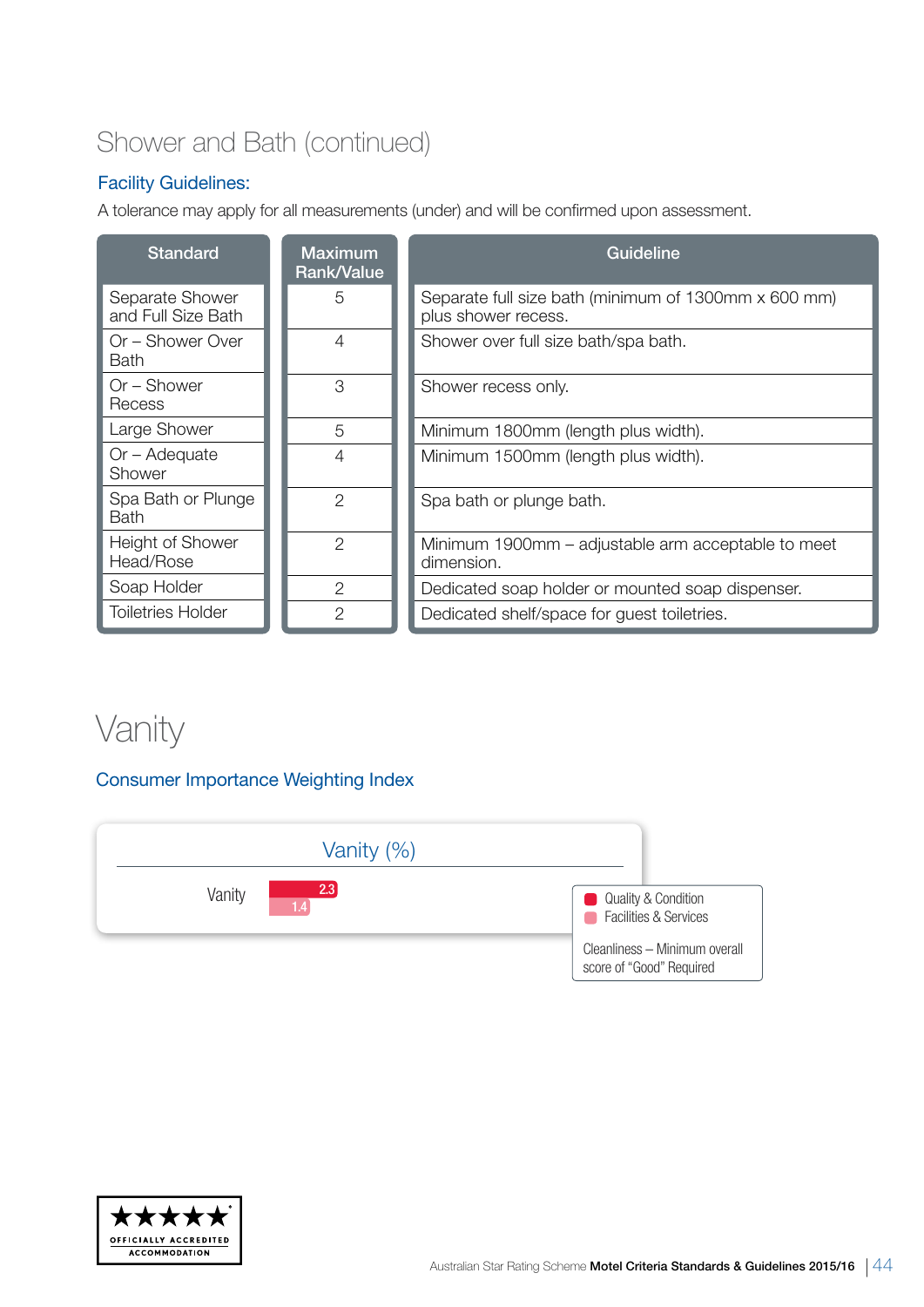## Shower and Bath (continued)

### Facility Guidelines:

A tolerance may apply for all measurements (under) and will be confirmed upon assessment.

| Standard | Maximum Rank/Value | Guideline |
|---|---|---|
| Separate Shower and Full Size Bath | 5 | Separate full size bath (minimum of 1300mm x 600 mm) plus shower recess. |
| Or – Shower Over Bath | 4 | Shower over full size bath/spa bath. |
| Or – Shower Recess | 3 | Shower recess only. |
| Large Shower | 5 | Minimum 1800mm (length plus width). |
| Or – Adequate Shower | 4 | Minimum 1500mm (length plus width). |
| Spa Bath or Plunge Bath | 2 | Spa bath or plunge bath. |
| Height of Shower Head/Rose | 2 | Minimum 1900mm – adjustable arm acceptable to meet dimension. |
| Soap Holder | 2 | Dedicated soap holder or mounted soap dispenser. |
| Toiletries Holder | 2 | Dedicated shelf/space for guest toiletries. |

# Vanity

### Consumer Importance Weighting Index

Vanity (%)

Vanity

2.3

1.4

Quality & Condition

Facilities & Services

Cleanliness – Minimum overall score of "Good" Required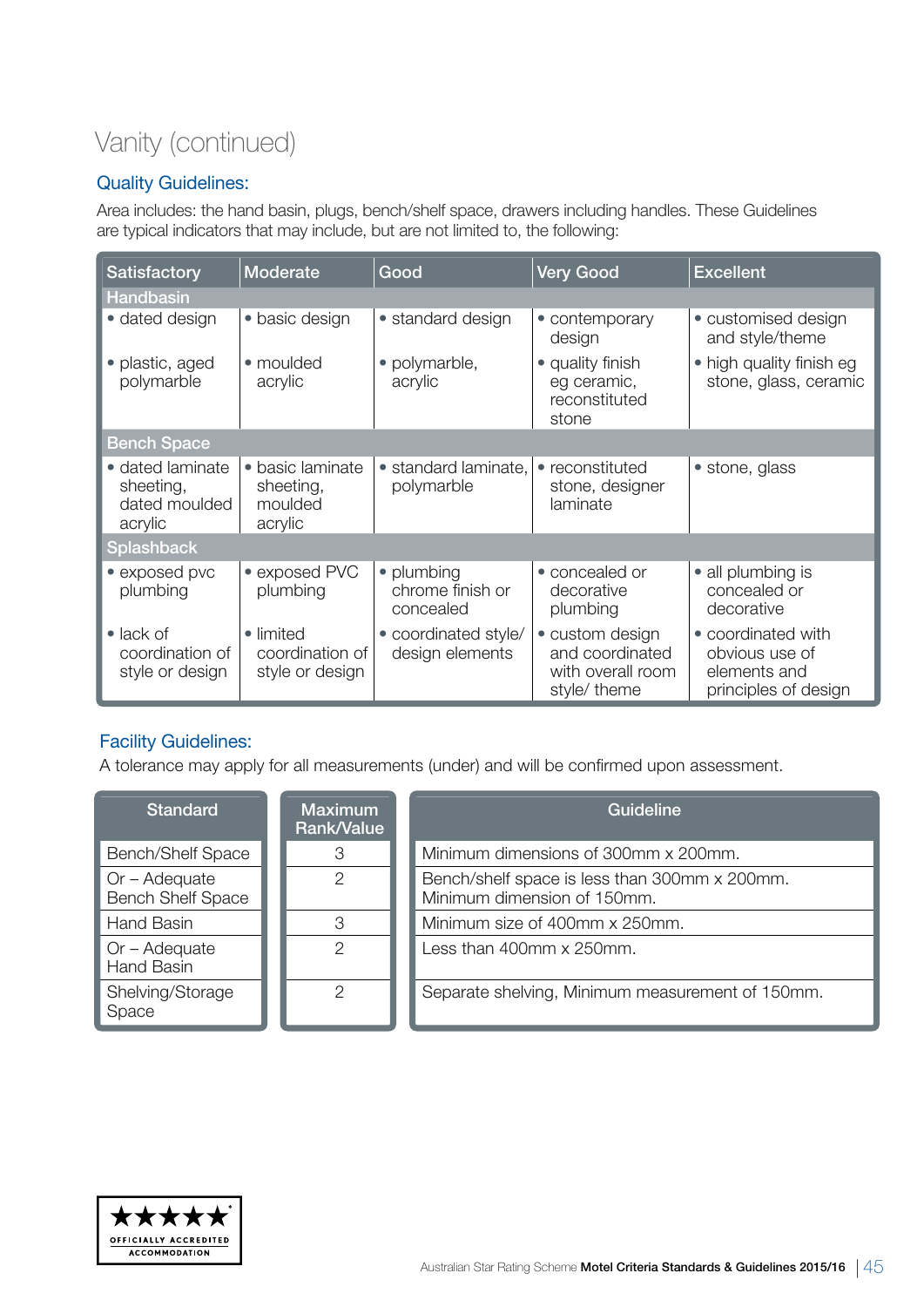# Vanity (continued)

## Quality Guidelines:

Area includes: the hand basin, plugs, bench/shelf space, drawers including handles. These Guidelines are typical indicators that may include, but are not limited to, the following:

| Satisfactory | Moderate | Good | Very Good | Excellent |
|---|---|---|---|---|
| **Handbasin** | | | | |
| • dated design<br>• plastic, aged polymarble | • basic design<br>• moulded acrylic | • standard design<br>• polymarble, acrylic | • contemporary design<br>• quality finish eg ceramic, reconstituted stone | • customised design and style/theme<br>• high quality finish eg stone, glass, ceramic |
| **Bench Space** | | | | |
| • dated laminate sheeting, dated moulded acrylic | • basic laminate sheeting, moulded acrylic | • standard laminate, polymarble | • reconstituted stone, designer laminate | • stone, glass |
| **Splashback** | | | | |
| • exposed pvc plumbing<br>• lack of coordination of style or design | • exposed PVC plumbing<br>• limited coordination of style or design | • plumbing chrome finish or concealed<br>• coordinated style/ design elements | • concealed or decorative plumbing<br>• custom design and coordinated with overall room style/ theme | • all plumbing is concealed or decorative<br>• coordinated with obvious use of elements and principles of design |

## Facility Guidelines:

A tolerance may apply for all measurements (under) and will be confirmed upon assessment.

| Standard | Maximum Rank/Value | Guideline |
|---|---|---|
| Bench/Shelf Space | 3 | Minimum dimensions of 300mm x 200mm. |
| Or – Adequate Bench Shelf Space | 2 | Bench/shelf space is less than 300mm x 200mm. Minimum dimension of 150mm. |
| Hand Basin | 3 | Minimum size of 400mm x 250mm. |
| Or – Adequate Hand Basin | 2 | Less than 400mm x 250mm. |
| Shelving/Storage Space | 2 | Separate shelving, Minimum measurement of 150mm. |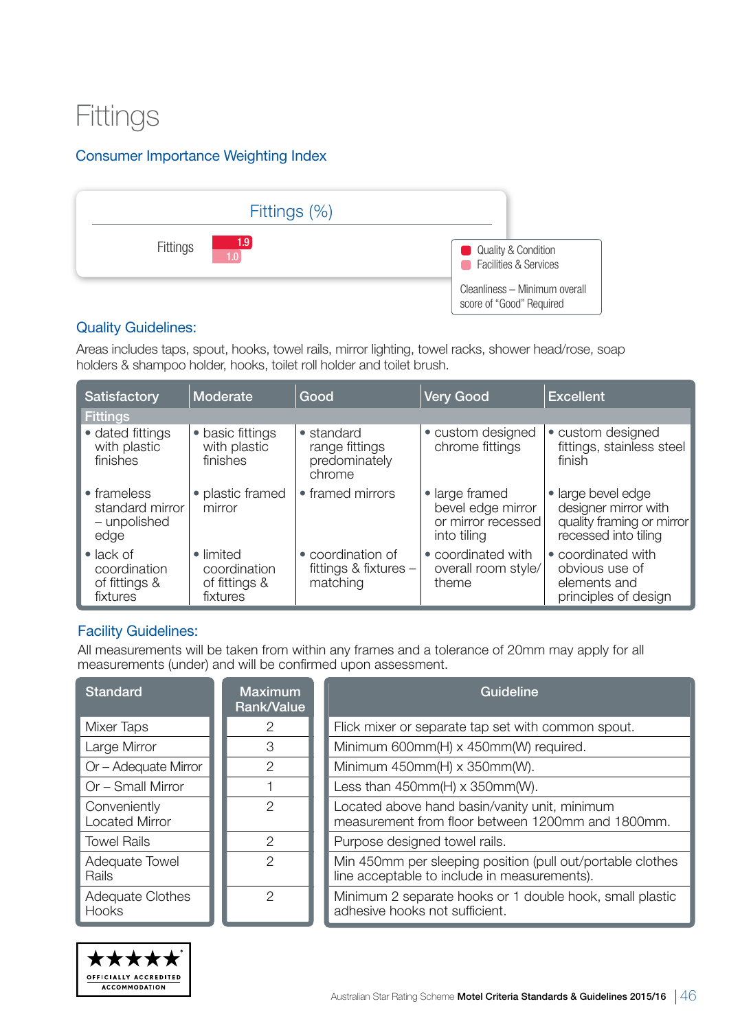# Fittings

## Consumer Importance Weighting Index

Fittings (%)

Fittings

1.9

1.0

Quality & Condition

Facilities & Services

Cleanliness – Minimum overall score of "Good" Required

## Quality Guidelines:

Areas includes taps, spout, hooks, towel rails, mirror lighting, towel racks, shower head/rose, soap holders & shampoo holder, hooks, toilet roll holder and toilet brush.

| Satisfactory | Moderate | Good | Very Good | Excellent |
|---|---|---|---|---|
| **Fittings** | | | | |
| • dated fittings with plastic finishes | • basic fittings with plastic finishes | • standard range fittings predominately chrome | • custom designed chrome fittings | • custom designed fittings, stainless steel finish |
| • frameless standard mirror – unpolished edge | • plastic framed mirror | • framed mirrors | • large framed bevel edge mirror or mirror recessed into tiling | • large bevel edge designer mirror with quality framing or mirror recessed into tiling |
| • lack of coordination of fittings & fixtures | • limited coordination of fittings & fixtures | • coordination of fittings & fixtures – matching | • coordinated with overall room style/theme | • coordinated with obvious use of elements and principles of design |

## Facility Guidelines:

All measurements will be taken from within any frames and a tolerance of 20mm may apply for all measurements (under) and will be confirmed upon assessment.

| Standard | Maximum Rank/Value | Guideline |
|---|---|---|
| Mixer Taps | 2 | Flick mixer or separate tap set with common spout. |
| Large Mirror | 3 | Minimum 600mm(H) x 450mm(W) required. |
| Or – Adequate Mirror | 2 | Minimum 450mm(H) x 350mm(W). |
| Or – Small Mirror | 1 | Less than 450mm(H) x 350mm(W). |
| Conveniently Located Mirror | 2 | Located above hand basin/vanity unit, minimum measurement from floor between 1200mm and 1800mm. |
| Towel Rails | 2 | Purpose designed towel rails. |
| Adequate Towel Rails | 2 | Min 450mm per sleeping position (pull out/portable clothes line acceptable to include in measurements). |
| Adequate Clothes Hooks | 2 | Minimum 2 separate hooks or 1 double hook, small plastic adhesive hooks not sufficient. |

OFFICIALLY ACCREDITED ACCOMMODATION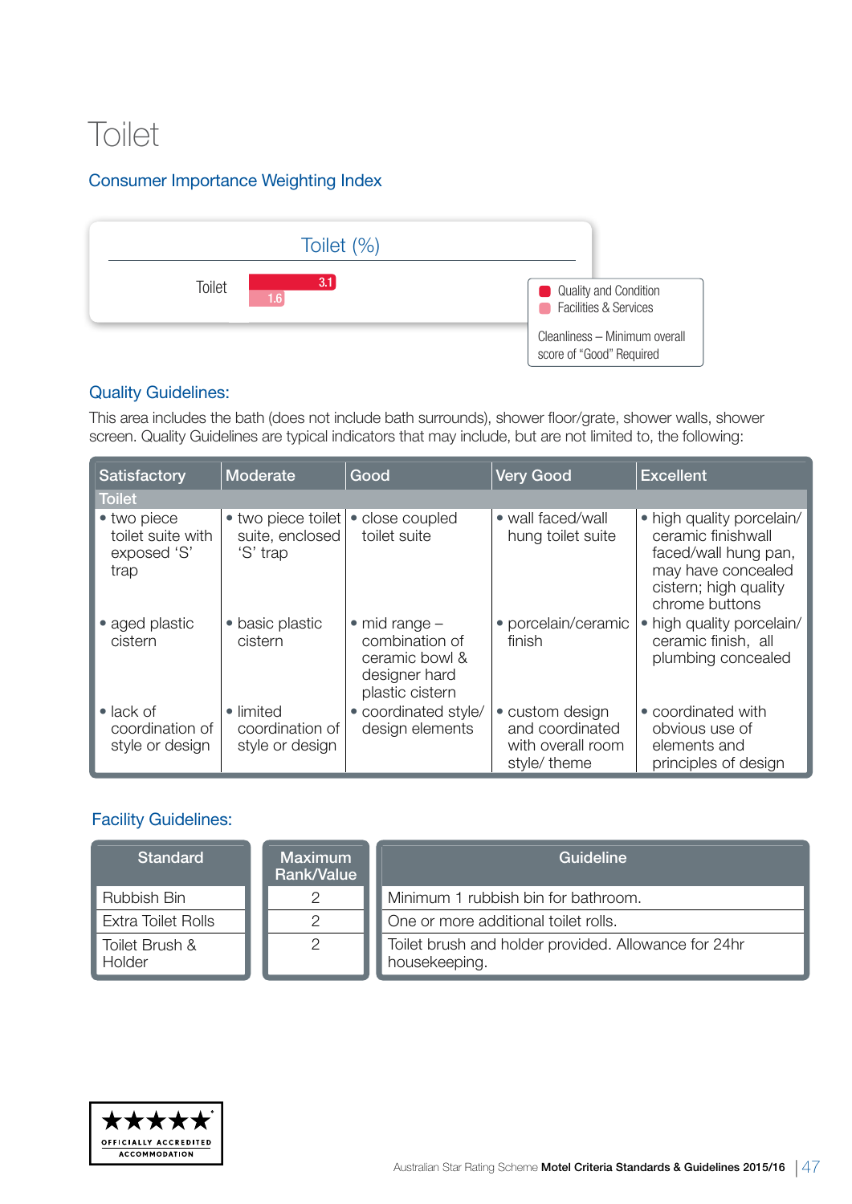# Toilet

## Consumer Importance Weighting Index

Toilet (%)

Toilet

3.1

1.6

Quality and Condition

Facilities & Services

Cleanliness – Minimum overall score of "Good" Required

## Quality Guidelines:

This area includes the bath (does not include bath surrounds), shower floor/grate, shower walls, shower screen. Quality Guidelines are typical indicators that may include, but are not limited to, the following:

| Satisfactory | Moderate | Good | Very Good | Excellent |
|---|---|---|---|---|
| **Toilet** | | | | |
| • two piece toilet suite with exposed 'S' trap | • two piece toilet suite, enclosed 'S' trap | • close coupled toilet suite | • wall faced/wall hung toilet suite | • high quality porcelain/ ceramic finishwall faced/wall hung pan, may have concealed cistern; high quality chrome buttons |
| • aged plastic cistern | • basic plastic cistern | • mid range – combination of ceramic bowl & designer hard plastic cistern | • porcelain/ceramic finish | • high quality porcelain/ ceramic finish, all plumbing concealed |
| • lack of coordination of style or design | • limited coordination of style or design | • coordinated style/ design elements | • custom design and coordinated with overall room style/ theme | • coordinated with obvious use of elements and principles of design |

## Facility Guidelines:

| Standard | Maximum Rank/Value | Guideline |
|---|---|---|
| Rubbish Bin | 2 | Minimum 1 rubbish bin for bathroom. |
| Extra Toilet Rolls | 2 | One or more additional toilet rolls. |
| Toilet Brush & Holder | 2 | Toilet brush and holder provided. Allowance for 24hr housekeeping. |

OFFICIALLY ACCREDITED ACCOMMODATION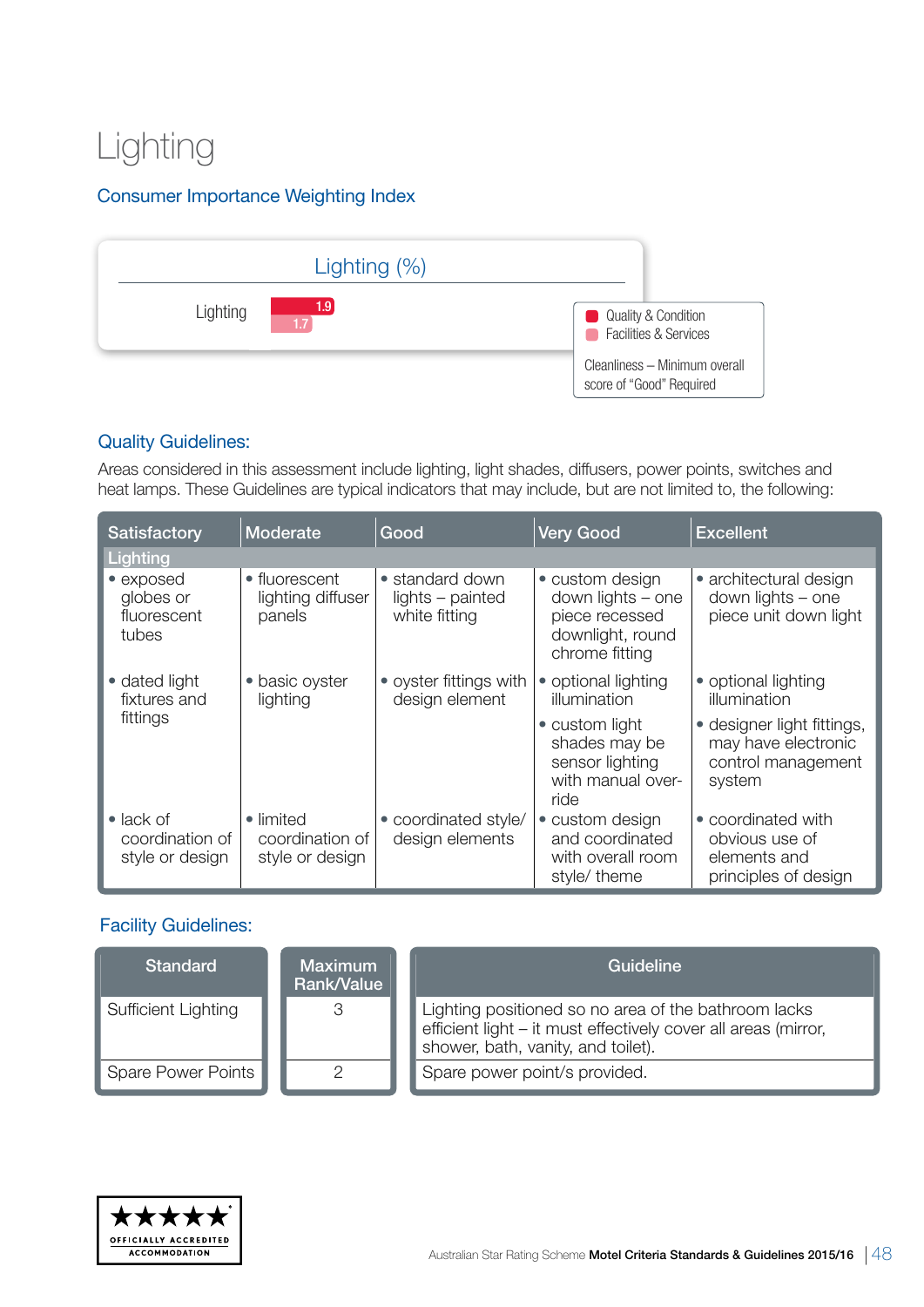# Lighting

## Consumer Importance Weighting Index

Lighting (%)

Lighting

1.9

1.7

Quality & Condition

Facilities & Services

Cleanliness – Minimum overall score of "Good" Required

## Quality Guidelines:

Areas considered in this assessment include lighting, light shades, diffusers, power points, switches and heat lamps. These Guidelines are typical indicators that may include, but are not limited to, the following:

| Satisfactory | Moderate | Good | Very Good | Excellent |
|---|---|---|---|---|
| **Lighting** | | | | |
| • exposed globes or fluorescent tubes | • fluorescent lighting diffuser panels | • standard down lights – painted white fitting | • custom design down lights – one piece recessed downlight, round chrome fitting | • architectural design down lights – one piece unit down light |
| • dated light fixtures and fittings | • basic oyster lighting | • oyster fittings with design element | • optional lighting illumination<br>• custom light shades may be sensor lighting with manual over-ride | • optional lighting illumination<br>• designer light fittings, may have electronic control management system |
| • lack of coordination of style or design | • limited coordination of style or design | • coordinated style/ design elements | • custom design and coordinated with overall room style/ theme | • coordinated with obvious use of elements and principles of design |

## Facility Guidelines:

| Standard | Maximum Rank/Value | Guideline |
|---|---|---|
| Sufficient Lighting | 3 | Lighting positioned so no area of the bathroom lacks efficient light – it must effectively cover all areas (mirror, shower, bath, vanity, and toilet). |
| Spare Power Points | 2 | Spare power point/s provided. |

OFFICIALLY ACCREDITED ACCOMMODATION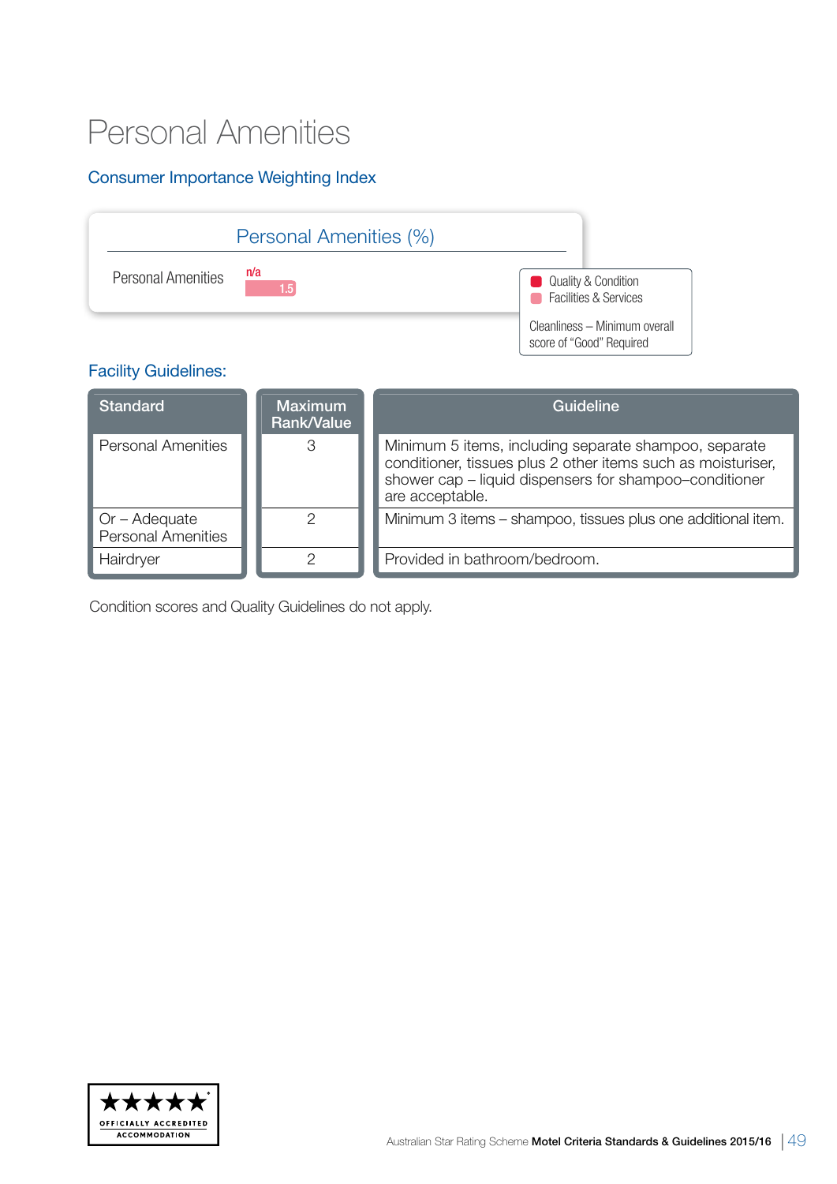# Personal Amenities

## Consumer Importance Weighting Index

| Personal Amenities (%) | |
|---|---|
| Personal Amenities | n/a<br>1.5 |

- Quality & Condition
- Facilities & Services

Cleanliness – Minimum overall score of "Good" Required

## Facility Guidelines:

| Standard | Maximum Rank/Value | Guideline |
|---|---|---|
| Personal Amenities | 3 | Minimum 5 items, including separate shampoo, separate conditioner, tissues plus 2 other items such as moisturiser, shower cap – liquid dispensers for shampoo–conditioner are acceptable. |
| Or – Adequate Personal Amenities | 2 | Minimum 3 items – shampoo, tissues plus one additional item. |
| Hairdryer | 2 | Provided in bathroom/bedroom. |

Condition scores and Quality Guidelines do not apply.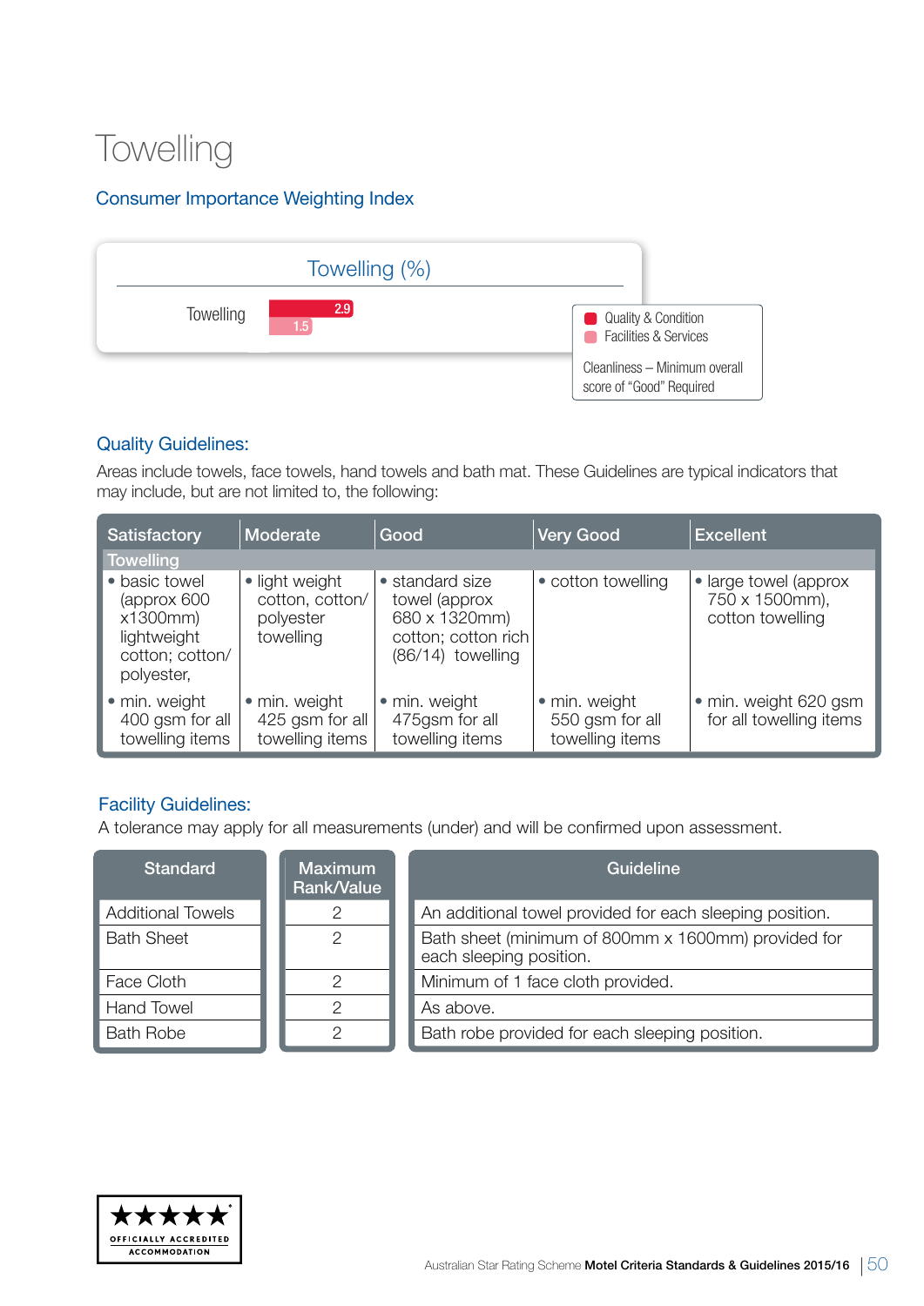# Towelling

## Consumer Importance Weighting Index

Towelling (%)

Towelling

2.9

1.5

Quality & Condition

Facilities & Services

Cleanliness – Minimum overall score of "Good" Required

## Quality Guidelines:

Areas include towels, face towels, hand towels and bath mat. These Guidelines are typical indicators that may include, but are not limited to, the following:

| Satisfactory | Moderate | Good | Very Good | Excellent |
|---|---|---|---|---|
| **Towelling** | | | | |
| • basic towel (approx 600 x1300mm) lightweight cotton; cotton/ polyester, | • light weight cotton, cotton/ polyester towelling | • standard size towel (approx 680 x 1320mm) cotton; cotton rich (86/14) towelling | • cotton towelling | • large towel (approx 750 x 1500mm), cotton towelling |
| • min. weight 400 gsm for all towelling items | • min. weight 425 gsm for all towelling items | • min. weight 475gsm for all towelling items | • min. weight 550 gsm for all towelling items | • min. weight 620 gsm for all towelling items |

## Facility Guidelines:

A tolerance may apply for all measurements (under) and will be confirmed upon assessment.

| Standard | Maximum Rank/Value | Guideline |
|---|---|---|
| Additional Towels | 2 | An additional towel provided for each sleeping position. |
| Bath Sheet | 2 | Bath sheet (minimum of 800mm x 1600mm) provided for each sleeping position. |
| Face Cloth | 2 | Minimum of 1 face cloth provided. |
| Hand Towel | 2 | As above. |
| Bath Robe | 2 | Bath robe provided for each sleeping position. |

OFFICIALLY ACCREDITED ACCOMMODATION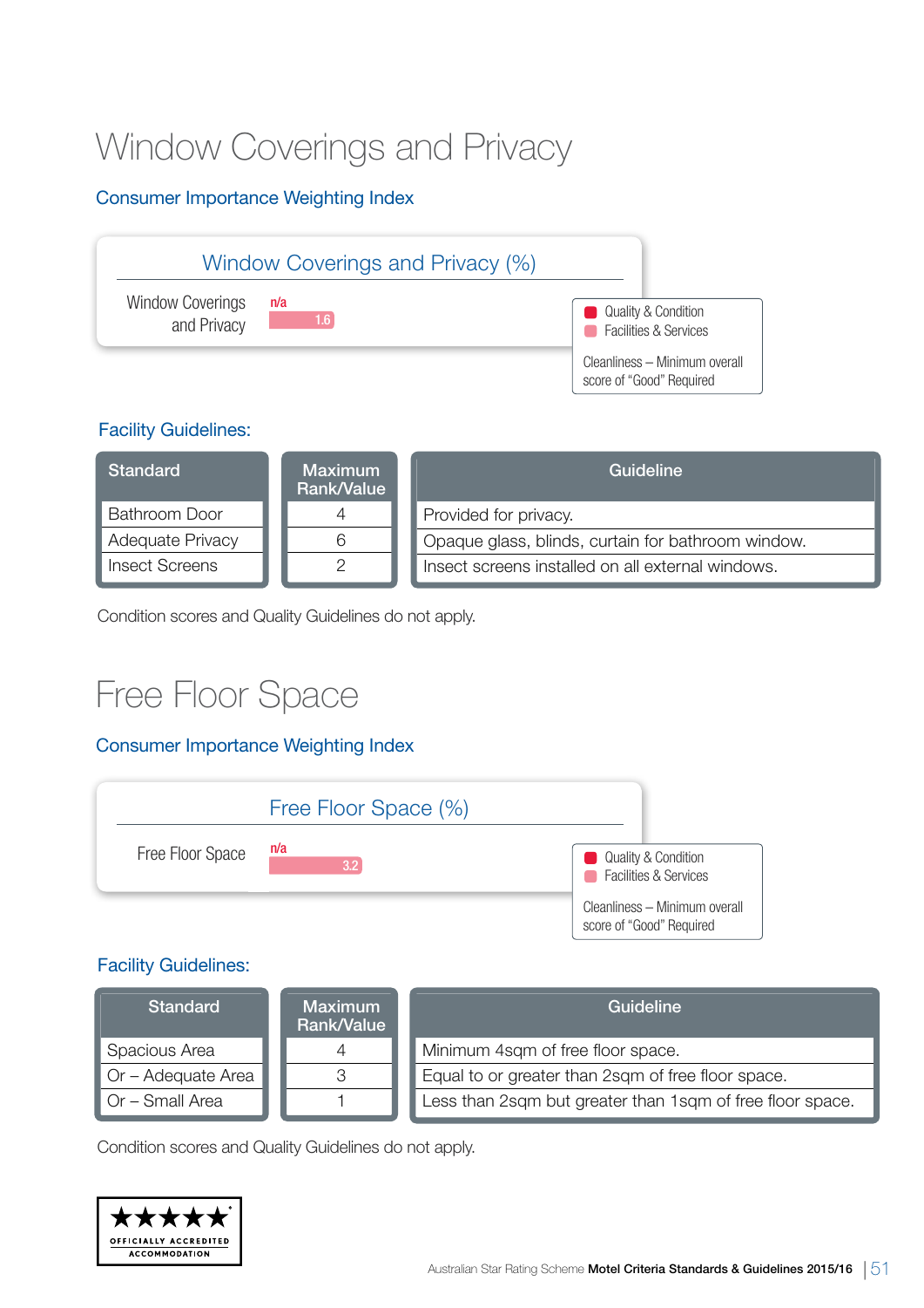# Window Coverings and Privacy

## Consumer Importance Weighting Index

Window Coverings and Privacy (%)

Window Coverings and Privacy

n/a

1.6

Quality & Condition

Facilities & Services

Cleanliness – Minimum overall score of "Good" Required

## Facility Guidelines:

| Standard | Maximum Rank/Value | Guideline |
|---|---|---|
| Bathroom Door | 4 | Provided for privacy. |
| Adequate Privacy | 6 | Opaque glass, blinds, curtain for bathroom window. |
| Insect Screens | 2 | Insect screens installed on all external windows. |

Condition scores and Quality Guidelines do not apply.

# Free Floor Space

## Consumer Importance Weighting Index

Free Floor Space (%)

Free Floor Space

n/a

3.2

Quality & Condition

Facilities & Services

Cleanliness – Minimum overall score of "Good" Required

## Facility Guidelines:

| Standard | Maximum Rank/Value | Guideline |
|---|---|---|
| Spacious Area | 4 | Minimum 4sqm of free floor space. |
| Or – Adequate Area | 3 | Equal to or greater than 2sqm of free floor space. |
| Or – Small Area | 1 | Less than 2sqm but greater than 1sqm of free floor space. |

Condition scores and Quality Guidelines do not apply.

★★★★★ OFFICIALLY ACCREDITED ACCOMMODATION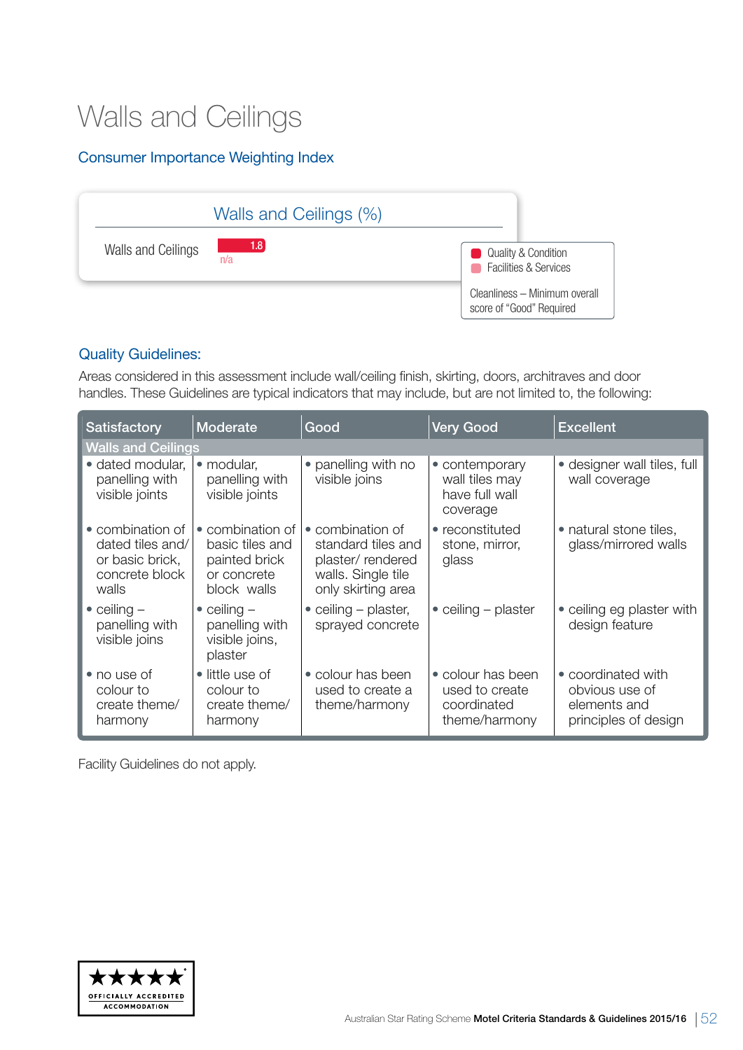# Walls and Ceilings

## Consumer Importance Weighting Index

Walls and Ceilings (%)

Walls and Ceilings 1.8

n/a

Quality & Condition

Facilities & Services

Cleanliness – Minimum overall score of "Good" Required

## Quality Guidelines:

Areas considered in this assessment include wall/ceiling finish, skirting, doors, architraves and door handles. These Guidelines are typical indicators that may include, but are not limited to, the following:

| Satisfactory | Moderate | Good | Very Good | Excellent |
|---|---|---|---|---|
| **Walls and Ceilings** | | | | |
| • dated modular, panelling with visible joints | • modular, panelling with visible joints | • panelling with no visible joints | • contemporary wall tiles may have full wall coverage | • designer wall tiles, full wall coverage |
| • combination of dated tiles and/ or basic brick, concrete block walls | • combination of basic tiles and painted brick or concrete block walls | • combination of standard tiles and plaster/ rendered walls. Single tile only skirting area | • reconstituted stone, mirror, glass | • natural stone tiles, glass/mirrored walls |
| • ceiling – panelling with visible joins | • ceiling – panelling with visible joins, plaster | • ceiling – plaster, sprayed concrete | • ceiling – plaster | • ceiling eg plaster with design feature |
| • no use of colour to create theme/ harmony | • little use of colour to create theme/ harmony | • colour has been used to create a theme/harmony | • colour has been used to create coordinated theme/harmony | • coordinated with obvious use of elements and principles of design |

Facility Guidelines do not apply.

OFFICIALLY ACCREDITED ACCOMMODATION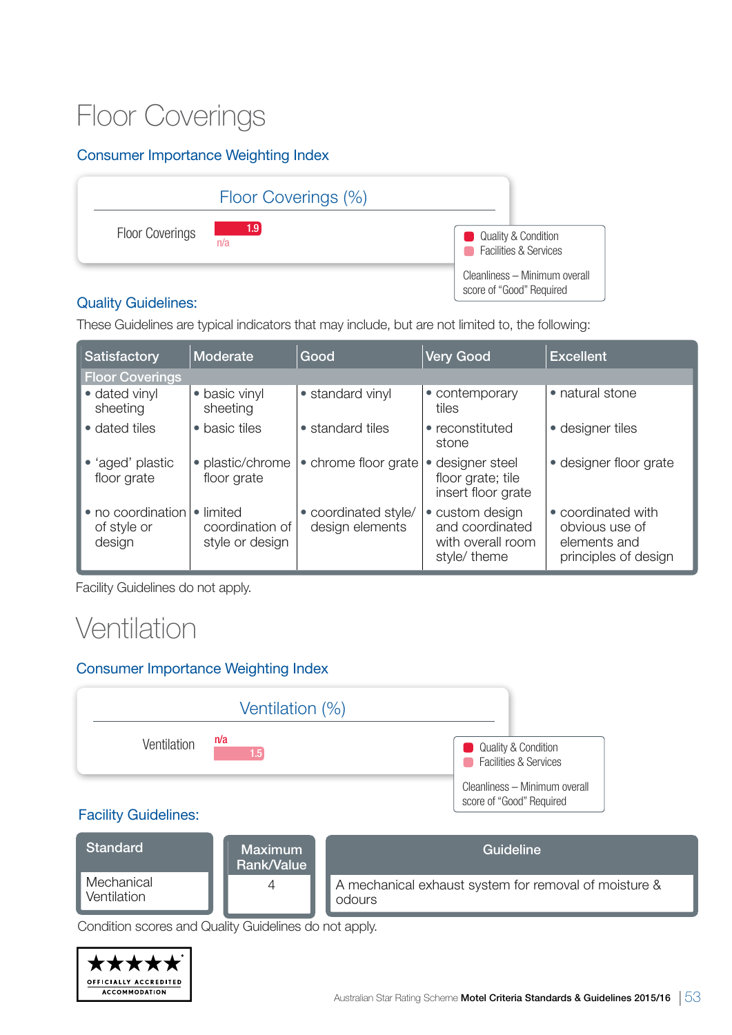# Floor Coverings

## Consumer Importance Weighting Index

Floor Coverings (%)

Floor Coverings
1.9
n/a

Quality & Condition
Facilities & Services

Cleanliness – Minimum overall score of "Good" Required

## Quality Guidelines:

These Guidelines are typical indicators that may include, but are not limited to, the following:

| Satisfactory | Moderate | Good | Very Good | Excellent |
|---|---|---|---|---|
| **Floor Coverings** | | | | |
| • dated vinyl sheeting | • basic vinyl sheeting | • standard vinyl | • contemporary tiles | • natural stone |
| • dated tiles | • basic tiles | • standard tiles | • reconstituted stone | • designer tiles |
| • 'aged' plastic floor grate | • plastic/chrome floor grate | • chrome floor grate | • designer steel floor grate; tile insert floor grate | • designer floor grate |
| • no coordination of style or design | • limited coordination of style or design | • coordinated style/ design elements | • custom design and coordinated with overall room style/ theme | • coordinated with obvious use of elements and principles of design |

Facility Guidelines do not apply.

# Ventilation

## Consumer Importance Weighting Index

Ventilation (%)

Ventilation
n/a
1.5

Quality & Condition
Facilities & Services

Cleanliness – Minimum overall score of "Good" Required

## Facility Guidelines:

| Standard | Maximum Rank/Value | Guideline |
|---|---|---|
| Mechanical Ventilation | 4 | A mechanical exhaust system for removal of moisture & odours |

Condition scores and Quality Guidelines do not apply.

OFFICIALLY ACCREDITED ACCOMMODATION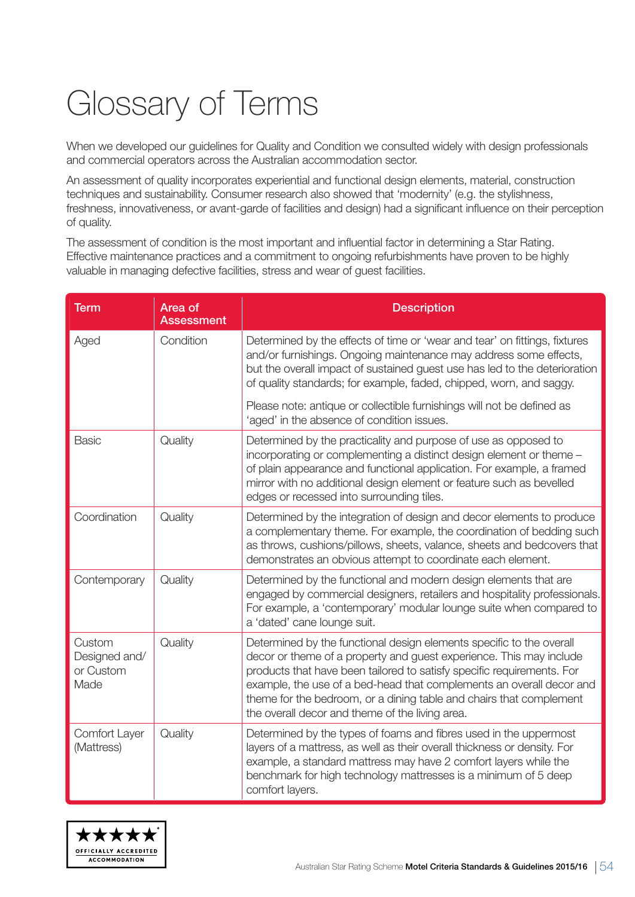# Glossary of Terms

When we developed our guidelines for Quality and Condition we consulted widely with design professionals and commercial operators across the Australian accommodation sector.

An assessment of quality incorporates experiential and functional design elements, material, construction techniques and sustainability. Consumer research also showed that 'modernity' (e.g. the stylishness, freshness, innovativeness, or avant-garde of facilities and design) had a significant influence on their perception of quality.

The assessment of condition is the most important and influential factor in determining a Star Rating. Effective maintenance practices and a commitment to ongoing refurbishments have proven to be highly valuable in managing defective facilities, stress and wear of guest facilities.

| Term | Area of Assessment | Description |
|---|---|---|
| Aged | Condition | Determined by the effects of time or 'wear and tear' on fittings, fixtures and/or furnishings. Ongoing maintenance may address some effects, but the overall impact of sustained guest use has led to the deterioration of quality standards; for example, faded, chipped, worn, and saggy.<br><br>Please note: antique or collectible furnishings will not be defined as 'aged' in the absence of condition issues. |
| Basic | Quality | Determined by the practicality and purpose of use as opposed to incorporating or complementing a distinct design element or theme – of plain appearance and functional application. For example, a framed mirror with no additional design element or feature such as bevelled edges or recessed into surrounding tiles. |
| Coordination | Quality | Determined by the integration of design and decor elements to produce a complementary theme. For example, the coordination of bedding such as throws, cushions/pillows, sheets, valance, sheets and bedcovers that demonstrates an obvious attempt to coordinate each element. |
| Contemporary | Quality | Determined by the functional and modern design elements that are engaged by commercial designers, retailers and hospitality professionals. For example, a 'contemporary' modular lounge suite when compared to a 'dated' cane lounge suit. |
| Custom Designed and/ or Custom Made | Quality | Determined by the functional design elements specific to the overall decor or theme of a property and guest experience. This may include products that have been tailored to satisfy specific requirements. For example, the use of a bed-head that complements an overall decor and theme for the bedroom, or a dining table and chairs that complement the overall decor and theme of the living area. |
| Comfort Layer (Mattress) | Quality | Determined by the types of foams and fibres used in the uppermost layers of a mattress, as well as their overall thickness or density. For example, a standard mattress may have 2 comfort layers while the benchmark for high technology mattresses is a minimum of 5 deep comfort layers. |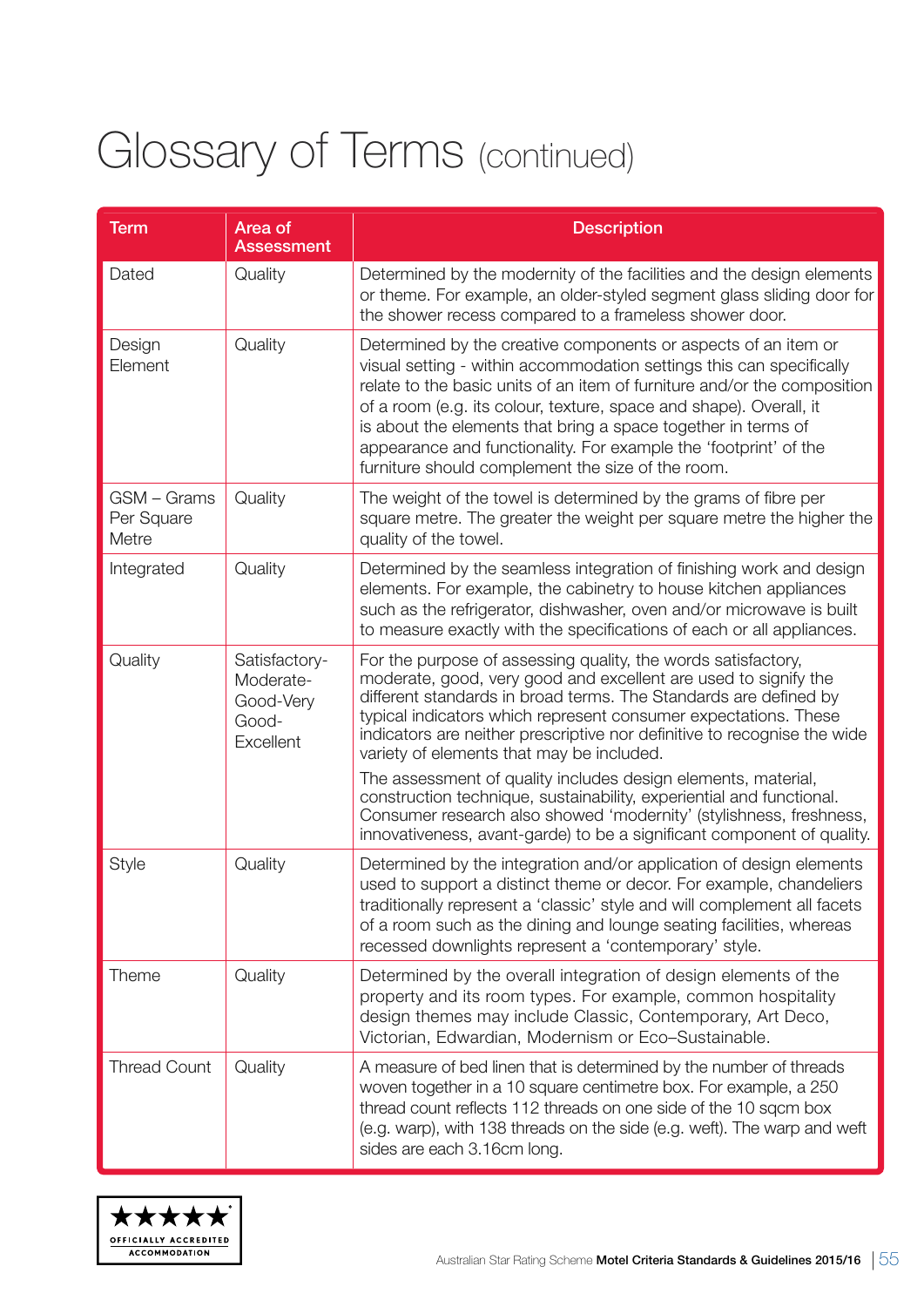# Glossary of Terms (continued)

| Term | Area of Assessment | Description |
|---|---|---|
| Dated | Quality | Determined by the modernity of the facilities and the design elements or theme. For example, an older-styled segment glass sliding door for the shower recess compared to a frameless shower door. |
| Design Element | Quality | Determined by the creative components or aspects of an item or visual setting - within accommodation settings this can specifically relate to the basic units of an item of furniture and/or the composition of a room (e.g. its colour, texture, space and shape). Overall, it is about the elements that bring a space together in terms of appearance and functionality. For example the 'footprint' of the furniture should complement the size of the room. |
| GSM – Grams Per Square Metre | Quality | The weight of the towel is determined by the grams of fibre per square metre. The greater the weight per square metre the higher the quality of the towel. |
| Integrated | Quality | Determined by the seamless integration of finishing work and design elements. For example, the cabinetry to house kitchen appliances such as the refrigerator, dishwasher, oven and/or microwave is built to measure exactly with the specifications of each or all appliances. |
| Quality | Satisfactory-Moderate-Good-Very Good-Excellent | For the purpose of assessing quality, the words satisfactory, moderate, good, very good and excellent are used to signify the different standards in broad terms. The Standards are defined by typical indicators which represent consumer expectations. These indicators are neither prescriptive nor definitive to recognise the wide variety of elements that may be included.<br><br>The assessment of quality includes design elements, material, construction technique, sustainability, experiential and functional. Consumer research also showed 'modernity' (stylishness, freshness, innovativeness, avant-garde) to be a significant component of quality. |
| Style | Quality | Determined by the integration and/or application of design elements used to support a distinct theme or decor. For example, chandeliers traditionally represent a 'classic' style and will complement all facets of a room such as the dining and lounge seating facilities, whereas recessed downlights represent a 'contemporary' style. |
| Theme | Quality | Determined by the overall integration of design elements of the property and its room types. For example, common hospitality design themes may include Classic, Contemporary, Art Deco, Victorian, Edwardian, Modernism or Eco–Sustainable. |
| Thread Count | Quality | A measure of bed linen that is determined by the number of threads woven together in a 10 square centimetre box. For example, a 250 thread count reflects 112 threads on one side of the 10 sqcm box (e.g. warp), with 138 threads on the side (e.g. weft). The warp and weft sides are each 3.16cm long. |